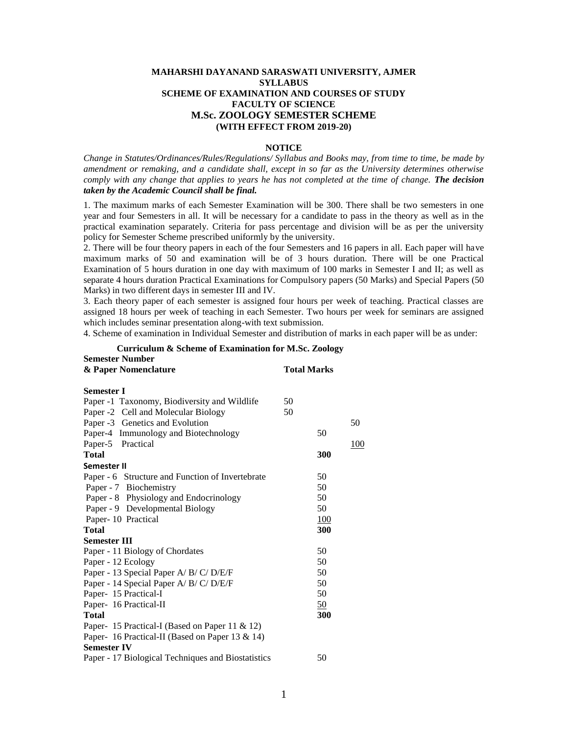# MAHARSHI DAYANAND SARASWATI UNIVERSITY, AJMER
## SYLLABUS
## SCHEME OF EXAMINATION AND COURSES OF STUDY
## FACULTY OF SCIENCE
## M.Sc. ZOOLOGY SEMESTER SCHEME
### (WITH EFFECT FROM 2019-20)

**NOTICE**

*Change in Statutes/Ordinances/Rules/Regulations/ Syllabus and Books may, from time to time, be made by amendment or remaking, and a candidate shall, except in so far as the University determines otherwise comply with any change that applies to years he has not completed at the time of change.* ***The decision taken by the Academic Council shall be final.***

1. The maximum marks of each Semester Examination will be 300. There shall be two semesters in one year and four Semesters in all. It will be necessary for a candidate to pass in the theory as well as in the practical examination separately. Criteria for pass percentage and division will be as per the university policy for Semester Scheme prescribed uniformly by the university.
2. There will be four theory papers in each of the four Semesters and 16 papers in all. Each paper will have maximum marks of 50 and examination will be of 3 hours duration. There will be one Practical Examination of 5 hours duration in one day with maximum of 100 marks in Semester I and II; as well as separate 4 hours duration Practical Examinations for Compulsory papers (50 Marks) and Special Papers (50 Marks) in two different days in semester III and IV.
3. Each theory paper of each semester is assigned four hours per week of teaching. Practical classes are assigned 18 hours per week of teaching in each Semester. Two hours per week for seminars are assigned which includes seminar presentation along-with text submission.
4. Scheme of examination in Individual Semester and distribution of marks in each paper will be as under:

**Curriculum & Scheme of Examination for M.Sc. Zoology**

| Semester Number & Paper Nomenclature | Total Marks |
|---|---|
| **Semester I** | |
| Paper -1 Taxonomy, Biodiversity and Wildlife | 50 |
| Paper -2 Cell and Molecular Biology | 50 |
| Paper -3 Genetics and Evolution | 50 |
| Paper-4 Immunology and Biotechnology | 50 |
| Paper-5 Practical | 100 |
| **Total** | **300** |
| **Semester II** | |
| Paper - 6 Structure and Function of Invertebrate | 50 |
| Paper - 7 Biochemistry | 50 |
| Paper - 8 Physiology and Endocrinology | 50 |
| Paper - 9 Developmental Biology | 50 |
| Paper- 10 Practical | 100 |
| **Total** | **300** |
| **Semester III** | |
| Paper - 11 Biology of Chordates | 50 |
| Paper - 12 Ecology | 50 |
| Paper - 13 Special Paper A/ B/ C/ D/E/F | 50 |
| Paper - 14 Special Paper A/ B/ C/ D/E/F | 50 |
| Paper- 15 Practical-I | 50 |
| Paper- 16 Practical-II | 50 |
| **Total** | **300** |
| Paper- 15 Practical-I (Based on Paper 11 & 12) | |
| Paper- 16 Practical-II (Based on Paper 13 & 14) | |
| **Semester IV** | |
| Paper - 17 Biological Techniques and Biostatistics | 50 |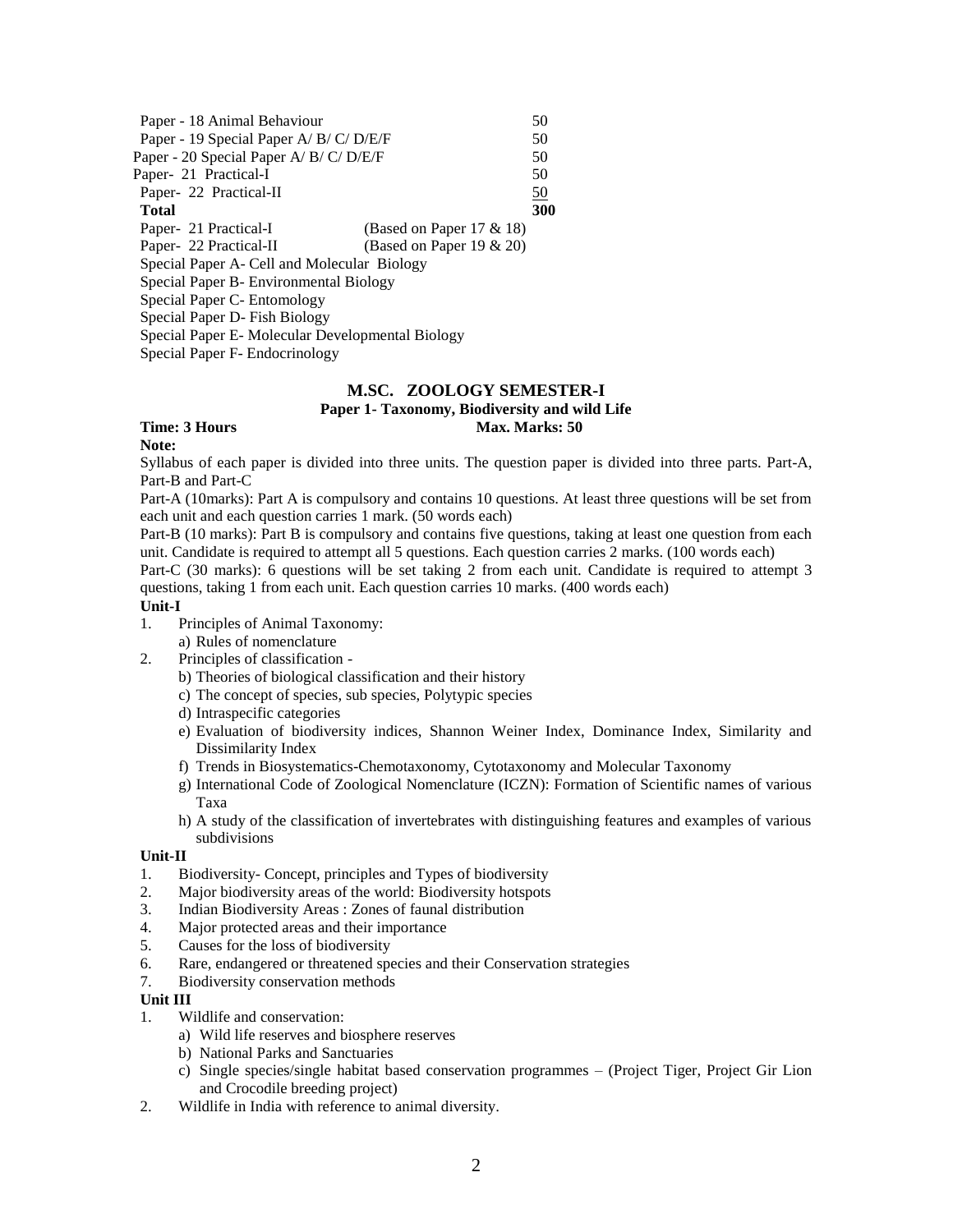| Paper | | Marks |
|---|---|---|
| Paper - 18 Animal Behaviour | | 50 |
| Paper - 19 Special Paper A/ B/ C/ D/E/F | | 50 |
| Paper - 20 Special Paper A/ B/ C/ D/E/F | | 50 |
| Paper- 21 Practical-I | | 50 |
| Paper- 22 Practical-II | | 50 |
| **Total** | | **300** |

Paper- 21 Practical-I (Based on Paper 17 & 18)

Paper- 22 Practical-II (Based on Paper 19 & 20)

Special Paper A- Cell and Molecular Biology

Special Paper B- Environmental Biology

Special Paper C- Entomology

Special Paper D- Fish Biology

Special Paper E- Molecular Developmental Biology

Special Paper F- Endocrinology

## M.SC. ZOOLOGY SEMESTER-I

### Paper 1- Taxonomy, Biodiversity and wild Life

**Time: 3 Hours** **Max. Marks: 50**

**Note:**

Syllabus of each paper is divided into three units. The question paper is divided into three parts. Part-A, Part-B and Part-C

Part-A (10marks): Part A is compulsory and contains 10 questions. At least three questions will be set from each unit and each question carries 1 mark. (50 words each)

Part-B (10 marks): Part B is compulsory and contains five questions, taking at least one question from each unit. Candidate is required to attempt all 5 questions. Each question carries 2 marks. (100 words each)

Part-C (30 marks): 6 questions will be set taking 2 from each unit. Candidate is required to attempt 3 questions, taking 1 from each unit. Each question carries 10 marks. (400 words each)

**Unit-I**

1. Principles of Animal Taxonomy:
   a) Rules of nomenclature
2. Principles of classification -
   b) Theories of biological classification and their history
   c) The concept of species, sub species, Polytypic species
   d) Intraspecific categories
   e) Evaluation of biodiversity indices, Shannon Weiner Index, Dominance Index, Similarity and Dissimilarity Index
   f) Trends in Biosystematics-Chemotaxonomy, Cytotaxonomy and Molecular Taxonomy
   g) International Code of Zoological Nomenclature (ICZN): Formation of Scientific names of various Taxa
   h) A study of the classification of invertebrates with distinguishing features and examples of various subdivisions

**Unit-II**

1. Biodiversity- Concept, principles and Types of biodiversity
2. Major biodiversity areas of the world: Biodiversity hotspots
3. Indian Biodiversity Areas : Zones of faunal distribution
4. Major protected areas and their importance
5. Causes for the loss of biodiversity
6. Rare, endangered or threatened species and their Conservation strategies
7. Biodiversity conservation methods

**Unit III**

1. Wildlife and conservation:
   a) Wild life reserves and biosphere reserves
   b) National Parks and Sanctuaries
   c) Single species/single habitat based conservation programmes – (Project Tiger, Project Gir Lion and Crocodile breeding project)
2. Wildlife in India with reference to animal diversity.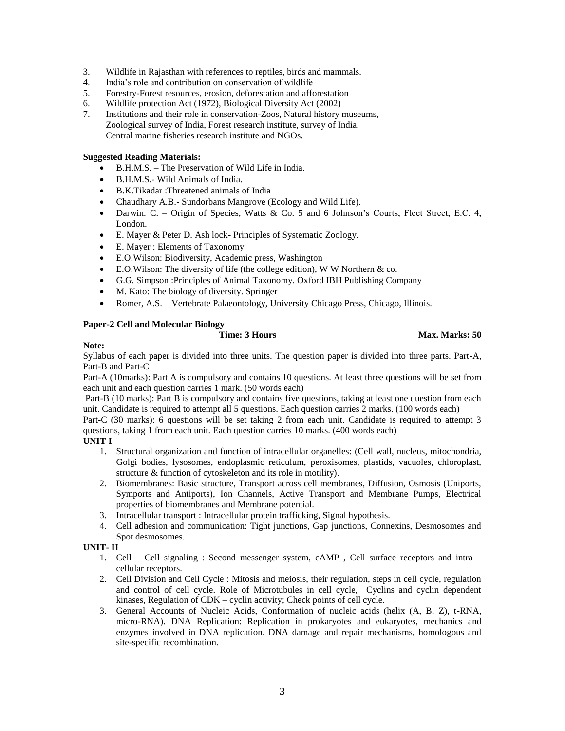3. Wildlife in Rajasthan with references to reptiles, birds and mammals.
4. India's role and contribution on conservation of wildlife
5. Forestry-Forest resources, erosion, deforestation and afforestation
6. Wildlife protection Act (1972), Biological Diversity Act (2002)
7. Institutions and their role in conservation-Zoos, Natural history museums, Zoological survey of India, Forest research institute, survey of India, Central marine fisheries research institute and NGOs.

**Suggested Reading Materials:**

- B.H.M.S. – The Preservation of Wild Life in India.
- B.H.M.S.- Wild Animals of India.
- B.K.Tikadar :Threatened animals of India
- Chaudhary A.B.- Sundorbans Mangrove (Ecology and Wild Life).
- Darwin. C. – Origin of Species, Watts & Co. 5 and 6 Johnson's Courts, Fleet Street, E.C. 4, London.
- E. Mayer & Peter D. Ash lock- Principles of Systematic Zoology.
- E. Mayer : Elements of Taxonomy
- E.O.Wilson: Biodiversity, Academic press, Washington
- E.O.Wilson: The diversity of life (the college edition), W W Northern & co.
- G.G. Simpson :Principles of Animal Taxonomy. Oxford IBH Publishing Company
- M. Kato: The biology of diversity. Springer
- Romer, A.S. – Vertebrate Palaeontology, University Chicago Press, Chicago, Illinois.

**Paper-2 Cell and Molecular Biology**

**Time: 3 Hours** **Max. Marks: 50**

**Note:**

Syllabus of each paper is divided into three units. The question paper is divided into three parts. Part-A, Part-B and Part-C

Part-A (10marks): Part A is compulsory and contains 10 questions. At least three questions will be set from each unit and each question carries 1 mark. (50 words each)

Part-B (10 marks): Part B is compulsory and contains five questions, taking at least one question from each unit. Candidate is required to attempt all 5 questions. Each question carries 2 marks. (100 words each)

Part-C (30 marks): 6 questions will be set taking 2 from each unit. Candidate is required to attempt 3 questions, taking 1 from each unit. Each question carries 10 marks. (400 words each)

**UNIT I**

1. Structural organization and function of intracellular organelles: (Cell wall, nucleus, mitochondria, Golgi bodies, lysosomes, endoplasmic reticulum, peroxisomes, plastids, vacuoles, chloroplast, structure & function of cytoskeleton and its role in motility).
2. Biomembranes: Basic structure, Transport across cell membranes, Diffusion, Osmosis (Uniports, Symports and Antiports), Ion Channels, Active Transport and Membrane Pumps, Electrical properties of biomembranes and Membrane potential.
3. Intracellular transport : Intracellular protein trafficking, Signal hypothesis.
4. Cell adhesion and communication: Tight junctions, Gap junctions, Connexins, Desmosomes and Spot desmosomes.

**UNIT- II**

1. Cell – Cell signaling : Second messenger system, cAMP , Cell surface receptors and intra – cellular receptors.
2. Cell Division and Cell Cycle : Mitosis and meiosis, their regulation, steps in cell cycle, regulation and control of cell cycle. Role of Microtubules in cell cycle, Cyclins and cyclin dependent kinases, Regulation of CDK – cyclin activity; Check points of cell cycle.
3. General Accounts of Nucleic Acids, Conformation of nucleic acids (helix (A, B, Z), t-RNA, micro-RNA). DNA Replication: Replication in prokaryotes and eukaryotes, mechanics and enzymes involved in DNA replication. DNA damage and repair mechanisms, homologous and site-specific recombination.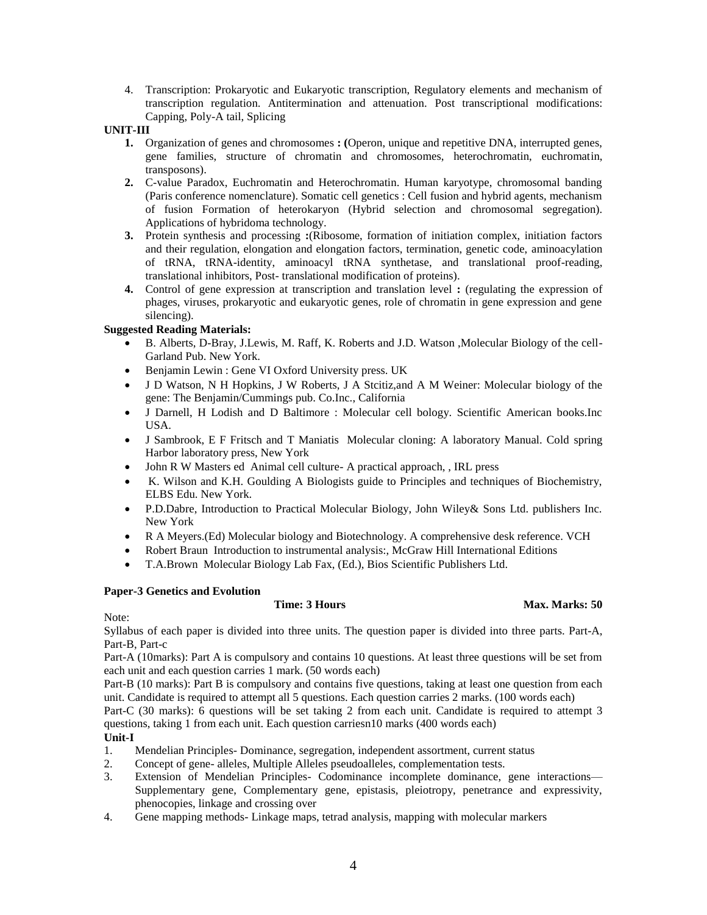4. Transcription: Prokaryotic and Eukaryotic transcription, Regulatory elements and mechanism of transcription regulation. Antitermination and attenuation. Post transcriptional modifications: Capping, Poly-A tail, Splicing

**UNIT-III**

1. Organization of genes and chromosomes **: (**Operon, unique and repetitive DNA, interrupted genes, gene families, structure of chromatin and chromosomes, heterochromatin, euchromatin, transposons).
2. C-value Paradox, Euchromatin and Heterochromatin. Human karyotype, chromosomal banding (Paris conference nomenclature). Somatic cell genetics : Cell fusion and hybrid agents, mechanism of fusion Formation of heterokaryon (Hybrid selection and chromosomal segregation). Applications of hybridoma technology.
3. Protein synthesis and processing **:**(Ribosome, formation of initiation complex, initiation factors and their regulation, elongation and elongation factors, termination, genetic code, aminoacylation of tRNA, tRNA-identity, aminoacyl tRNA synthetase, and translational proof-reading, translational inhibitors, Post- translational modification of proteins).
4. Control of gene expression at transcription and translation level **:** (regulating the expression of phages, viruses, prokaryotic and eukaryotic genes, role of chromatin in gene expression and gene silencing).

**Suggested Reading Materials:**

- B. Alberts, D-Bray, J.Lewis, M. Raff, K. Roberts and J.D. Watson ,Molecular Biology of the cell- Garland Pub. New York.
- Benjamin Lewin : Gene VI Oxford University press. UK
- J D Watson, N H Hopkins, J W Roberts, J A Stcitiz,and A M Weiner: Molecular biology of the gene: The Benjamin/Cummings pub. Co.Inc., California
- J Darnell, H Lodish and D Baltimore : Molecular cell bology. Scientific American books.Inc USA.
- J Sambrook, E F Fritsch and T Maniatis Molecular cloning: A laboratory Manual. Cold spring Harbor laboratory press, New York
- John R W Masters ed Animal cell culture- A practical approach, , IRL press
- K. Wilson and K.H. Goulding A Biologists guide to Principles and techniques of Biochemistry, ELBS Edu. New York.
- P.D.Dabre, Introduction to Practical Molecular Biology, John Wiley& Sons Ltd. publishers Inc. New York
- R A Meyers.(Ed) Molecular biology and Biotechnology. A comprehensive desk reference. VCH
- Robert Braun Introduction to instrumental analysis:, McGraw Hill International Editions
- T.A.Brown Molecular Biology Lab Fax, (Ed.), Bios Scientific Publishers Ltd.

**Paper-3 Genetics and Evolution**

**Time: 3 Hours** **Max. Marks: 50**

Note:

Syllabus of each paper is divided into three units. The question paper is divided into three parts. Part-A, Part-B, Part-c

Part-A (10marks): Part A is compulsory and contains 10 questions. At least three questions will be set from each unit and each question carries 1 mark. (50 words each)

Part-B (10 marks): Part B is compulsory and contains five questions, taking at least one question from each unit. Candidate is required to attempt all 5 questions. Each question carries 2 marks. (100 words each)

Part-C (30 marks): 6 questions will be set taking 2 from each unit. Candidate is required to attempt 3 questions, taking 1 from each unit. Each question carriesn10 marks (400 words each)

**Unit-I**

1. Mendelian Principles- Dominance, segregation, independent assortment, current status
2. Concept of gene- alleles, Multiple Alleles pseudoalleles, complementation tests.
3. Extension of Mendelian Principles- Codominance incomplete dominance, gene interactions— Supplementary gene, Complementary gene, epistasis, pleiotropy, penetrance and expressivity, phenocopies, linkage and crossing over
4. Gene mapping methods- Linkage maps, tetrad analysis, mapping with molecular markers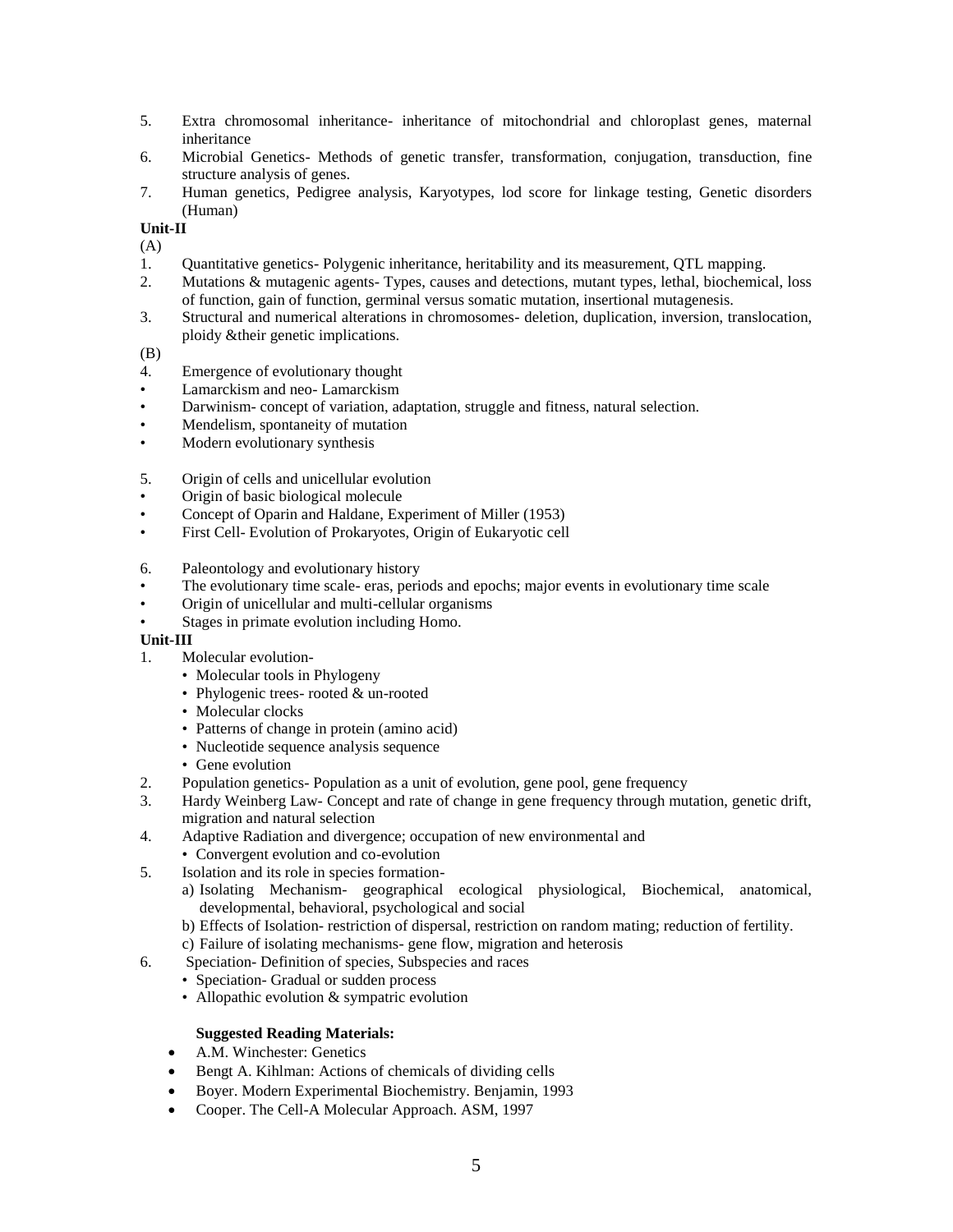5. Extra chromosomal inheritance- inheritance of mitochondrial and chloroplast genes, maternal inheritance
6. Microbial Genetics- Methods of genetic transfer, transformation, conjugation, transduction, fine structure analysis of genes.
7. Human genetics, Pedigree analysis, Karyotypes, lod score for linkage testing, Genetic disorders (Human)

**Unit-II**

(A)

1. Quantitative genetics- Polygenic inheritance, heritability and its measurement, QTL mapping.
2. Mutations & mutagenic agents- Types, causes and detections, mutant types, lethal, biochemical, loss of function, gain of function, germinal versus somatic mutation, insertional mutagenesis.
3. Structural and numerical alterations in chromosomes- deletion, duplication, inversion, translocation, ploidy &their genetic implications.

(B)

4. Emergence of evolutionary thought

- Lamarckism and neo- Lamarckism
- Darwinism- concept of variation, adaptation, struggle and fitness, natural selection.
- Mendelism, spontaneity of mutation
- Modern evolutionary synthesis

5. Origin of cells and unicellular evolution

- Origin of basic biological molecule
- Concept of Oparin and Haldane, Experiment of Miller (1953)
- First Cell- Evolution of Prokaryotes, Origin of Eukaryotic cell

6. Paleontology and evolutionary history

- The evolutionary time scale- eras, periods and epochs; major events in evolutionary time scale
- Origin of unicellular and multi-cellular organisms
- Stages in primate evolution including Homo.

**Unit-III**

1. Molecular evolution-
   - Molecular tools in Phylogeny
   - Phylogenic trees- rooted & un-rooted
   - Molecular clocks
   - Patterns of change in protein (amino acid)
   - Nucleotide sequence analysis sequence
   - Gene evolution
2. Population genetics- Population as a unit of evolution, gene pool, gene frequency
3. Hardy Weinberg Law- Concept and rate of change in gene frequency through mutation, genetic drift, migration and natural selection
4. Adaptive Radiation and divergence; occupation of new environmental and
   - Convergent evolution and co-evolution
5. Isolation and its role in species formation-
   a) Isolating Mechanism- geographical ecological physiological, Biochemical, anatomical, developmental, behavioral, psychological and social
   b) Effects of Isolation- restriction of dispersal, restriction on random mating; reduction of fertility.
   c) Failure of isolating mechanisms- gene flow, migration and heterosis
6. Speciation- Definition of species, Subspecies and races
   - Speciation- Gradual or sudden process
   - Allopathic evolution & sympatric evolution

**Suggested Reading Materials:**

- A.M. Winchester: Genetics
- Bengt A. Kihlman: Actions of chemicals of dividing cells
- Boyer. Modern Experimental Biochemistry. Benjamin, 1993
- Cooper. The Cell-A Molecular Approach. ASM, 1997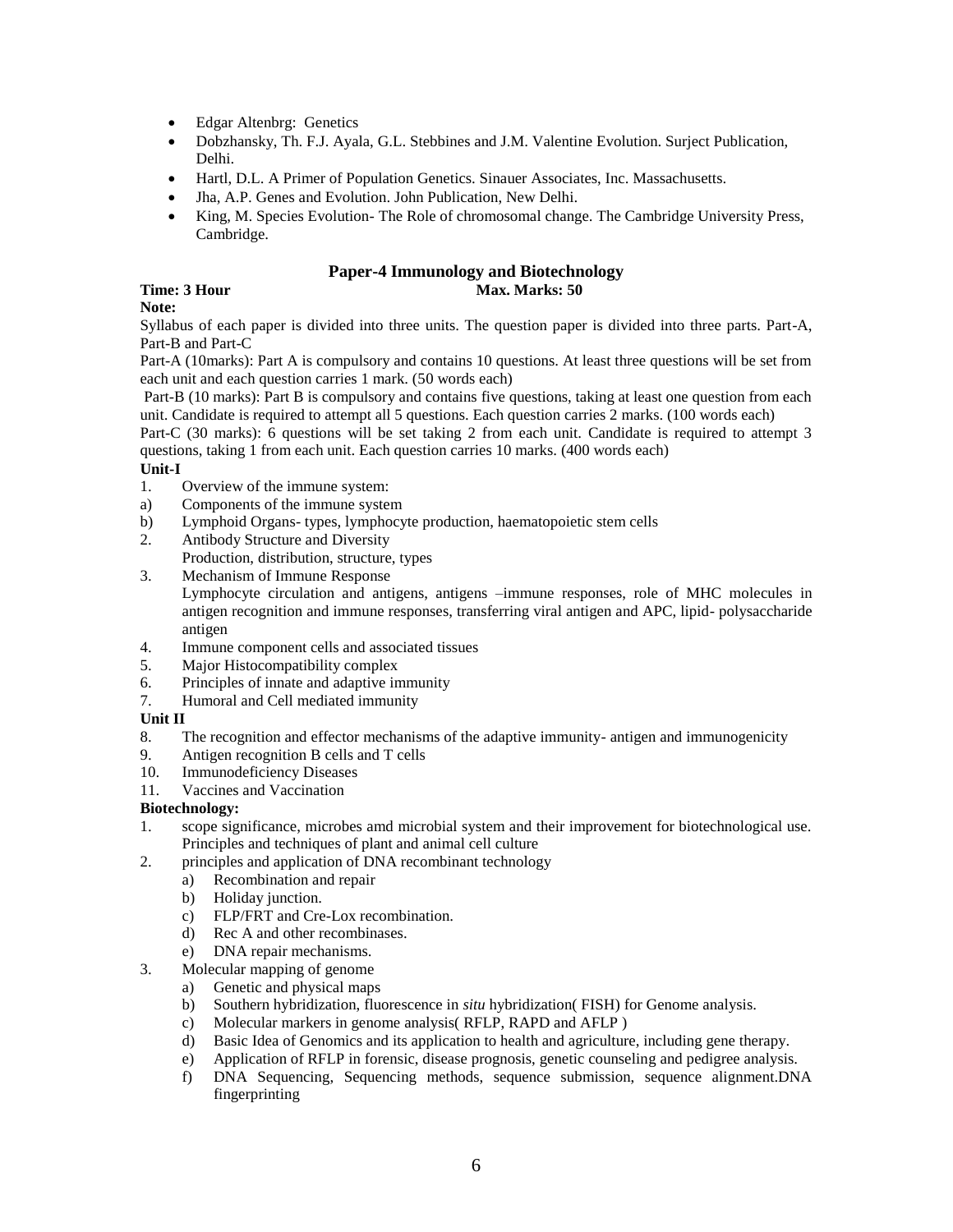- Edgar Altenbrg: Genetics
- Dobzhansky, Th. F.J. Ayala, G.L. Stebbines and J.M. Valentine Evolution. Surject Publication, Delhi.
- Hartl, D.L. A Primer of Population Genetics. Sinauer Associates, Inc. Massachusetts.
- Jha, A.P. Genes and Evolution. John Publication, New Delhi.
- King, M. Species Evolution- The Role of chromosomal change. The Cambridge University Press, Cambridge.

## Paper-4 Immunology and Biotechnology

**Time: 3 Hour** **Max. Marks: 50**

**Note:**

Syllabus of each paper is divided into three units. The question paper is divided into three parts. Part-A, Part-B and Part-C

Part-A (10marks): Part A is compulsory and contains 10 questions. At least three questions will be set from each unit and each question carries 1 mark. (50 words each)

Part-B (10 marks): Part B is compulsory and contains five questions, taking at least one question from each unit. Candidate is required to attempt all 5 questions. Each question carries 2 marks. (100 words each)

Part-C (30 marks): 6 questions will be set taking 2 from each unit. Candidate is required to attempt 3 questions, taking 1 from each unit. Each question carries 10 marks. (400 words each)

**Unit-I**

1. Overview of the immune system:
   a) Components of the immune system
   b) Lymphoid Organs- types, lymphocyte production, haematopoietic stem cells
2. Antibody Structure and Diversity
   Production, distribution, structure, types
3. Mechanism of Immune Response
   Lymphocyte circulation and antigens, antigens –immune responses, role of MHC molecules in antigen recognition and immune responses, transferring viral antigen and APC, lipid- polysaccharide antigen
4. Immune component cells and associated tissues
5. Major Histocompatibility complex
6. Principles of innate and adaptive immunity
7. Humoral and Cell mediated immunity

**Unit II**

8. The recognition and effector mechanisms of the adaptive immunity- antigen and immunogenicity
9. Antigen recognition B cells and T cells
10. Immunodeficiency Diseases
11. Vaccines and Vaccination

**Biotechnology:**

1. scope significance, microbes amd microbial system and their improvement for biotechnological use. Principles and techniques of plant and animal cell culture
2. principles and application of DNA recombinant technology
   a) Recombination and repair
   b) Holiday junction.
   c) FLP/FRT and Cre-Lox recombination.
   d) Rec A and other recombinases.
   e) DNA repair mechanisms.
3. Molecular mapping of genome
   a) Genetic and physical maps
   b) Southern hybridization, fluorescence in *situ* hybridization( FISH) for Genome analysis.
   c) Molecular markers in genome analysis( RFLP, RAPD and AFLP )
   d) Basic Idea of Genomics and its application to health and agriculture, including gene therapy.
   e) Application of RFLP in forensic, disease prognosis, genetic counseling and pedigree analysis.
   f) DNA Sequencing, Sequencing methods, sequence submission, sequence alignment.DNA fingerprinting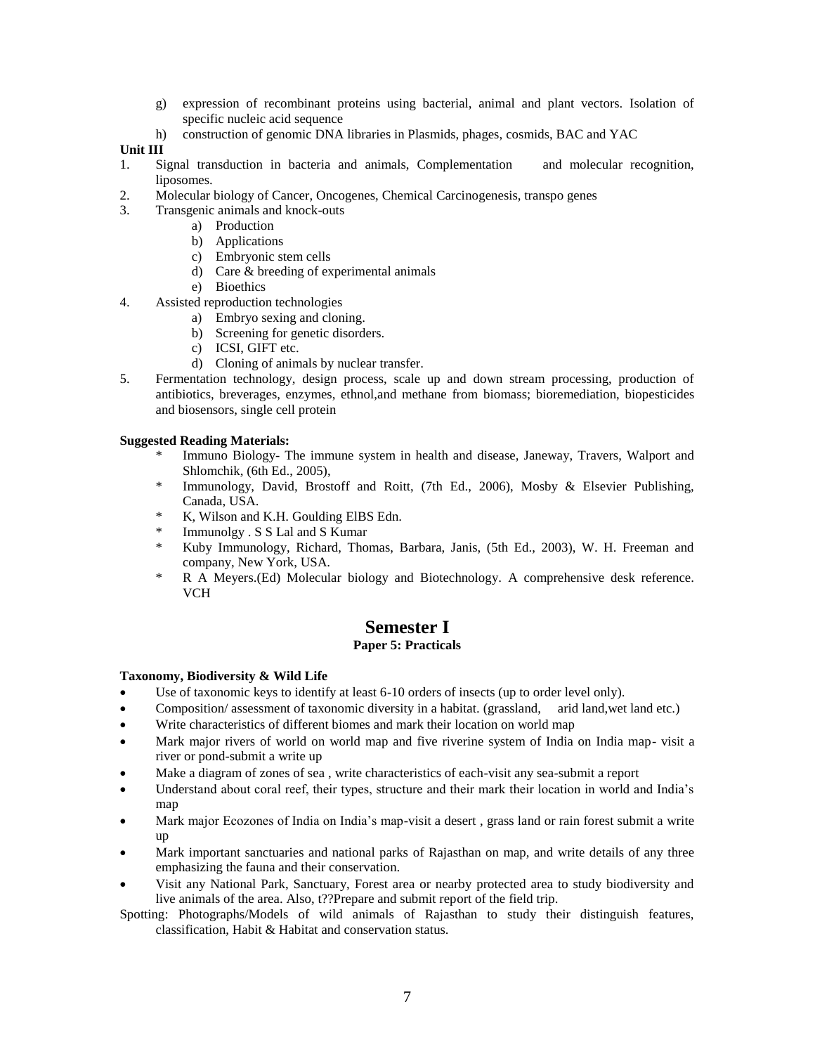g) expression of recombinant proteins using bacterial, animal and plant vectors. Isolation of specific nucleic acid sequence

h) construction of genomic DNA libraries in Plasmids, phages, cosmids, BAC and YAC

**Unit III**

1. Signal transduction in bacteria and animals, Complementation and molecular recognition, liposomes.
2. Molecular biology of Cancer, Oncogenes, Chemical Carcinogenesis, transpo genes
3. Transgenic animals and knock-outs
    a) Production
    b) Applications
    c) Embryonic stem cells
    d) Care & breeding of experimental animals
    e) Bioethics
4. Assisted reproduction technologies
    a) Embryo sexing and cloning.
    b) Screening for genetic disorders.
    c) ICSI, GIFT etc.
    d) Cloning of animals by nuclear transfer.
5. Fermentation technology, design process, scale up and down stream processing, production of antibiotics, breverages, enzymes, ethnol,and methane from biomass; bioremediation, biopesticides and biosensors, single cell protein

**Suggested Reading Materials:**

* Immuno Biology- The immune system in health and disease, Janeway, Travers, Walport and Shlomchik, (6th Ed., 2005),
* Immunology, David, Brostoff and Roitt, (7th Ed., 2006), Mosby & Elsevier Publishing, Canada, USA.
* K, Wilson and K.H. Goulding ElBS Edn.
* Immunolgy . S S Lal and S Kumar
* Kuby Immunology, Richard, Thomas, Barbara, Janis, (5th Ed., 2003), W. H. Freeman and company, New York, USA.
* R A Meyers.(Ed) Molecular biology and Biotechnology. A comprehensive desk reference. VCH

# Semester I

### Paper 5: Practicals

**Taxonomy, Biodiversity & Wild Life**

- Use of taxonomic keys to identify at least 6-10 orders of insects (up to order level only).
- Composition/ assessment of taxonomic diversity in a habitat. (grassland, arid land,wet land etc.)
- Write characteristics of different biomes and mark their location on world map
- Mark major rivers of world on world map and five riverine system of India on India map- visit a river or pond-submit a write up
- Make a diagram of zones of sea , write characteristics of each-visit any sea-submit a report
- Understand about coral reef, their types, structure and their mark their location in world and India's map
- Mark major Ecozones of India on India's map-visit a desert , grass land or rain forest submit a write up
- Mark important sanctuaries and national parks of Rajasthan on map, and write details of any three emphasizing the fauna and their conservation.
- Visit any National Park, Sanctuary, Forest area or nearby protected area to study biodiversity and live animals of the area. Also, t??Prepare and submit report of the field trip.

Spotting: Photographs/Models of wild animals of Rajasthan to study their distinguish features, classification, Habit & Habitat and conservation status.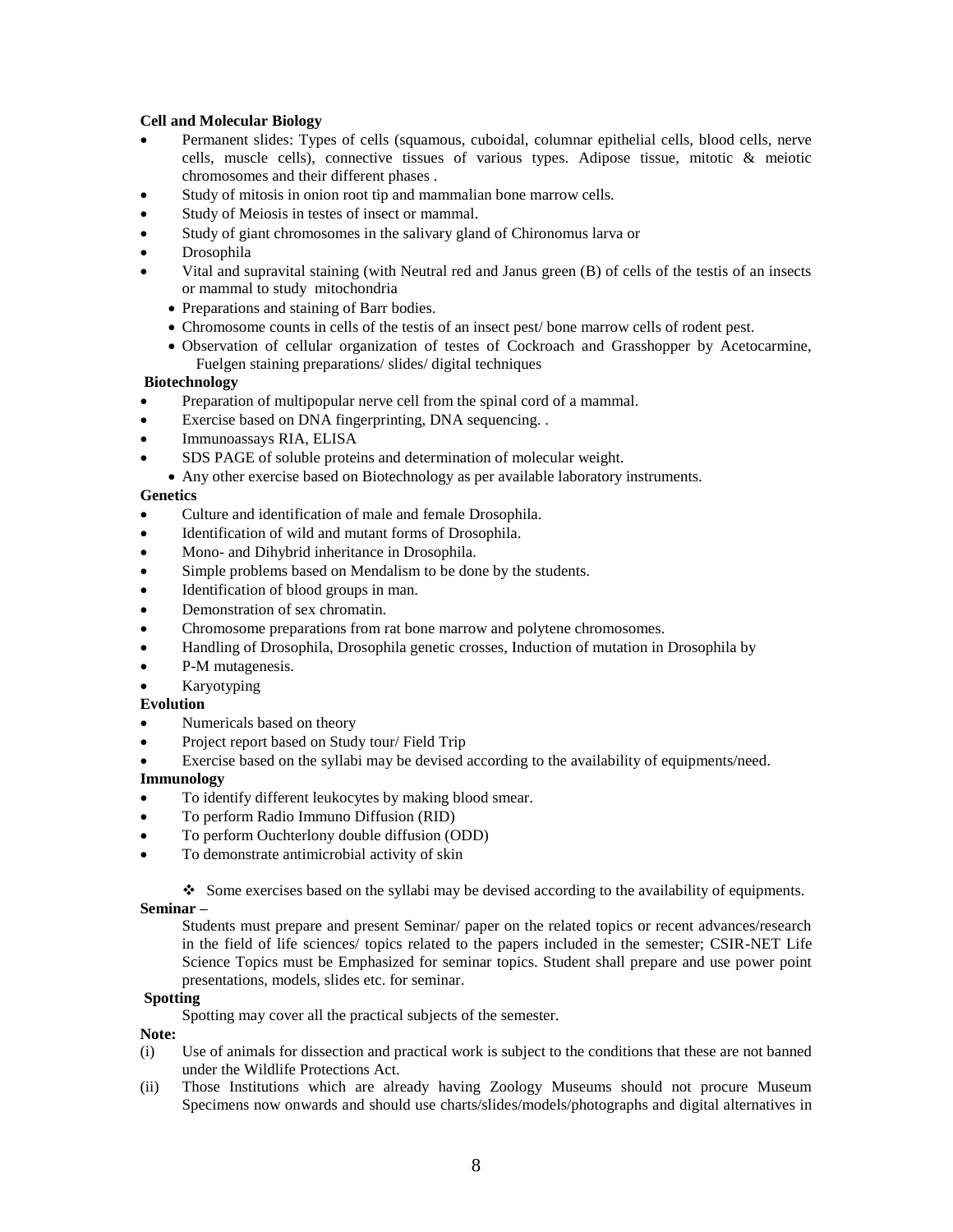**Cell and Molecular Biology**

- Permanent slides: Types of cells (squamous, cuboidal, columnar epithelial cells, blood cells, nerve cells, muscle cells), connective tissues of various types. Adipose tissue, mitotic & meiotic chromosomes and their different phases .
- Study of mitosis in onion root tip and mammalian bone marrow cells.
- Study of Meiosis in testes of insect or mammal.
- Study of giant chromosomes in the salivary gland of Chironomus larva or
- Drosophila
- Vital and supravital staining (with Neutral red and Janus green (B) of cells of the testis of an insects or mammal to study mitochondria
  - Preparations and staining of Barr bodies.
  - Chromosome counts in cells of the testis of an insect pest/ bone marrow cells of rodent pest.
  - Observation of cellular organization of testes of Cockroach and Grasshopper by Acetocarmine, Fuelgen staining preparations/ slides/ digital techniques

**Biotechnology**

- Preparation of multipopular nerve cell from the spinal cord of a mammal.
- Exercise based on DNA fingerprinting, DNA sequencing. .
- Immunoassays RIA, ELISA
- SDS PAGE of soluble proteins and determination of molecular weight.
  - Any other exercise based on Biotechnology as per available laboratory instruments.

**Genetics**

- Culture and identification of male and female Drosophila.
- Identification of wild and mutant forms of Drosophila.
- Mono- and Dihybrid inheritance in Drosophila.
- Simple problems based on Mendalism to be done by the students.
- Identification of blood groups in man.
- Demonstration of sex chromatin.
- Chromosome preparations from rat bone marrow and polytene chromosomes.
- Handling of Drosophila, Drosophila genetic crosses, Induction of mutation in Drosophila by
- P-M mutagenesis.
- Karyotyping

**Evolution**

- Numericals based on theory
- Project report based on Study tour/ Field Trip
- Exercise based on the syllabi may be devised according to the availability of equipments/need.

**Immunology**

- To identify different leukocytes by making blood smear.
- To perform Radio Immuno Diffusion (RID)
- To perform Ouchterlony double diffusion (ODD)
- To demonstrate antimicrobial activity of skin

❖ Some exercises based on the syllabi may be devised according to the availability of equipments.

**Seminar –**

Students must prepare and present Seminar/ paper on the related topics or recent advances/research in the field of life sciences/ topics related to the papers included in the semester; CSIR-NET Life Science Topics must be Emphasized for seminar topics. Student shall prepare and use power point presentations, models, slides etc. for seminar.

**Spotting**

Spotting may cover all the practical subjects of the semester.

**Note:**

(i) Use of animals for dissection and practical work is subject to the conditions that these are not banned under the Wildlife Protections Act.

(ii) Those Institutions which are already having Zoology Museums should not procure Museum Specimens now onwards and should use charts/slides/models/photographs and digital alternatives in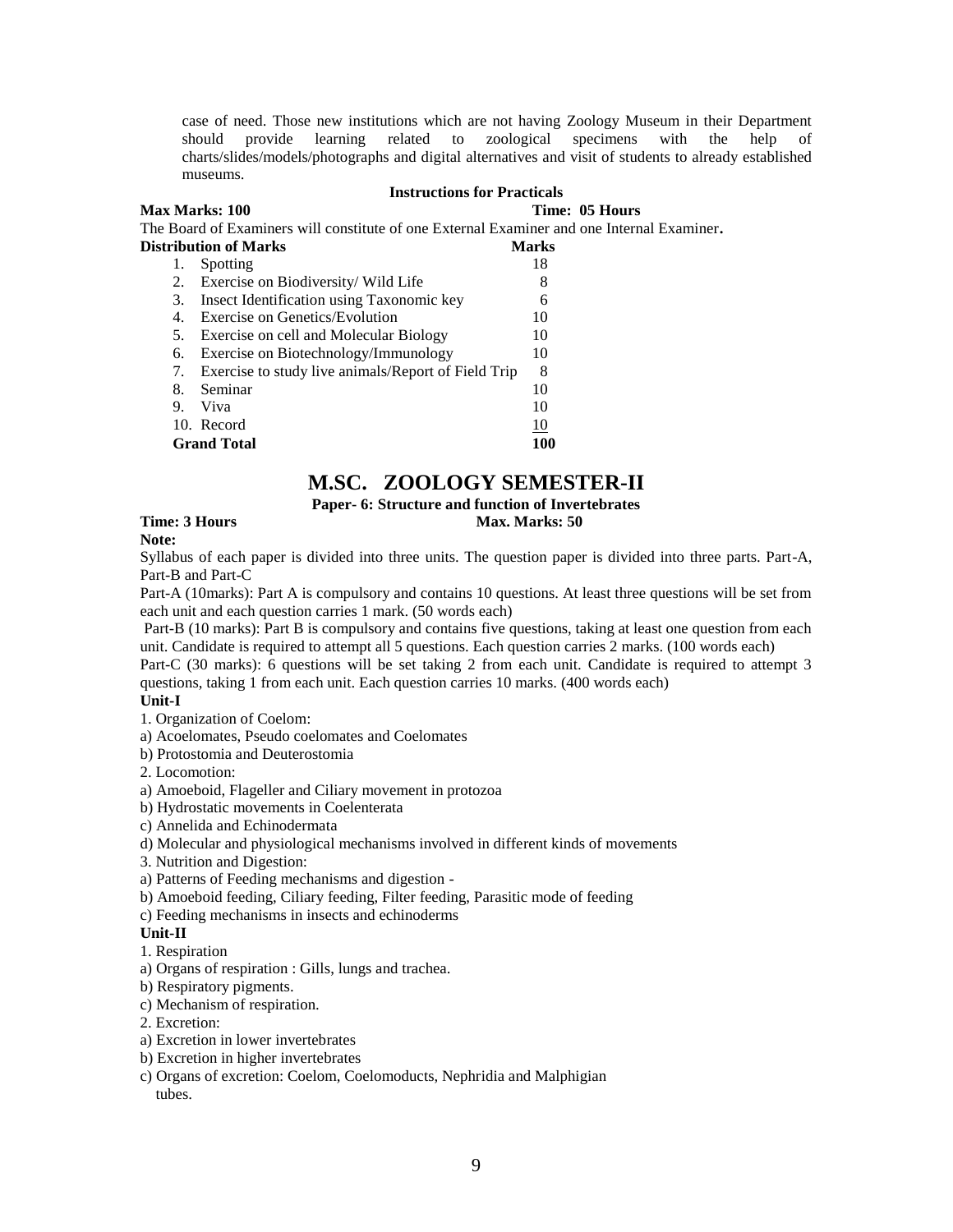case of need. Those new institutions which are not having Zoology Museum in their Department should provide learning related to zoological specimens with the help of charts/slides/models/photographs and digital alternatives and visit of students to already established museums.

**Instructions for Practicals**

**Max Marks: 100** **Time: 05 Hours**

The Board of Examiners will constitute of one External Examiner and one Internal Examiner**.**

| **Distribution of Marks** | **Marks** |
|---|---|
| 1. Spotting | 18 |
| 2. Exercise on Biodiversity/ Wild Life | 8 |
| 3. Insect Identification using Taxonomic key | 6 |
| 4. Exercise on Genetics/Evolution | 10 |
| 5. Exercise on cell and Molecular Biology | 10 |
| 6. Exercise on Biotechnology/Immunology | 10 |
| 7. Exercise to study live animals/Report of Field Trip | 8 |
| 8. Seminar | 10 |
| 9. Viva | 10 |
| 10. Record | 10 |
| **Grand Total** | **100** |

## M.SC. ZOOLOGY SEMESTER-II

**Paper- 6: Structure and function of Invertebrates**

**Time: 3 Hours** **Max. Marks: 50**

**Note:**

Syllabus of each paper is divided into three units. The question paper is divided into three parts. Part-A, Part-B and Part-C

Part-A (10marks): Part A is compulsory and contains 10 questions. At least three questions will be set from each unit and each question carries 1 mark. (50 words each)

Part-B (10 marks): Part B is compulsory and contains five questions, taking at least one question from each unit. Candidate is required to attempt all 5 questions. Each question carries 2 marks. (100 words each)

Part-C (30 marks): 6 questions will be set taking 2 from each unit. Candidate is required to attempt 3 questions, taking 1 from each unit. Each question carries 10 marks. (400 words each)

**Unit-I**

1. Organization of Coelom:

a) Acoelomates, Pseudo coelomates and Coelomates

b) Protostomia and Deuterostomia

2. Locomotion:

a) Amoeboid, Flageller and Ciliary movement in protozoa

b) Hydrostatic movements in Coelenterata

c) Annelida and Echinodermata

d) Molecular and physiological mechanisms involved in different kinds of movements

3. Nutrition and Digestion:

a) Patterns of Feeding mechanisms and digestion -

b) Amoeboid feeding, Ciliary feeding, Filter feeding, Parasitic mode of feeding

c) Feeding mechanisms in insects and echinoderms

**Unit-II**

1. Respiration

a) Organs of respiration : Gills, lungs and trachea.

b) Respiratory pigments.

c) Mechanism of respiration.

2. Excretion:

a) Excretion in lower invertebrates

b) Excretion in higher invertebrates

c) Organs of excretion: Coelom, Coelomoducts, Nephridia and Malphigian tubes.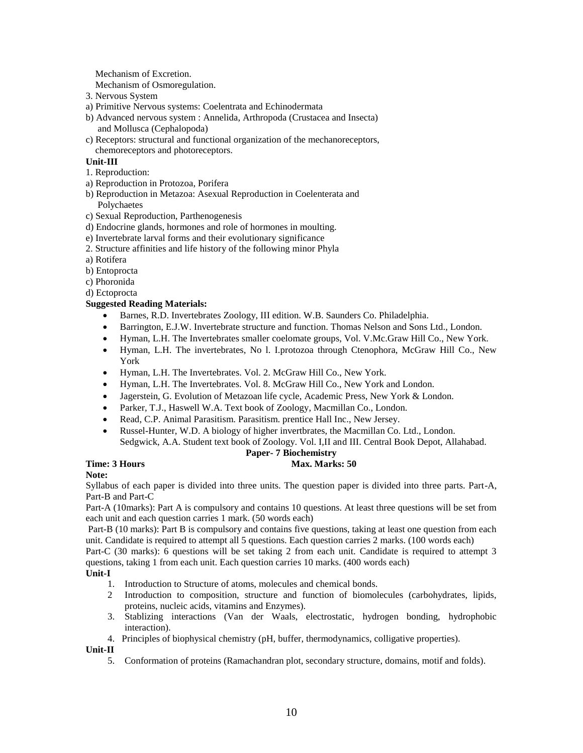Mechanism of Excretion.
Mechanism of Osmoregulation.

3. Nervous System
a) Primitive Nervous systems: Coelentrata and Echinodermata
b) Advanced nervous system : Annelida, Arthropoda (Crustacea and Insecta) and Mollusca (Cephalopoda)
c) Receptors: structural and functional organization of the mechanoreceptors, chemoreceptors and photoreceptors.

**Unit-III**

1. Reproduction:
a) Reproduction in Protozoa, Porifera
b) Reproduction in Metazoa: Asexual Reproduction in Coelenterata and Polychaetes
c) Sexual Reproduction, Parthenogenesis
d) Endocrine glands, hormones and role of hormones in moulting.
e) Invertebrate larval forms and their evolutionary significance

2. Structure affinities and life history of the following minor Phyla
a) Rotifera
b) Entoprocta
c) Phoronida
d) Ectoprocta

**Suggested Reading Materials:**

- Barnes, R.D. Invertebrates Zoology, III edition. W.B. Saunders Co. Philadelphia.
- Barrington, E.J.W. Invertebrate structure and function. Thomas Nelson and Sons Ltd., London.
- Hyman, L.H. The Invertebrates smaller coelomate groups, Vol. V.Mc.Graw Hill Co., New York.
- Hyman, L.H. The invertebrates, No l. I.protozoa through Ctenophora, McGraw Hill Co., New York
- Hyman, L.H. The Invertebrates. Vol. 2. McGraw Hill Co., New York.
- Hyman, L.H. The Invertebrates. Vol. 8. McGraw Hill Co., New York and London.
- Jagerstein, G. Evolution of Metazoan life cycle, Academic Press, New York & London.
- Parker, T.J., Haswell W.A. Text book of Zoology, Macmillan Co., London.
- Read, C.P. Animal Parasitism. Parasitism. prentice Hall Inc., New Jersey.
- Russel-Hunter, W.D. A biology of higher invertbrates, the Macmillan Co. Ltd., London. Sedgwick, A.A. Student text book of Zoology. Vol. I,II and III. Central Book Depot, Allahabad.

## Paper- 7 Biochemistry

**Time: 3 Hours** **Max. Marks: 50**

**Note:**

Syllabus of each paper is divided into three units. The question paper is divided into three parts. Part-A, Part-B and Part-C

Part-A (10marks): Part A is compulsory and contains 10 questions. At least three questions will be set from each unit and each question carries 1 mark. (50 words each)

Part-B (10 marks): Part B is compulsory and contains five questions, taking at least one question from each unit. Candidate is required to attempt all 5 questions. Each question carries 2 marks. (100 words each)

Part-C (30 marks): 6 questions will be set taking 2 from each unit. Candidate is required to attempt 3 questions, taking 1 from each unit. Each question carries 10 marks. (400 words each)

**Unit-I**

1. Introduction to Structure of atoms, molecules and chemical bonds.
2. Introduction to composition, structure and function of biomolecules (carbohydrates, lipids, proteins, nucleic acids, vitamins and Enzymes).
3. Stablizing interactions (Van der Waals, electrostatic, hydrogen bonding, hydrophobic interaction).
4. Principles of biophysical chemistry (pH, buffer, thermodynamics, colligative properties).

**Unit-II**

5. Conformation of proteins (Ramachandran plot, secondary structure, domains, motif and folds).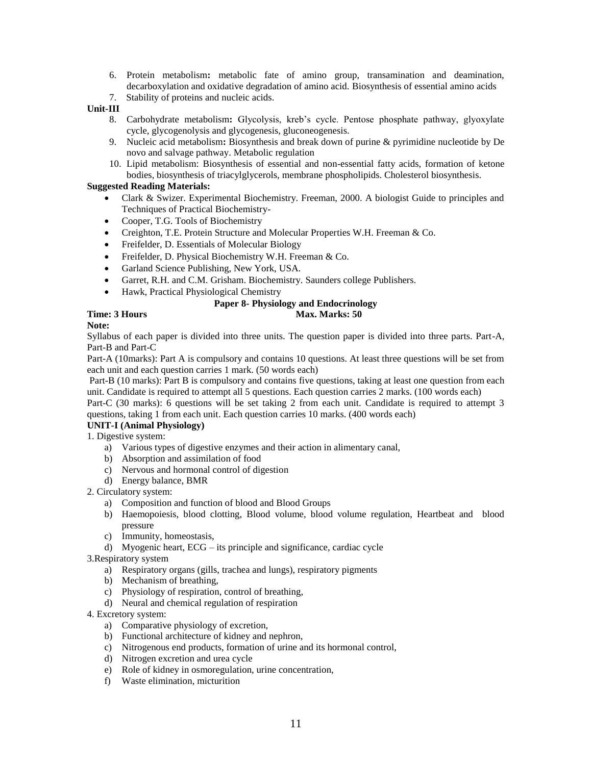6. Protein metabolism**:** metabolic fate of amino group, transamination and deamination, decarboxylation and oxidative degradation of amino acid. Biosynthesis of essential amino acids
7. Stability of proteins and nucleic acids.

**Unit-III**

8. Carbohydrate metabolism**:** Glycolysis, kreb's cycle. Pentose phosphate pathway, glyoxylate cycle, glycogenolysis and glycogenesis, gluconeogenesis.
9. Nucleic acid metabolism**:** Biosynthesis and break down of purine & pyrimidine nucleotide by De novo and salvage pathway. Metabolic regulation
10. Lipid metabolism: Biosynthesis of essential and non-essential fatty acids, formation of ketone bodies, biosynthesis of triacylglycerols, membrane phospholipids. Cholesterol biosynthesis.

**Suggested Reading Materials:**

- Clark & Swizer. Experimental Biochemistry. Freeman, 2000. A biologist Guide to principles and Techniques of Practical Biochemistry-
- Cooper, T.G. Tools of Biochemistry
- Creighton, T.E. Protein Structure and Molecular Properties W.H. Freeman & Co.
- Freifelder, D. Essentials of Molecular Biology
- Freifelder, D. Physical Biochemistry W.H. Freeman & Co.
- Garland Science Publishing, New York, USA.
- Garret, R.H. and C.M. Grisham. Biochemistry. Saunders college Publishers.
- Hawk, Practical Physiological Chemistry

## Paper 8- Physiology and Endocrinology

**Time: 3 Hours** **Max. Marks: 50**

**Note:**

Syllabus of each paper is divided into three units. The question paper is divided into three parts. Part-A, Part-B and Part-C

Part-A (10marks): Part A is compulsory and contains 10 questions. At least three questions will be set from each unit and each question carries 1 mark. (50 words each)

Part-B (10 marks): Part B is compulsory and contains five questions, taking at least one question from each unit. Candidate is required to attempt all 5 questions. Each question carries 2 marks. (100 words each)

Part-C (30 marks): 6 questions will be set taking 2 from each unit. Candidate is required to attempt 3 questions, taking 1 from each unit. Each question carries 10 marks. (400 words each)

**UNIT-I (Animal Physiology)**

1. Digestive system:
   a) Various types of digestive enzymes and their action in alimentary canal,
   b) Absorption and assimilation of food
   c) Nervous and hormonal control of digestion
   d) Energy balance, BMR
2. Circulatory system:
   a) Composition and function of blood and Blood Groups
   b) Haemopoiesis, blood clotting, Blood volume, blood volume regulation, Heartbeat and blood pressure
   c) Immunity, homeostasis,
   d) Myogenic heart, ECG – its principle and significance, cardiac cycle
3. Respiratory system
   a) Respiratory organs (gills, trachea and lungs), respiratory pigments
   b) Mechanism of breathing,
   c) Physiology of respiration, control of breathing,
   d) Neural and chemical regulation of respiration
4. Excretory system:
   a) Comparative physiology of excretion,
   b) Functional architecture of kidney and nephron,
   c) Nitrogenous end products, formation of urine and its hormonal control,
   d) Nitrogen excretion and urea cycle
   e) Role of kidney in osmoregulation, urine concentration,
   f) Waste elimination, micturition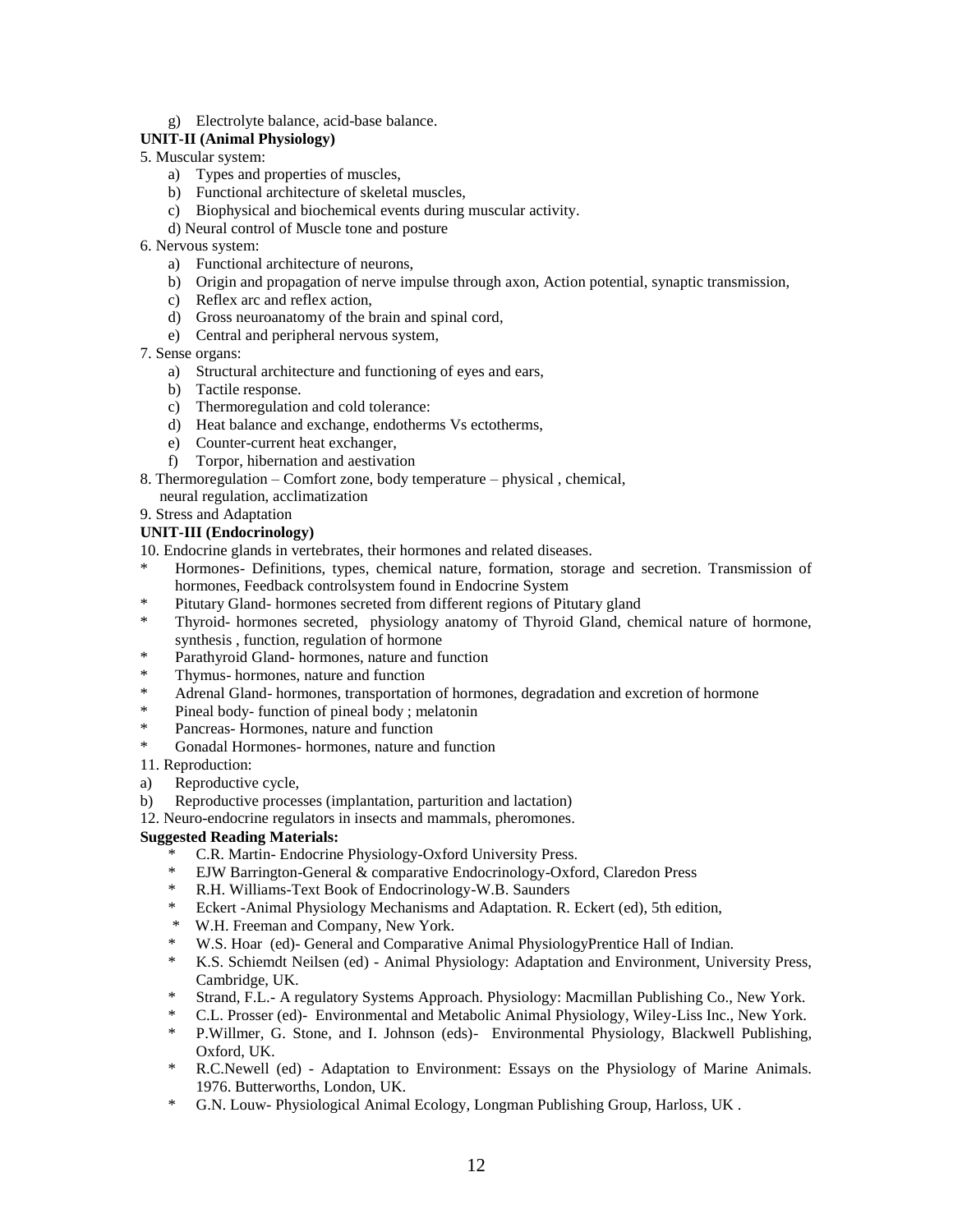g) Electrolyte balance, acid-base balance.

**UNIT-II (Animal Physiology)**

5. Muscular system:
   a) Types and properties of muscles,
   b) Functional architecture of skeletal muscles,
   c) Biophysical and biochemical events during muscular activity.
   d) Neural control of Muscle tone and posture
6. Nervous system:
   a) Functional architecture of neurons,
   b) Origin and propagation of nerve impulse through axon, Action potential, synaptic transmission,
   c) Reflex arc and reflex action,
   d) Gross neuroanatomy of the brain and spinal cord,
   e) Central and peripheral nervous system,
7. Sense organs:
   a) Structural architecture and functioning of eyes and ears,
   b) Tactile response.
   c) Thermoregulation and cold tolerance:
   d) Heat balance and exchange, endotherms Vs ectotherms,
   e) Counter-current heat exchanger,
   f) Torpor, hibernation and aestivation
8. Thermoregulation – Comfort zone, body temperature – physical , chemical, neural regulation, acclimatization
9. Stress and Adaptation

**UNIT-III (Endocrinology)**

10. Endocrine glands in vertebrates, their hormones and related diseases.

* Hormones- Definitions, types, chemical nature, formation, storage and secretion. Transmission of hormones, Feedback controlsystem found in Endocrine System
* Pitutary Gland- hormones secreted from different regions of Pitutary gland
* Thyroid- hormones secreted, physiology anatomy of Thyroid Gland, chemical nature of hormone, synthesis , function, regulation of hormone
* Parathyroid Gland- hormones, nature and function
* Thymus- hormones, nature and function
* Adrenal Gland- hormones, transportation of hormones, degradation and excretion of hormone
* Pineal body- function of pineal body ; melatonin
* Pancreas- Hormones, nature and function
* Gonadal Hormones- hormones, nature and function

11. Reproduction:

a) Reproductive cycle,
b) Reproductive processes (implantation, parturition and lactation)

12. Neuro-endocrine regulators in insects and mammals, pheromones.

**Suggested Reading Materials:**

* C.R. Martin- Endocrine Physiology-Oxford University Press.
* EJW Barrington-General & comparative Endocrinology-Oxford, Claredon Press
* R.H. Williams-Text Book of Endocrinology-W.B. Saunders
* Eckert -Animal Physiology Mechanisms and Adaptation. R. Eckert (ed), 5th edition,
* W.H. Freeman and Company, New York.
* W.S. Hoar (ed)- General and Comparative Animal PhysiologyPrentice Hall of Indian.
* K.S. Schiemdt Neilsen (ed) - Animal Physiology: Adaptation and Environment, University Press, Cambridge, UK.
* Strand, F.L.- A regulatory Systems Approach. Physiology: Macmillan Publishing Co., New York.
* C.L. Prosser (ed)- Environmental and Metabolic Animal Physiology, Wiley-Liss Inc., New York.
* P.Willmer, G. Stone, and I. Johnson (eds)- Environmental Physiology, Blackwell Publishing, Oxford, UK.
* R.C.Newell (ed) - Adaptation to Environment: Essays on the Physiology of Marine Animals. 1976. Butterworths, London, UK.
* G.N. Louw- Physiological Animal Ecology, Longman Publishing Group, Harloss, UK .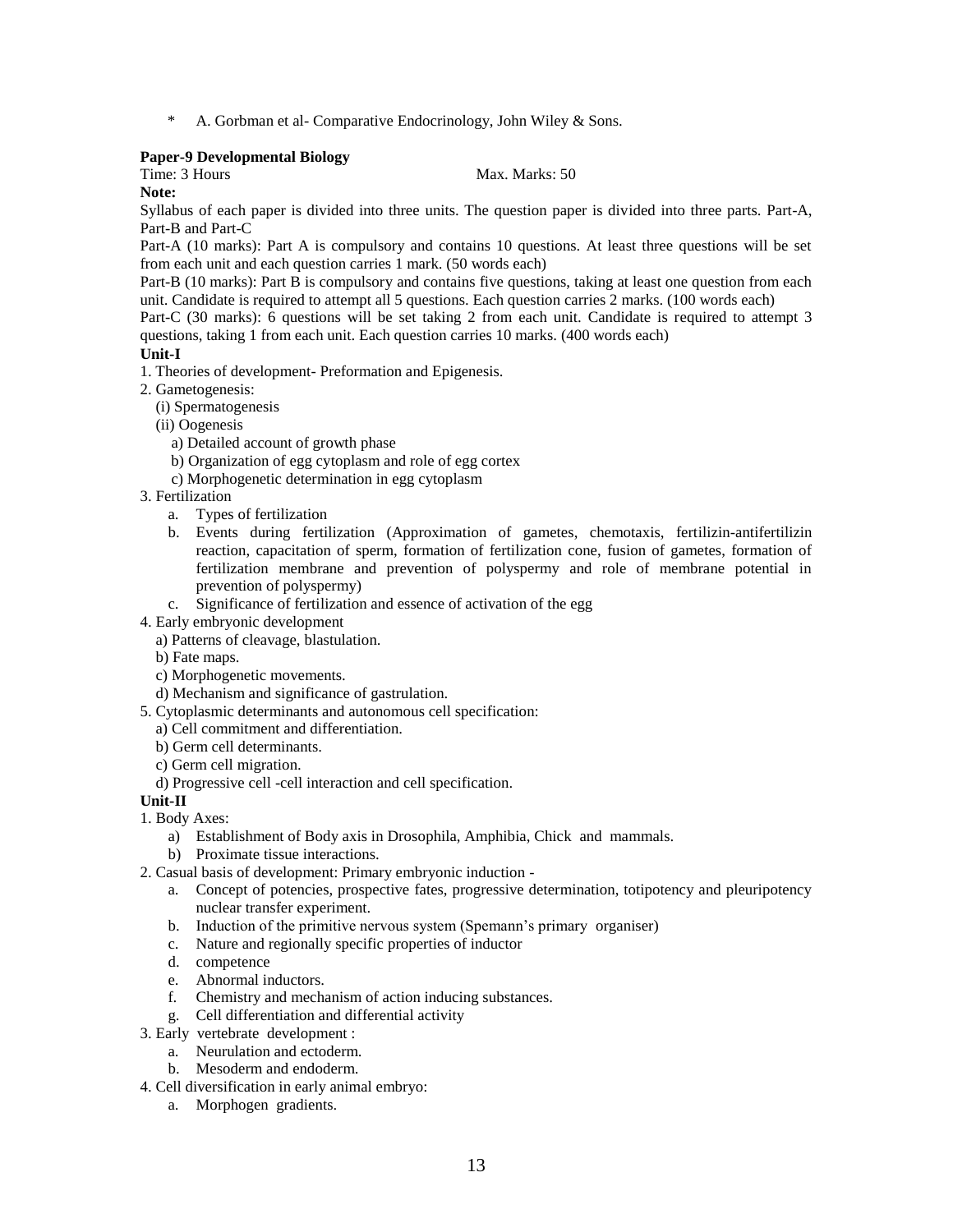* A. Gorbman et al- Comparative Endocrinology, John Wiley & Sons.

**Paper-9 Developmental Biology**

Time: 3 Hours Max. Marks: 50

**Note:**

Syllabus of each paper is divided into three units. The question paper is divided into three parts. Part-A, Part-B and Part-C

Part-A (10 marks): Part A is compulsory and contains 10 questions. At least three questions will be set from each unit and each question carries 1 mark. (50 words each)

Part-B (10 marks): Part B is compulsory and contains five questions, taking at least one question from each unit. Candidate is required to attempt all 5 questions. Each question carries 2 marks. (100 words each)

Part-C (30 marks): 6 questions will be set taking 2 from each unit. Candidate is required to attempt 3 questions, taking 1 from each unit. Each question carries 10 marks. (400 words each)

**Unit-I**

1. Theories of development- Preformation and Epigenesis.
2. Gametogenesis:
   (i) Spermatogenesis
   (ii) Oogenesis
      a) Detailed account of growth phase
      b) Organization of egg cytoplasm and role of egg cortex
      c) Morphogenetic determination in egg cytoplasm
3. Fertilization
   a. Types of fertilization
   b. Events during fertilization (Approximation of gametes, chemotaxis, fertilizin-antifertilizin reaction, capacitation of sperm, formation of fertilization cone, fusion of gametes, formation of fertilization membrane and prevention of polyspermy and role of membrane potential in prevention of polyspermy)
   c. Significance of fertilization and essence of activation of the egg
4. Early embryonic development
   a) Patterns of cleavage, blastulation.
   b) Fate maps.
   c) Morphogenetic movements.
   d) Mechanism and significance of gastrulation.
5. Cytoplasmic determinants and autonomous cell specification:
   a) Cell commitment and differentiation.
   b) Germ cell determinants.
   c) Germ cell migration.
   d) Progressive cell -cell interaction and cell specification.

**Unit-II**

1. Body Axes:
   a) Establishment of Body axis in Drosophila, Amphibia, Chick and mammals.
   b) Proximate tissue interactions.
2. Casual basis of development: Primary embryonic induction -
   a. Concept of potencies, prospective fates, progressive determination, totipotency and pleuripotency nuclear transfer experiment.
   b. Induction of the primitive nervous system (Spemann's primary organiser)
   c. Nature and regionally specific properties of inductor
   d. competence
   e. Abnormal inductors.
   f. Chemistry and mechanism of action inducing substances.
   g. Cell differentiation and differential activity
3. Early vertebrate development :
   a. Neurulation and ectoderm.
   b. Mesoderm and endoderm.
4. Cell diversification in early animal embryo:
   a. Morphogen gradients.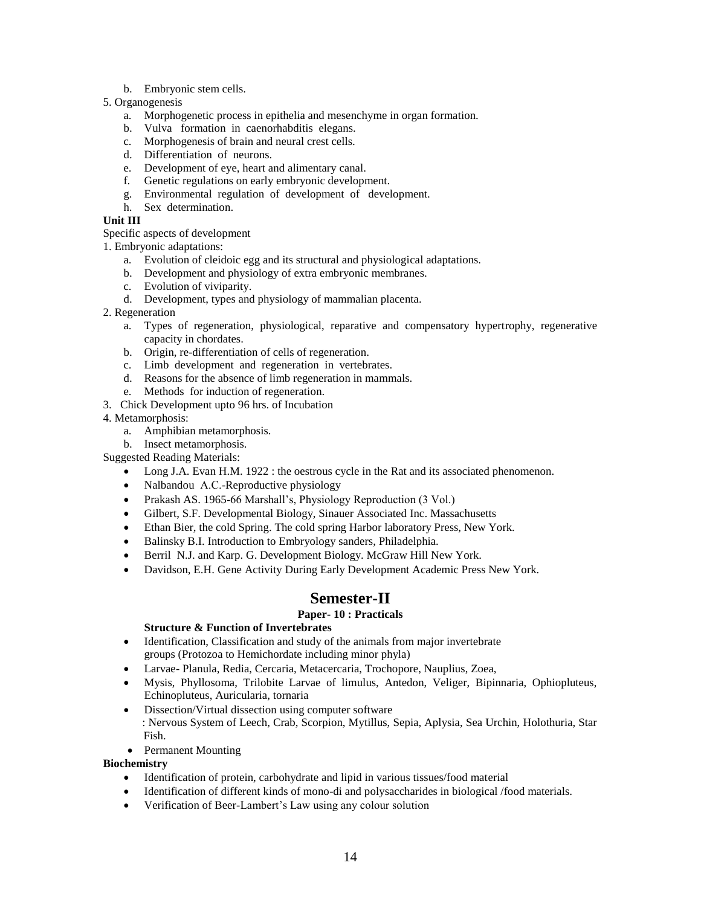b. Embryonic stem cells.

5. Organogenesis

a. Morphogenetic process in epithelia and mesenchyme in organ formation.
b. Vulva formation in caenorhabditis elegans.
c. Morphogenesis of brain and neural crest cells.
d. Differentiation of neurons.
e. Development of eye, heart and alimentary canal.
f. Genetic regulations on early embryonic development.
g. Environmental regulation of development of development.
h. Sex determination.

**Unit III**

Specific aspects of development

1. Embryonic adaptations:

a. Evolution of cleidoic egg and its structural and physiological adaptations.
b. Development and physiology of extra embryonic membranes.
c. Evolution of viviparity.
d. Development, types and physiology of mammalian placenta.

2. Regeneration

a. Types of regeneration, physiological, reparative and compensatory hypertrophy, regenerative capacity in chordates.
b. Origin, re-differentiation of cells of regeneration.
c. Limb development and regeneration in vertebrates.
d. Reasons for the absence of limb regeneration in mammals.
e. Methods for induction of regeneration.

3. Chick Development upto 96 hrs. of Incubation

4. Metamorphosis:

a. Amphibian metamorphosis.
b. Insect metamorphosis.

Suggested Reading Materials:

- Long J.A. Evan H.M. 1922 : the oestrous cycle in the Rat and its associated phenomenon.
- Nalbandou A.C.-Reproductive physiology
- Prakash AS. 1965-66 Marshall's, Physiology Reproduction (3 Vol.)
- Gilbert, S.F. Developmental Biology, Sinauer Associated Inc. Massachusetts
- Ethan Bier, the cold Spring. The cold spring Harbor laboratory Press, New York.
- Balinsky B.I. Introduction to Embryology sanders, Philadelphia.
- Berril N.J. and Karp. G. Development Biology. McGraw Hill New York.
- Davidson, E.H. Gene Activity During Early Development Academic Press New York.

# Semester-II

### Paper- 10 : Practicals

**Structure & Function of Invertebrates**

- Identification, Classification and study of the animals from major invertebrate groups (Protozoa to Hemichordate including minor phyla)
- Larvae- Planula, Redia, Cercaria, Metacercaria, Trochopore, Nauplius, Zoea,
- Mysis, Phyllosoma, Trilobite Larvae of limulus, Antedon, Veliger, Bipinnaria, Ophiopluteus, Echinopluteus, Auricularia, tornaria
- Dissection/Virtual dissection using computer software
  : Nervous System of Leech, Crab, Scorpion, Mytillus, Sepia, Aplysia, Sea Urchin, Holothuria, Star Fish.
- Permanent Mounting

**Biochemistry**

- Identification of protein, carbohydrate and lipid in various tissues/food material
- Identification of different kinds of mono-di and polysaccharides in biological /food materials.
- Verification of Beer-Lambert's Law using any colour solution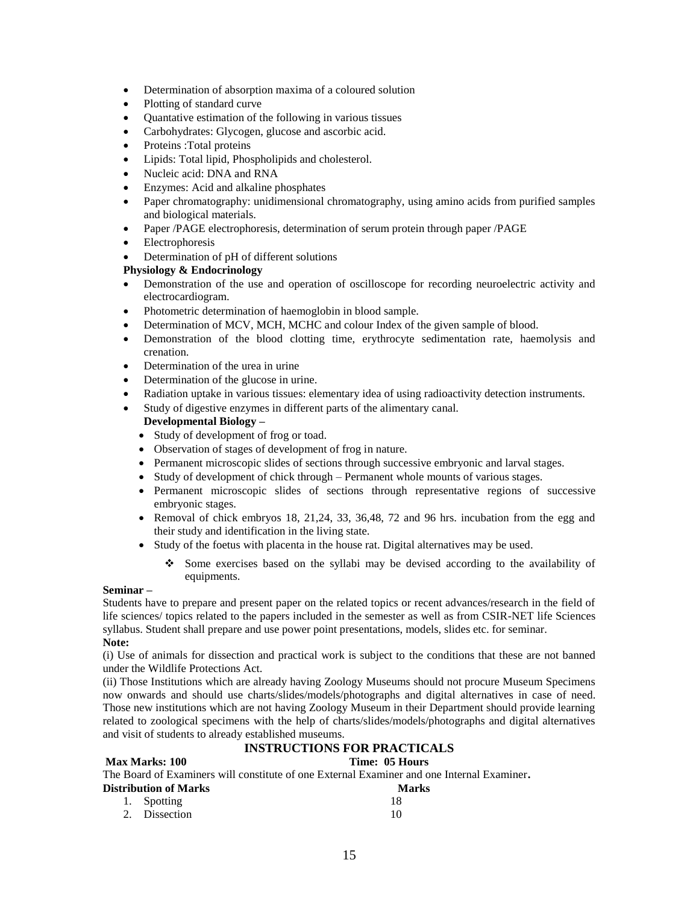- Determination of absorption maxima of a coloured solution
- Plotting of standard curve
- Quantative estimation of the following in various tissues
- Carbohydrates: Glycogen, glucose and ascorbic acid.
- Proteins :Total proteins
- Lipids: Total lipid, Phospholipids and cholesterol.
- Nucleic acid: DNA and RNA
- Enzymes: Acid and alkaline phosphates
- Paper chromatography: unidimensional chromatography, using amino acids from purified samples and biological materials.
- Paper /PAGE electrophoresis, determination of serum protein through paper /PAGE
- Electrophoresis
- Determination of pH of different solutions

**Physiology & Endocrinology**

- Demonstration of the use and operation of oscilloscope for recording neuroelectric activity and electrocardiogram.
- Photometric determination of haemoglobin in blood sample.
- Determination of MCV, MCH, MCHC and colour Index of the given sample of blood.
- Demonstration of the blood clotting time, erythrocyte sedimentation rate, haemolysis and crenation.
- Determination of the urea in urine
- Determination of the glucose in urine.
- Radiation uptake in various tissues: elementary idea of using radioactivity detection instruments.
- Study of digestive enzymes in different parts of the alimentary canal.

**Developmental Biology –**

- Study of development of frog or toad.
- Observation of stages of development of frog in nature.
- Permanent microscopic slides of sections through successive embryonic and larval stages.
- Study of development of chick through – Permanent whole mounts of various stages.
- Permanent microscopic slides of sections through representative regions of successive embryonic stages.
- Removal of chick embryos 18, 21,24, 33, 36,48, 72 and 96 hrs. incubation from the egg and their study and identification in the living state.
- Study of the foetus with placenta in the house rat. Digital alternatives may be used.
  - ❖ Some exercises based on the syllabi may be devised according to the availability of equipments.

**Seminar –**

Students have to prepare and present paper on the related topics or recent advances/research in the field of life sciences/ topics related to the papers included in the semester as well as from CSIR-NET life Sciences syllabus. Student shall prepare and use power point presentations, models, slides etc. for seminar.

**Note:**

(i) Use of animals for dissection and practical work is subject to the conditions that these are not banned under the Wildlife Protections Act.

(ii) Those Institutions which are already having Zoology Museums should not procure Museum Specimens now onwards and should use charts/slides/models/photographs and digital alternatives in case of need. Those new institutions which are not having Zoology Museum in their Department should provide learning related to zoological specimens with the help of charts/slides/models/photographs and digital alternatives and visit of students to already established museums.

## INSTRUCTIONS FOR PRACTICALS

**Max Marks: 100** **Time: 05 Hours**

The Board of Examiners will constitute of one External Examiner and one Internal Examiner.

| Distribution of Marks | Marks |
|---|---|
| 1. Spotting | 18 |
| 2. Dissection | 10 |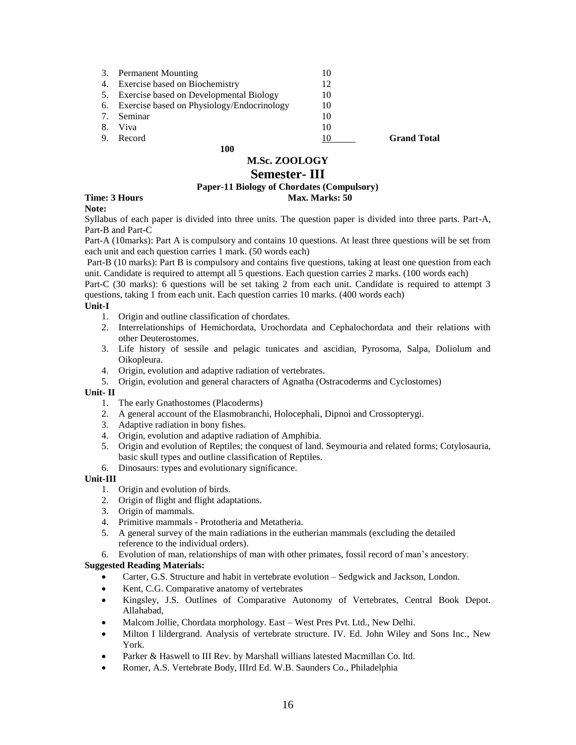3. Permanent Mounting 10
4. Exercise based on Biochemistry 12
5. Exercise based on Developmental Biology 10
6. Exercise based on Physiology/Endocrinology 10
7. Seminar 10
8. Viva 10
9. Record 10 **Grand Total**

**100**

## M.Sc. ZOOLOGY

## Semester- III

### Paper-11 Biology of Chordates (Compulsory)

**Time: 3 Hours** **Max. Marks: 50**

**Note:**

Syllabus of each paper is divided into three units. The question paper is divided into three parts. Part-A, Part-B and Part-C

Part-A (10marks): Part A is compulsory and contains 10 questions. At least three questions will be set from each unit and each question carries 1 mark. (50 words each)

Part-B (10 marks): Part B is compulsory and contains five questions, taking at least one question from each unit. Candidate is required to attempt all 5 questions. Each question carries 2 marks. (100 words each)

Part-C (30 marks): 6 questions will be set taking 2 from each unit. Candidate is required to attempt 3 questions, taking 1 from each unit. Each question carries 10 marks. (400 words each)

**Unit-I**

1. Origin and outline classification of chordates.
2. Interrelationships of Hemichordata, Urochordata and Cephalochordata and their relations with other Deuterostomes.
3. Life history of sessile and pelagic tunicates and ascidian, Pyrosoma, Salpa, Doliolum and Oikopleura.
4. Origin, evolution and adaptive radiation of vertebrates.
5. Origin, evolution and general characters of Agnatha (Ostracoderms and Cyclostomes)

**Unit- II**

1. The early Gnathostomes (Placoderms)
2. A general account of the Elasmobranchi, Holocephali, Dipnoi and Crossopterygi.
3. Adaptive radiation in bony fishes.
4. Origin, evolution and adaptive radiation of Amphibia.
5. Origin and evolution of Reptiles; the conquest of land. Seymouria and related forms; Cotylosauria, basic skull types and outline classification of Reptiles.
6. Dinosaurs: types and evolutionary significance.

**Unit-III**

1. Origin and evolution of birds.
2. Origin of flight and flight adaptations.
3. Origin of mammals.
4. Primitive mammals - Prototheria and Metatheria.
5. A general survey of the main radiations in the eutherian mammals (excluding the detailed reference to the individual orders).
6. Evolution of man, relationships of man with other primates, fossil record of man's ancestory.

**Suggested Reading Materials:**

- Carter, G.S. Structure and habit in vertebrate evolution – Sedgwick and Jackson, London.
- Kent, C.G. Comparative anatomy of vertebrates
- Kingsley, J.S. Outlines of Comparative Autonomy of Vertebrates, Central Book Depot. Allahabad,
- Malcom Jollie, Chordata morphology. East – West Pres Pvt. Ltd., New Delhi.
- Milton I lildergrand. Analysis of vertebrate structure. IV. Ed. John Wiley and Sons Inc., New York.
- Parker & Haswell to III Rev. by Marshall willians latested Macmillan Co. ltd.
- Romer, A.S. Vertebrate Body, IIIrd Ed. W.B. Saunders Co., Philadelphia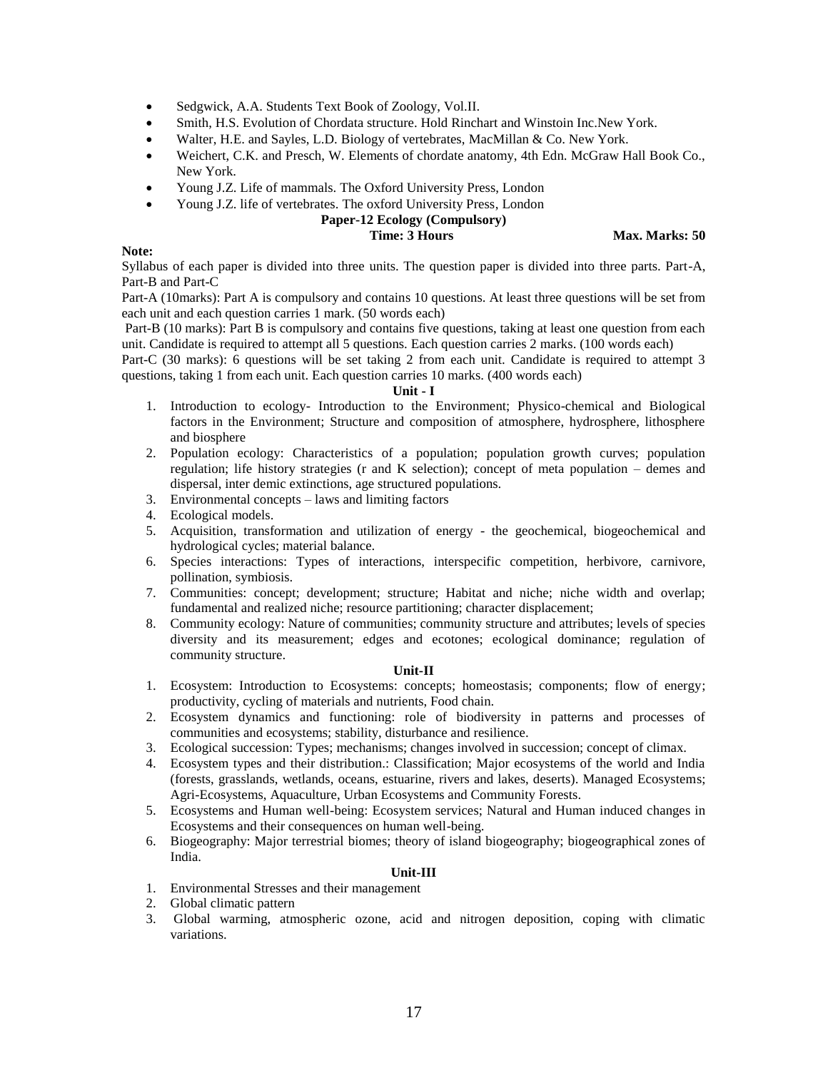- Sedgwick, A.A. Students Text Book of Zoology, Vol.II.
- Smith, H.S. Evolution of Chordata structure. Hold Rinchart and Winstoin Inc.New York.
- Walter, H.E. and Sayles, L.D. Biology of vertebrates, MacMillan & Co. New York.
- Weichert, C.K. and Presch, W. Elements of chordate anatomy, 4th Edn. McGraw Hall Book Co., New York.
- Young J.Z. Life of mammals. The Oxford University Press, London
- Young J.Z. life of vertebrates. The oxford University Press, London

## Paper-12 Ecology (Compulsory)

**Time: 3 Hours** **Max. Marks: 50**

**Note:**

Syllabus of each paper is divided into three units. The question paper is divided into three parts. Part-A, Part-B and Part-C

Part-A (10marks): Part A is compulsory and contains 10 questions. At least three questions will be set from each unit and each question carries 1 mark. (50 words each)

Part-B (10 marks): Part B is compulsory and contains five questions, taking at least one question from each unit. Candidate is required to attempt all 5 questions. Each question carries 2 marks. (100 words each)

Part-C (30 marks): 6 questions will be set taking 2 from each unit. Candidate is required to attempt 3 questions, taking 1 from each unit. Each question carries 10 marks. (400 words each)

### Unit - I

1. Introduction to ecology- Introduction to the Environment; Physico-chemical and Biological factors in the Environment; Structure and composition of atmosphere, hydrosphere, lithosphere and biosphere
2. Population ecology: Characteristics of a population; population growth curves; population regulation; life history strategies (r and K selection); concept of meta population – demes and dispersal, inter demic extinctions, age structured populations.
3. Environmental concepts – laws and limiting factors
4. Ecological models.
5. Acquisition, transformation and utilization of energy - the geochemical, biogeochemical and hydrological cycles; material balance.
6. Species interactions: Types of interactions, interspecific competition, herbivore, carnivore, pollination, symbiosis.
7. Communities: concept; development; structure; Habitat and niche; niche width and overlap; fundamental and realized niche; resource partitioning; character displacement;
8. Community ecology: Nature of communities; community structure and attributes; levels of species diversity and its measurement; edges and ecotones; ecological dominance; regulation of community structure.

### Unit-II

1. Ecosystem: Introduction to Ecosystems: concepts; homeostasis; components; flow of energy; productivity, cycling of materials and nutrients, Food chain.
2. Ecosystem dynamics and functioning: role of biodiversity in patterns and processes of communities and ecosystems; stability, disturbance and resilience.
3. Ecological succession: Types; mechanisms; changes involved in succession; concept of climax.
4. Ecosystem types and their distribution.: Classification; Major ecosystems of the world and India (forests, grasslands, wetlands, oceans, estuarine, rivers and lakes, deserts). Managed Ecosystems; Agri-Ecosystems, Aquaculture, Urban Ecosystems and Community Forests.
5. Ecosystems and Human well-being: Ecosystem services; Natural and Human induced changes in Ecosystems and their consequences on human well-being.
6. Biogeography: Major terrestrial biomes; theory of island biogeography; biogeographical zones of India.

### Unit-III

1. Environmental Stresses and their management
2. Global climatic pattern
3. Global warming, atmospheric ozone, acid and nitrogen deposition, coping with climatic variations.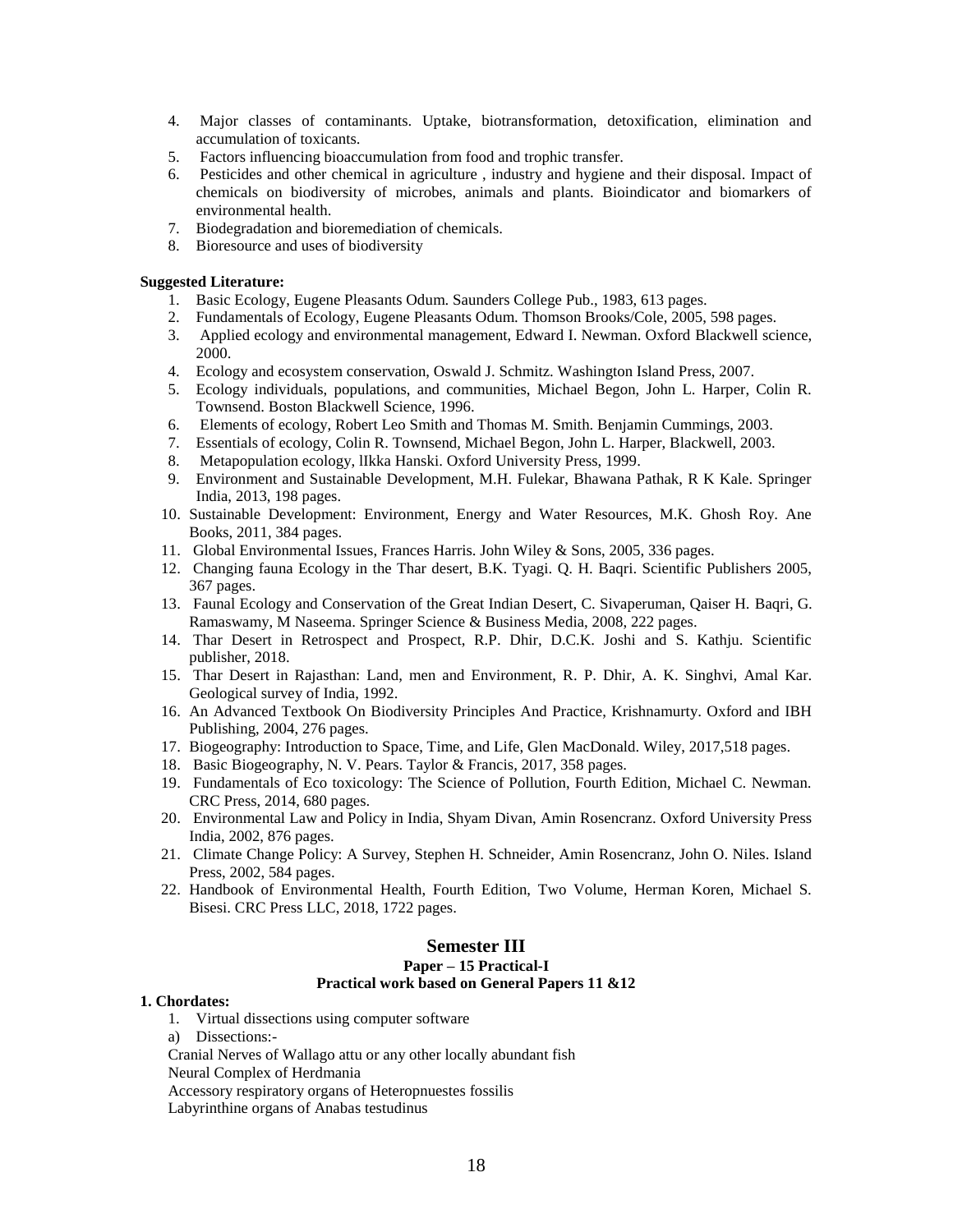4. Major classes of contaminants. Uptake, biotransformation, detoxification, elimination and accumulation of toxicants.
5. Factors influencing bioaccumulation from food and trophic transfer.
6. Pesticides and other chemical in agriculture , industry and hygiene and their disposal. Impact of chemicals on biodiversity of microbes, animals and plants. Bioindicator and biomarkers of environmental health.
7. Biodegradation and bioremediation of chemicals.
8. Bioresource and uses of biodiversity

**Suggested Literature:**

1. Basic Ecology, Eugene Pleasants Odum. Saunders College Pub., 1983, 613 pages.
2. Fundamentals of Ecology, Eugene Pleasants Odum. Thomson Brooks/Cole, 2005, 598 pages.
3. Applied ecology and environmental management, Edward I. Newman. Oxford Blackwell science, 2000.
4. Ecology and ecosystem conservation, Oswald J. Schmitz. Washington Island Press, 2007.
5. Ecology individuals, populations, and communities, Michael Begon, John L. Harper, Colin R. Townsend. Boston Blackwell Science, 1996.
6. Elements of ecology, Robert Leo Smith and Thomas M. Smith. Benjamin Cummings, 2003.
7. Essentials of ecology, Colin R. Townsend, Michael Begon, John L. Harper, Blackwell, 2003.
8. Metapopulation ecology, lIkka Hanski. Oxford University Press, 1999.
9. Environment and Sustainable Development, M.H. Fulekar, Bhawana Pathak, R K Kale. Springer India, 2013, 198 pages.
10. Sustainable Development: Environment, Energy and Water Resources, M.K. Ghosh Roy. Ane Books, 2011, 384 pages.
11. Global Environmental Issues, Frances Harris. John Wiley & Sons, 2005, 336 pages.
12. Changing fauna Ecology in the Thar desert, B.K. Tyagi. Q. H. Baqri. Scientific Publishers 2005, 367 pages.
13. Faunal Ecology and Conservation of the Great Indian Desert, C. Sivaperuman, Qaiser H. Baqri, G. Ramaswamy, M Naseema. Springer Science & Business Media, 2008, 222 pages.
14. Thar Desert in Retrospect and Prospect, R.P. Dhir, D.C.K. Joshi and S. Kathju. Scientific publisher, 2018.
15. Thar Desert in Rajasthan: Land, men and Environment, R. P. Dhir, A. K. Singhvi, Amal Kar. Geological survey of India, 1992.
16. An Advanced Textbook On Biodiversity Principles And Practice, Krishnamurty. Oxford and IBH Publishing, 2004, 276 pages.
17. Biogeography: Introduction to Space, Time, and Life, Glen MacDonald. Wiley, 2017,518 pages.
18. Basic Biogeography, N. V. Pears. Taylor & Francis, 2017, 358 pages.
19. Fundamentals of Eco toxicology: The Science of Pollution, Fourth Edition, Michael C. Newman. CRC Press, 2014, 680 pages.
20. Environmental Law and Policy in India, Shyam Divan, Amin Rosencranz. Oxford University Press India, 2002, 876 pages.
21. Climate Change Policy: A Survey, Stephen H. Schneider, Amin Rosencranz, John O. Niles. Island Press, 2002, 584 pages.
22. Handbook of Environmental Health, Fourth Edition, Two Volume, Herman Koren, Michael S. Bisesi. CRC Press LLC, 2018, 1722 pages.

## Semester III

### Paper – 15 Practical-I

### Practical work based on General Papers 11 &12

**1. Chordates:**

1. Virtual dissections using computer software

a) Dissections:-

Cranial Nerves of Wallago attu or any other locally abundant fish

Neural Complex of Herdmania

Accessory respiratory organs of Heteropnuestes fossilis

Labyrinthine organs of Anabas testudinus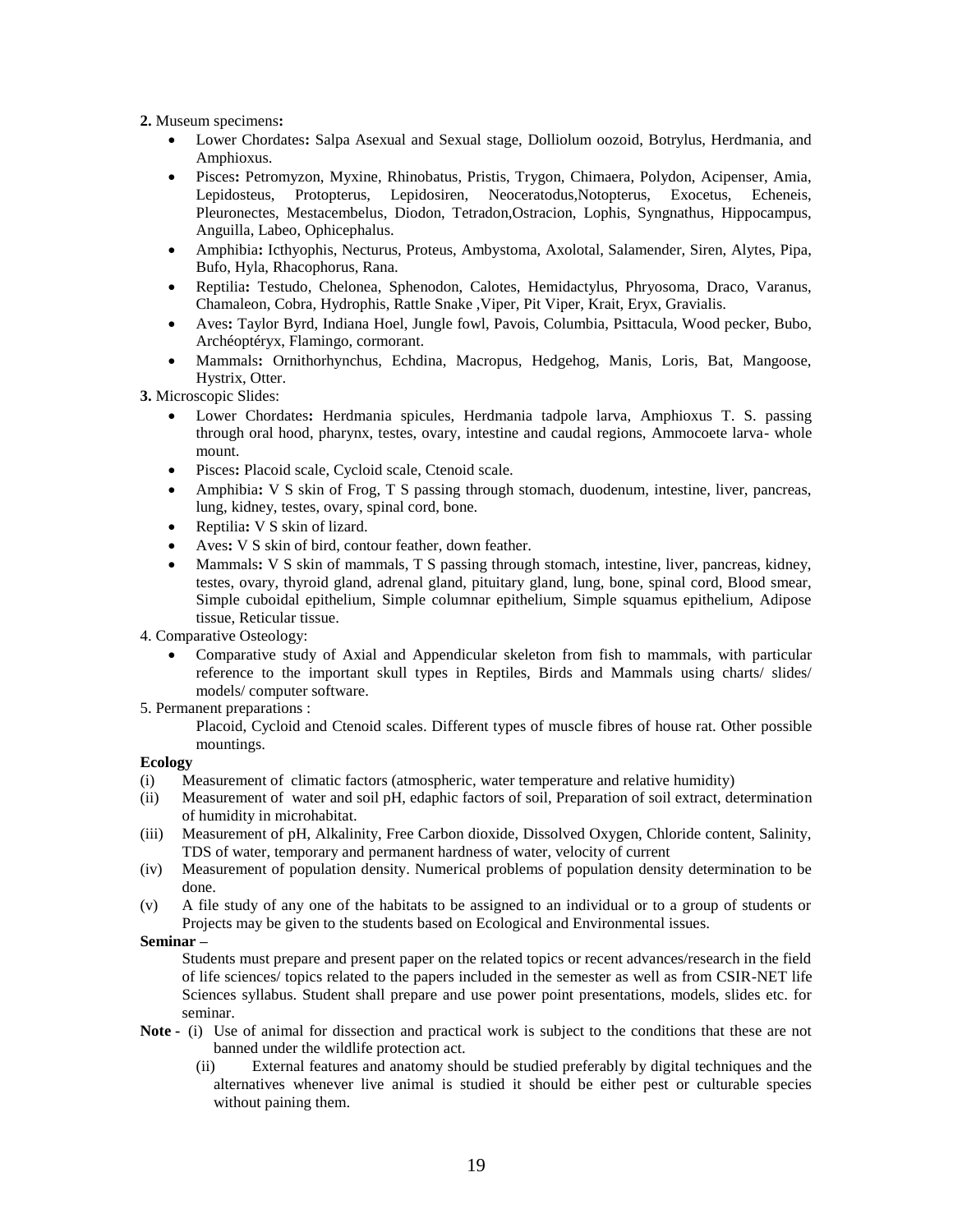**2.** Museum specimens**:**

- Lower Chordates**:** Salpa Asexual and Sexual stage, Dolliolum oozoid, Botrylus, Herdmania, and Amphioxus.
- Pisces**:** Petromyzon, Myxine, Rhinobatus, Pristis, Trygon, Chimaera, Polydon, Acipenser, Amia, Lepidosteus, Protopterus, Lepidosiren, Neoceratodus,Notopterus, Exocetus, Echeneis, Pleuronectes, Mestacembelus, Diodon, Tetradon,Ostracion, Lophis, Syngnathus, Hippocampus, Anguilla, Labeo, Ophicephalus.
- Amphibia**:** Icthyophis, Necturus, Proteus, Ambystoma, Axolotal, Salamender, Siren, Alytes, Pipa, Bufo, Hyla, Rhacophorus, Rana.
- Reptilia**:** Testudo, Chelonea, Sphenodon, Calotes, Hemidactylus, Phryosoma, Draco, Varanus, Chamaleon, Cobra, Hydrophis, Rattle Snake ,Viper, Pit Viper, Krait, Eryx, Gravialis.
- Aves**:** Taylor Byrd, Indiana Hoel, Jungle fowl, Pavois, Columbia, Psittacula, Wood pecker, Bubo, Archéoptéryx, Flamingo, cormorant.
- Mammals**:** Ornithorhynchus, Echdina, Macropus, Hedgehog, Manis, Loris, Bat, Mangoose, Hystrix, Otter.

**3.** Microscopic Slides:

- Lower Chordates**:** Herdmania spicules, Herdmania tadpole larva, Amphioxus T. S. passing through oral hood, pharynx, testes, ovary, intestine and caudal regions, Ammocoete larva- whole mount.
- Pisces**:** Placoid scale, Cycloid scale, Ctenoid scale.
- Amphibia**:** V S skin of Frog, T S passing through stomach, duodenum, intestine, liver, pancreas, lung, kidney, testes, ovary, spinal cord, bone.
- Reptilia**:** V S skin of lizard.
- Aves**:** V S skin of bird, contour feather, down feather.
- Mammals**:** V S skin of mammals, T S passing through stomach, intestine, liver, pancreas, kidney, testes, ovary, thyroid gland, adrenal gland, pituitary gland, lung, bone, spinal cord, Blood smear, Simple cuboidal epithelium, Simple columnar epithelium, Simple squamus epithelium, Adipose tissue, Reticular tissue.

4. Comparative Osteology:

- Comparative study of Axial and Appendicular skeleton from fish to mammals, with particular reference to the important skull types in Reptiles, Birds and Mammals using charts/ slides/ models/ computer software.

5. Permanent preparations :

Placoid, Cycloid and Ctenoid scales. Different types of muscle fibres of house rat. Other possible mountings.

**Ecology**

(i) Measurement of climatic factors (atmospheric, water temperature and relative humidity)

(ii) Measurement of water and soil pH, edaphic factors of soil, Preparation of soil extract, determination of humidity in microhabitat.

(iii) Measurement of pH, Alkalinity, Free Carbon dioxide, Dissolved Oxygen, Chloride content, Salinity, TDS of water, temporary and permanent hardness of water, velocity of current

(iv) Measurement of population density. Numerical problems of population density determination to be done.

(v) A file study of any one of the habitats to be assigned to an individual or to a group of students or Projects may be given to the students based on Ecological and Environmental issues.

**Seminar –**

Students must prepare and present paper on the related topics or recent advances/research in the field of life sciences/ topics related to the papers included in the semester as well as from CSIR-NET life Sciences syllabus. Student shall prepare and use power point presentations, models, slides etc. for seminar.

**Note -** (i) Use of animal for dissection and practical work is subject to the conditions that these are not banned under the wildlife protection act.

(ii) External features and anatomy should be studied preferably by digital techniques and the alternatives whenever live animal is studied it should be either pest or culturable species without paining them.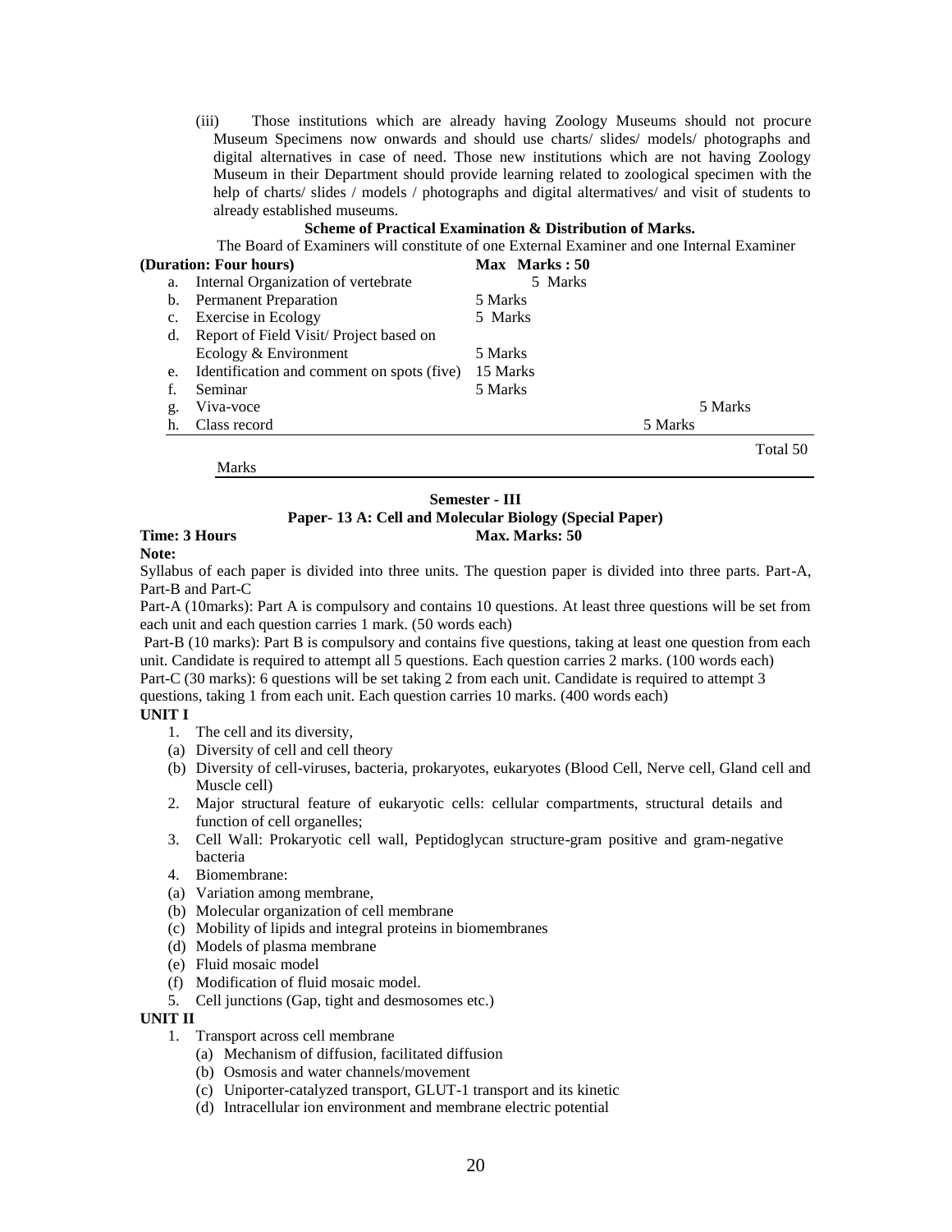(iii) Those institutions which are already having Zoology Museums should not procure Museum Specimens now onwards and should use charts/ slides/ models/ photographs and digital alternatives in case of need. Those new institutions which are not having Zoology Museum in their Department should provide learning related to zoological specimen with the help of charts/ slides / models / photographs and digital altermatives/ and visit of students to already established museums.

**Scheme of Practical Examination & Distribution of Marks.**

The Board of Examiners will constitute of one External Examiner and one Internal Examiner

**(Duration: Four hours)** **Max Marks : 50**

| | | |
|---|---|---|
| a. | Internal Organization of vertebrate | 5 Marks |
| b. | Permanent Preparation | 5 Marks |
| c. | Exercise in Ecology | 5 Marks |
| d. | Report of Field Visit/ Project based on Ecology & Environment | 5 Marks |
| e. | Identification and comment on spots (five) | 15 Marks |
| f. | Seminar | 5 Marks |
| g. | Viva-voce | 5 Marks |
| h. | Class record | 5 Marks |
| | | Total 50 Marks |

**Semester - III**

**Paper- 13 A: Cell and Molecular Biology (Special Paper)**

**Time: 3 Hours** **Max. Marks: 50**

**Note:**

Syllabus of each paper is divided into three units. The question paper is divided into three parts. Part-A, Part-B and Part-C

Part-A (10marks): Part A is compulsory and contains 10 questions. At least three questions will be set from each unit and each question carries 1 mark. (50 words each)

Part-B (10 marks): Part B is compulsory and contains five questions, taking at least one question from each unit. Candidate is required to attempt all 5 questions. Each question carries 2 marks. (100 words each)

Part-C (30 marks): 6 questions will be set taking 2 from each unit. Candidate is required to attempt 3 questions, taking 1 from each unit. Each question carries 10 marks. (400 words each)

**UNIT I**

1. The cell and its diversity,
   (a) Diversity of cell and cell theory
   (b) Diversity of cell-viruses, bacteria, prokaryotes, eukaryotes (Blood Cell, Nerve cell, Gland cell and Muscle cell)
2. Major structural feature of eukaryotic cells: cellular compartments, structural details and function of cell organelles;
3. Cell Wall: Prokaryotic cell wall, Peptidoglycan structure-gram positive and gram-negative bacteria
4. Biomembrane:
   (a) Variation among membrane,
   (b) Molecular organization of cell membrane
   (c) Mobility of lipids and integral proteins in biomembranes
   (d) Models of plasma membrane
   (e) Fluid mosaic model
   (f) Modification of fluid mosaic model.
5. Cell junctions (Gap, tight and desmosomes etc.)

**UNIT II**

1. Transport across cell membrane
   (a) Mechanism of diffusion, facilitated diffusion
   (b) Osmosis and water channels/movement
   (c) Uniporter-catalyzed transport, GLUT-1 transport and its kinetic
   (d) Intracellular ion environment and membrane electric potential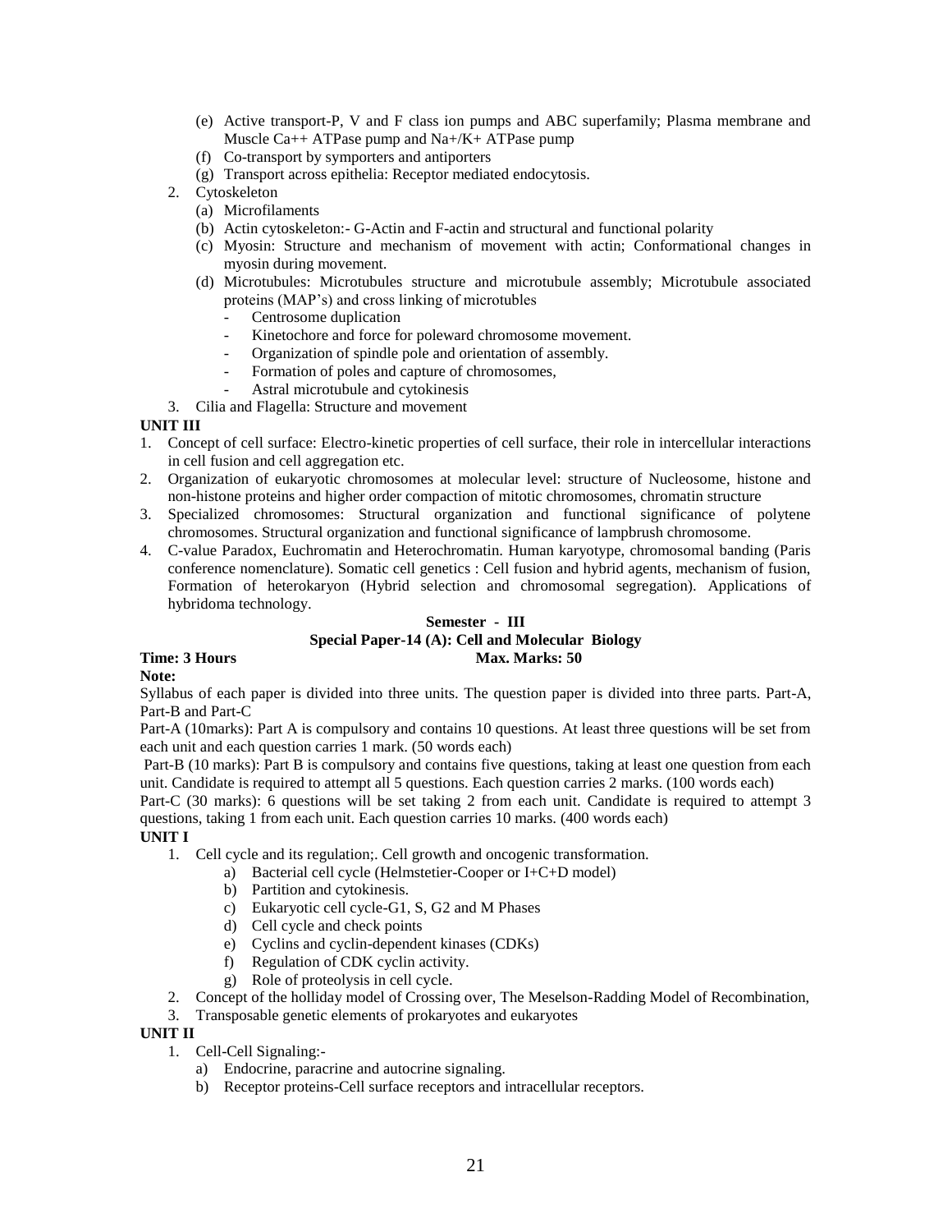(e) Active transport-P, V and F class ion pumps and ABC superfamily; Plasma membrane and Muscle $Ca^{++}$ ATPase pump and $Na^+/K^+$ ATPase pump
(f) Co-transport by symporters and antiporters
(g) Transport across epithelia: Receptor mediated endocytosis.

2. Cytoskeleton
   (a) Microfilaments
   (b) Actin cytoskeleton:- G-Actin and F-actin and structural and functional polarity
   (c) Myosin: Structure and mechanism of movement with actin; Conformational changes in myosin during movement.
   (d) Microtubules: Microtubules structure and microtubule assembly; Microtubule associated proteins (MAP's) and cross linking of microtubles
      - Centrosome duplication
      - Kinetochore and force for poleward chromosome movement.
      - Organization of spindle pole and orientation of assembly.
      - Formation of poles and capture of chromosomes,
      - Astral microtubule and cytokinesis
3. Cilia and Flagella: Structure and movement

**UNIT III**

1. Concept of cell surface: Electro-kinetic properties of cell surface, their role in intercellular interactions in cell fusion and cell aggregation etc.
2. Organization of eukaryotic chromosomes at molecular level: structure of Nucleosome, histone and non-histone proteins and higher order compaction of mitotic chromosomes, chromatin structure
3. Specialized chromosomes: Structural organization and functional significance of polytene chromosomes. Structural organization and functional significance of lampbrush chromosome.
4. C-value Paradox, Euchromatin and Heterochromatin. Human karyotype, chromosomal banding (Paris conference nomenclature). Somatic cell genetics : Cell fusion and hybrid agents, mechanism of fusion, Formation of heterokaryon (Hybrid selection and chromosomal segregation). Applications of hybridoma technology.

**Semester - III**

**Special Paper-14 (A): Cell and Molecular Biology**

**Time: 3 Hours** **Max. Marks: 50**

**Note:**

Syllabus of each paper is divided into three units. The question paper is divided into three parts. Part-A, Part-B and Part-C

Part-A (10marks): Part A is compulsory and contains 10 questions. At least three questions will be set from each unit and each question carries 1 mark. (50 words each)

Part-B (10 marks): Part B is compulsory and contains five questions, taking at least one question from each unit. Candidate is required to attempt all 5 questions. Each question carries 2 marks. (100 words each)

Part-C (30 marks): 6 questions will be set taking 2 from each unit. Candidate is required to attempt 3 questions, taking 1 from each unit. Each question carries 10 marks. (400 words each)

**UNIT I**

1. Cell cycle and its regulation;. Cell growth and oncogenic transformation.
   a) Bacterial cell cycle (Helmstetier-Cooper or I+C+D model)
   b) Partition and cytokinesis.
   c) Eukaryotic cell cycle-G1, S, G2 and M Phases
   d) Cell cycle and check points
   e) Cyclins and cyclin-dependent kinases (CDKs)
   f) Regulation of CDK cyclin activity.
   g) Role of proteolysis in cell cycle.
2. Concept of the holliday model of Crossing over, The Meselson-Radding Model of Recombination,
3. Transposable genetic elements of prokaryotes and eukaryotes

**UNIT II**

1. Cell-Cell Signaling:-
   a) Endocrine, paracrine and autocrine signaling.
   b) Receptor proteins-Cell surface receptors and intracellular receptors.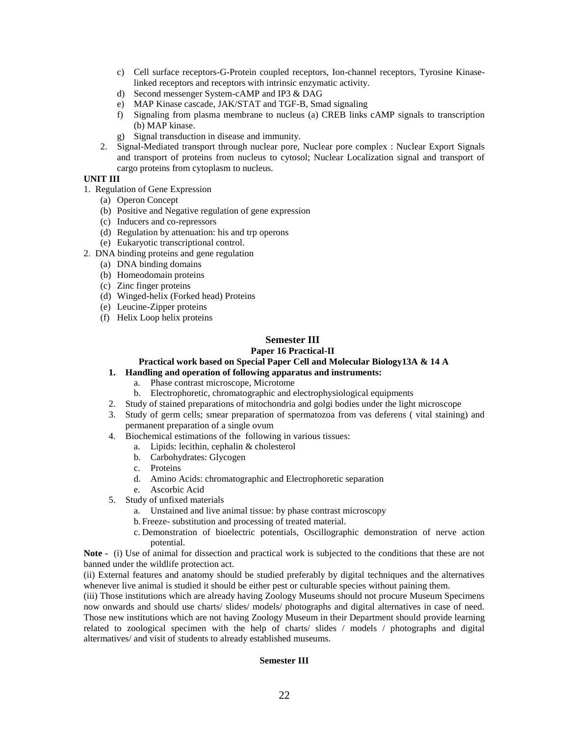c) Cell surface receptors-G-Protein coupled receptors, Ion-channel receptors, Tyrosine Kinase-linked receptors and receptors with intrinsic enzymatic activity.
d) Second messenger System-cAMP and IP3 & DAG
e) MAP Kinase cascade, JAK/STAT and TGF-B, Smad signaling
f) Signaling from plasma membrane to nucleus (a) CREB links cAMP signals to transcription (b) MAP kinase.
g) Signal transduction in disease and immunity.

2. Signal-Mediated transport through nuclear pore, Nuclear pore complex : Nuclear Export Signals and transport of proteins from nucleus to cytosol; Nuclear Localization signal and transport of cargo proteins from cytoplasm to nucleus.

**UNIT III**

1. Regulation of Gene Expression
   (a) Operon Concept
   (b) Positive and Negative regulation of gene expression
   (c) Inducers and co-repressors
   (d) Regulation by attenuation: his and trp operons
   (e) Eukaryotic transcriptional control.
2. DNA binding proteins and gene regulation
   (a) DNA binding domains
   (b) Homeodomain proteins
   (c) Zinc finger proteins
   (d) Winged-helix (Forked head) Proteins
   (e) Leucine-Zipper proteins
   (f) Helix Loop helix proteins

## Semester III

### Paper 16 Practical-II

### Practical work based on Special Paper Cell and Molecular Biology13A & 14 A

1. **Handling and operation of following apparatus and instruments:**
   a. Phase contrast microscope, Microtome
   b. Electrophoretic, chromatographic and electrophysiological equipments
2. Study of stained preparations of mitochondria and golgi bodies under the light microscope
3. Study of germ cells; smear preparation of spermatozoa from vas deferens ( vital staining) and permanent preparation of a single ovum
4. Biochemical estimations of the following in various tissues:
   a. Lipids: lecithin, cephalin & cholesterol
   b. Carbohydrates: Glycogen
   c. Proteins
   d. Amino Acids: chromatographic and Electrophoretic separation
   e. Ascorbic Acid
5. Study of unfixed materials
   a. Unstained and live animal tissue: by phase contrast microscopy
   b. Freeze- substitution and processing of treated material.
   c. Demonstration of bioelectric potentials, Oscillographic demonstration of nerve action potential.

**Note -** (i) Use of animal for dissection and practical work is subjected to the conditions that these are not banned under the wildlife protection act.

(ii) External features and anatomy should be studied preferably by digital techniques and the alternatives whenever live animal is studied it should be either pest or culturable species without paining them.

(iii) Those institutions which are already having Zoology Museums should not procure Museum Specimens now onwards and should use charts/ slides/ models/ photographs and digital alternatives in case of need. Those new institutions which are not having Zoology Museum in their Department should provide learning related to zoological specimen with the help of charts/ slides / models / photographs and digital altermatives/ and visit of students to already established museums.

**Semester III**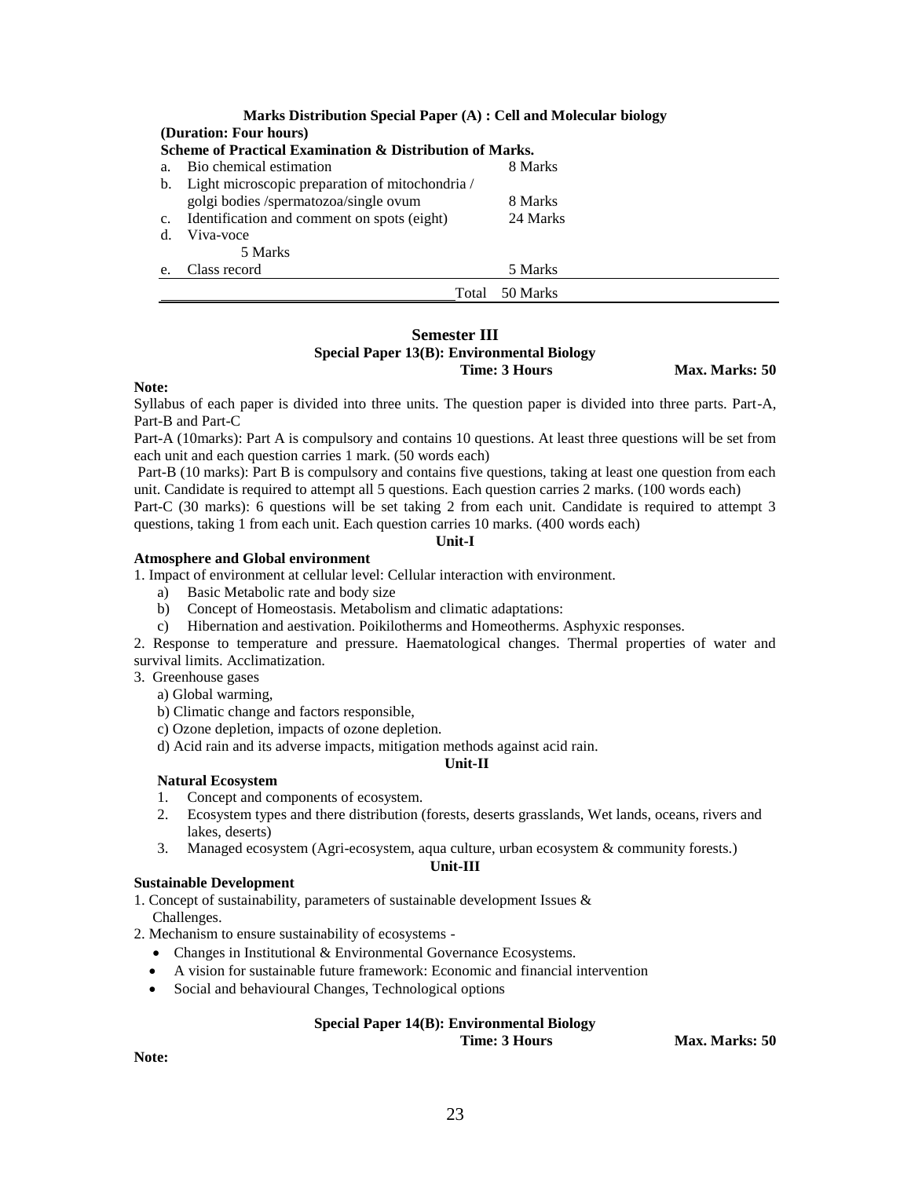**Marks Distribution Special Paper (A) : Cell and Molecular biology**

**(Duration: Four hours)**

**Scheme of Practical Examination & Distribution of Marks.**

| | | |
|---|---|---|
| a. | Bio chemical estimation | 8 Marks |
| b. | Light microscopic preparation of mitochondria / golgi bodies /spermatozoa/single ovum | 8 Marks |
| c. | Identification and comment on spots (eight) | 24 Marks |
| d. | Viva-voce | 5 Marks |
| e. | Class record | 5 Marks |
| | Total | 50 Marks |

## Semester III

### Special Paper 13(B): Environmental Biology

**Time: 3 Hours** **Max. Marks: 50**

**Note:**

Syllabus of each paper is divided into three units. The question paper is divided into three parts. Part-A, Part-B and Part-C

Part-A (10marks): Part A is compulsory and contains 10 questions. At least three questions will be set from each unit and each question carries 1 mark. (50 words each)

Part-B (10 marks): Part B is compulsory and contains five questions, taking at least one question from each unit. Candidate is required to attempt all 5 questions. Each question carries 2 marks. (100 words each)

Part-C (30 marks): 6 questions will be set taking 2 from each unit. Candidate is required to attempt 3 questions, taking 1 from each unit. Each question carries 10 marks. (400 words each)

**Unit-I**

**Atmosphere and Global environment**

1. Impact of environment at cellular level: Cellular interaction with environment.
   a) Basic Metabolic rate and body size
   b) Concept of Homeostasis. Metabolism and climatic adaptations:
   c) Hibernation and aestivation. Poikilotherms and Homeotherms. Asphyxic responses.
2. Response to temperature and pressure. Haematological changes. Thermal properties of water and survival limits. Acclimatization.
3. Greenhouse gases
   a) Global warming,
   b) Climatic change and factors responsible,
   c) Ozone depletion, impacts of ozone depletion.
   d) Acid rain and its adverse impacts, mitigation methods against acid rain.

**Unit-II**

**Natural Ecosystem**

1. Concept and components of ecosystem.
2. Ecosystem types and there distribution (forests, deserts grasslands, Wet lands, oceans, rivers and lakes, deserts)
3. Managed ecosystem (Agri-ecosystem, aqua culture, urban ecosystem & community forests.)

**Unit-III**

**Sustainable Development**

1. Concept of sustainability, parameters of sustainable development Issues & Challenges.
2. Mechanism to ensure sustainability of ecosystems -
   - Changes in Institutional & Environmental Governance Ecosystems.
   - A vision for sustainable future framework: Economic and financial intervention
   - Social and behavioural Changes, Technological options

### Special Paper 14(B): Environmental Biology

**Time: 3 Hours** **Max. Marks: 50**

**Note:**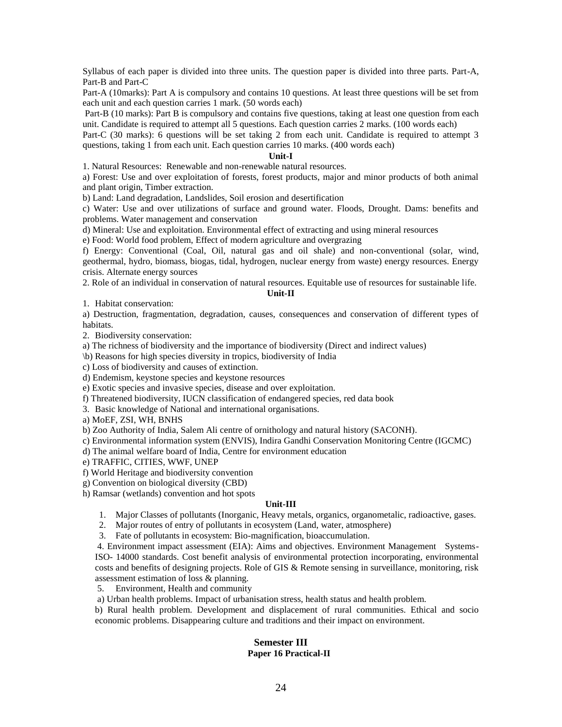Syllabus of each paper is divided into three units. The question paper is divided into three parts. Part-A, Part-B and Part-C

Part-A (10marks): Part A is compulsory and contains 10 questions. At least three questions will be set from each unit and each question carries 1 mark. (50 words each)

Part-B (10 marks): Part B is compulsory and contains five questions, taking at least one question from each unit. Candidate is required to attempt all 5 questions. Each question carries 2 marks. (100 words each)

Part-C (30 marks): 6 questions will be set taking 2 from each unit. Candidate is required to attempt 3 questions, taking 1 from each unit. Each question carries 10 marks. (400 words each)

**Unit-I**

1. Natural Resources: Renewable and non-renewable natural resources.

a) Forest: Use and over exploitation of forests, forest products, major and minor products of both animal and plant origin, Timber extraction.

b) Land: Land degradation, Landslides, Soil erosion and desertification

c) Water: Use and over utilizations of surface and ground water. Floods, Drought. Dams: benefits and problems. Water management and conservation

d) Mineral: Use and exploitation. Environmental effect of extracting and using mineral resources

e) Food: World food problem, Effect of modern agriculture and overgrazing

f) Energy: Conventional (Coal, Oil, natural gas and oil shale) and non-conventional (solar, wind, geothermal, hydro, biomass, biogas, tidal, hydrogen, nuclear energy from waste) energy resources. Energy crisis. Alternate energy sources

2. Role of an individual in conservation of natural resources. Equitable use of resources for sustainable life.

**Unit-II**

1. Habitat conservation:

a) Destruction, fragmentation, degradation, causes, consequences and conservation of different types of habitats.

2. Biodiversity conservation:

a) The richness of biodiversity and the importance of biodiversity (Direct and indirect values)

\b) Reasons for high species diversity in tropics, biodiversity of India

c) Loss of biodiversity and causes of extinction.

d) Endemism, keystone species and keystone resources

e) Exotic species and invasive species, disease and over exploitation.

f) Threatened biodiversity, IUCN classification of endangered species, red data book

3. Basic knowledge of National and international organisations.

a) MoEF, ZSI, WH, BNHS

b) Zoo Authority of India, Salem Ali centre of ornithology and natural history (SACONH).

c) Environmental information system (ENVIS), Indira Gandhi Conservation Monitoring Centre (IGCMC)

d) The animal welfare board of India, Centre for environment education

e) TRAFFIC, CITIES, WWF, UNEP

f) World Heritage and biodiversity convention

g) Convention on biological diversity (CBD)

h) Ramsar (wetlands) convention and hot spots

**Unit-III**

1. Major Classes of pollutants (Inorganic, Heavy metals, organics, organometalic, radioactive, gases.
2. Major routes of entry of pollutants in ecosystem (Land, water, atmosphere)
3. Fate of pollutants in ecosystem: Bio-magnification, bioaccumulation.
4. Environment impact assessment (EIA): Aims and objectives. Environment Management Systems-ISO- 14000 standards. Cost benefit analysis of environmental protection incorporating, environmental costs and benefits of designing projects. Role of GIS & Remote sensing in surveillance, monitoring, risk assessment estimation of loss & planning.
5. Environment, Health and community

a) Urban health problems. Impact of urbanisation stress, health status and health problem.

b) Rural health problem. Development and displacement of rural communities. Ethical and socio economic problems. Disappearing culture and traditions and their impact on environment.

## Semester III

### Paper 16 Practical-II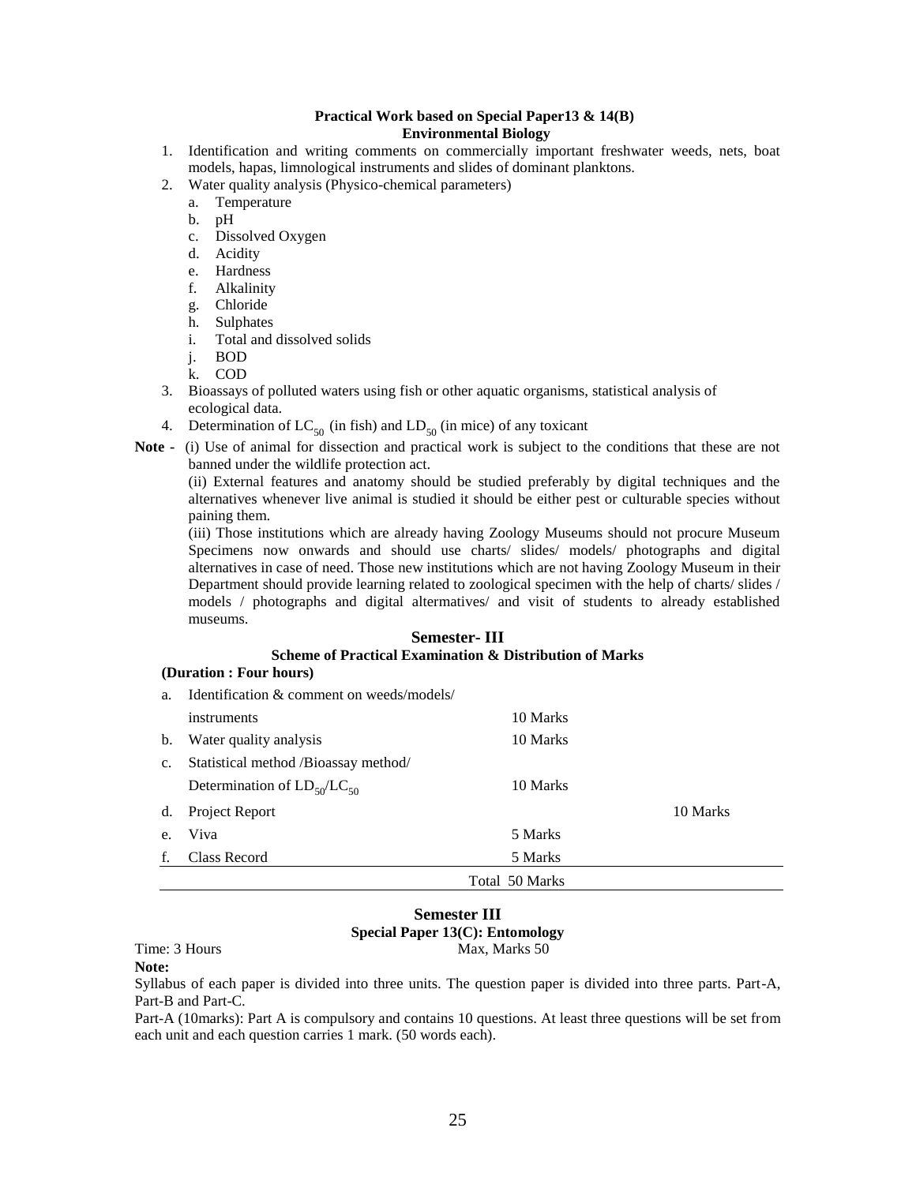### Practical Work based on Special Paper13 & 14(B)
### Environmental Biology

1. Identification and writing comments on commercially important freshwater weeds, nets, boat models, hapas, limnological instruments and slides of dominant planktons.
2. Water quality analysis (Physico-chemical parameters)
   a. Temperature
   b. pH
   c. Dissolved Oxygen
   d. Acidity
   e. Hardness
   f. Alkalinity
   g. Chloride
   h. Sulphates
   i. Total and dissolved solids
   j. BOD
   k. COD
3. Bioassays of polluted waters using fish or other aquatic organisms, statistical analysis of ecological data.
4. Determination of $LC_{50}$ (in fish) and $LD_{50}$ (in mice) of any toxicant

**Note -** (i) Use of animal for dissection and practical work is subject to the conditions that these are not banned under the wildlife protection act.

(ii) External features and anatomy should be studied preferably by digital techniques and the alternatives whenever live animal is studied it should be either pest or culturable species without paining them.

(iii) Those institutions which are already having Zoology Museums should not procure Museum Specimens now onwards and should use charts/ slides/ models/ photographs and digital alternatives in case of need. Those new institutions which are not having Zoology Museum in their Department should provide learning related to zoological specimen with the help of charts/ slides / models / photographs and digital altermatives/ and visit of students to already established museums.

### Semester- III
### Scheme of Practical Examination & Distribution of Marks

**(Duration : Four hours)**

| | | |
|---|---|---|
| a. | Identification & comment on weeds/models/ instruments | 10 Marks |
| b. | Water quality analysis | 10 Marks |
| c. | Statistical method /Bioassay method/ Determination of $LD_{50}/LC_{50}$ | 10 Marks |
| d. | Project Report | 10 Marks |
| e. | Viva | 5 Marks |
| f. | Class Record | 5 Marks |
| | | Total 50 Marks |

### Semester III
### Special Paper 13(C): Entomology

Time: 3 Hours Max, Marks 50

**Note:**

Syllabus of each paper is divided into three units. The question paper is divided into three parts. Part-A, Part-B and Part-C.

Part-A (10marks): Part A is compulsory and contains 10 questions. At least three questions will be set from each unit and each question carries 1 mark. (50 words each).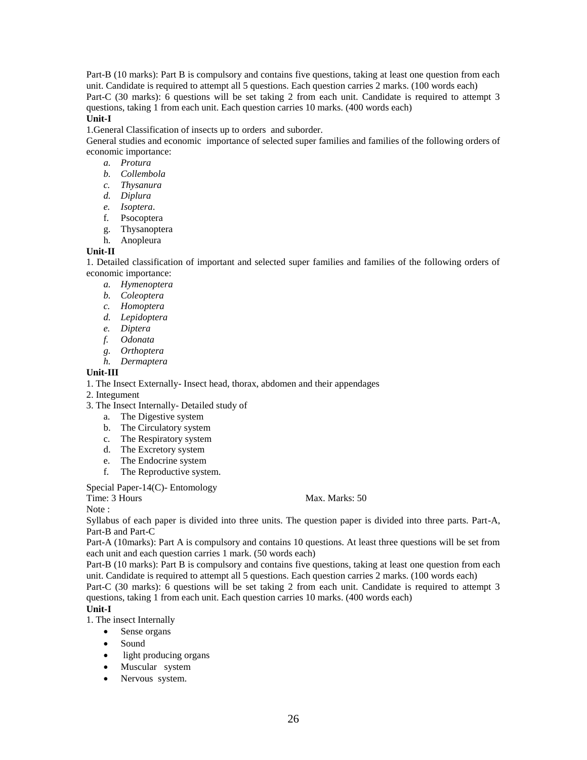Part-B (10 marks): Part B is compulsory and contains five questions, taking at least one question from each unit. Candidate is required to attempt all 5 questions. Each question carries 2 marks. (100 words each)

Part-C (30 marks): 6 questions will be set taking 2 from each unit. Candidate is required to attempt 3 questions, taking 1 from each unit. Each question carries 10 marks. (400 words each)

**Unit-I**

1.General Classification of insects up to orders and suborder.

General studies and economic importance of selected super families and families of the following orders of economic importance:

a. *Protura*
b. *Collembola*
c. *Thysanura*
d. *Diplura*
e. *Isoptera*.
f. Psocoptera
g. Thysanoptera
h. Anopleura

**Unit-II**

1. Detailed classification of important and selected super families and families of the following orders of economic importance:

a. *Hymenoptera*
b. *Coleoptera*
c. *Homoptera*
d. *Lepidoptera*
e. *Diptera*
f. *Odonata*
g. *Orthoptera*
h. *Dermaptera*

**Unit-III**

1. The Insect Externally- Insect head, thorax, abdomen and their appendages
2. Integument
3. The Insect Internally- Detailed study of
   a. The Digestive system
   b. The Circulatory system
   c. The Respiratory system
   d. The Excretory system
   e. The Endocrine system
   f. The Reproductive system.

Special Paper-14(C)- Entomology

Time: 3 Hours                                        Max. Marks: 50

Note :

Syllabus of each paper is divided into three units. The question paper is divided into three parts. Part-A, Part-B and Part-C

Part-A (10marks): Part A is compulsory and contains 10 questions. At least three questions will be set from each unit and each question carries 1 mark. (50 words each)

Part-B (10 marks): Part B is compulsory and contains five questions, taking at least one question from each unit. Candidate is required to attempt all 5 questions. Each question carries 2 marks. (100 words each)

Part-C (30 marks): 6 questions will be set taking 2 from each unit. Candidate is required to attempt 3 questions, taking 1 from each unit. Each question carries 10 marks. (400 words each)

**Unit-I**

1. The insect Internally

- Sense organs
- Sound
- light producing organs
- Muscular system
- Nervous system.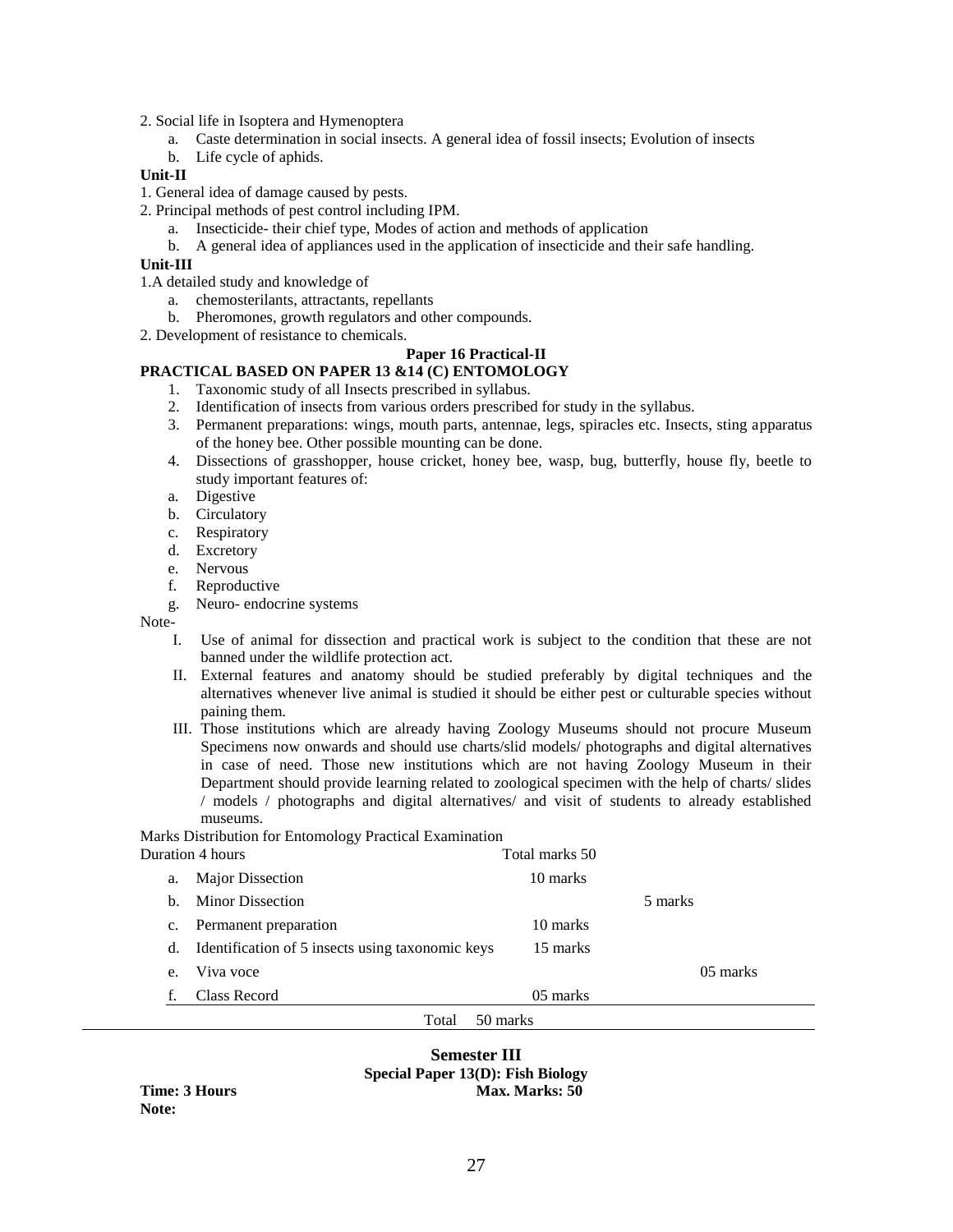2. Social life in Isoptera and Hymenoptera
   a. Caste determination in social insects. A general idea of fossil insects; Evolution of insects
   b. Life cycle of aphids.

**Unit-II**

1. General idea of damage caused by pests.
2. Principal methods of pest control including IPM.
   a. Insecticide- their chief type, Modes of action and methods of application
   b. A general idea of appliances used in the application of insecticide and their safe handling.

**Unit-III**

1. A detailed study and knowledge of
   a. chemosterilants, attractants, repellants
   b. Pheromones, growth regulators and other compounds.
2. Development of resistance to chemicals.

**Paper 16 Practical-II**

**PRACTICAL BASED ON PAPER 13 &14 (C) ENTOMOLOGY**

1. Taxonomic study of all Insects prescribed in syllabus.
2. Identification of insects from various orders prescribed for study in the syllabus.
3. Permanent preparations: wings, mouth parts, antennae, legs, spiracles etc. Insects, sting apparatus of the honey bee. Other possible mounting can be done.
4. Dissections of grasshopper, house cricket, honey bee, wasp, bug, butterfly, house fly, beetle to study important features of:
   a. Digestive
   b. Circulatory
   c. Respiratory
   d. Excretory
   e. Nervous
   f. Reproductive
   g. Neuro- endocrine systems

Note-

I. Use of animal for dissection and practical work is subject to the condition that these are not banned under the wildlife protection act.
II. External features and anatomy should be studied preferably by digital techniques and the alternatives whenever live animal is studied it should be either pest or culturable species without paining them.
III. Those institutions which are already having Zoology Museums should not procure Museum Specimens now onwards and should use charts/slid models/ photographs and digital alternatives in case of need. Those new institutions which are not having Zoology Museum in their Department should provide learning related to zoological specimen with the help of charts/ slides / models / photographs and digital alternatives/ and visit of students to already established museums.

Marks Distribution for Entomology Practical Examination

Duration 4 hours Total marks 50

| | | Marks |
|---|---|---|
| a. | Major Dissection | 10 marks |
| b. | Minor Dissection | 5 marks |
| c. | Permanent preparation | 10 marks |
| d. | Identification of 5 insects using taxonomic keys | 15 marks |
| e. | Viva voce | 05 marks |
| f. | Class Record | 05 marks |
| | Total | 50 marks |

**Semester III**

**Special Paper 13(D): Fish Biology**

**Time: 3 Hours** **Max. Marks: 50**

**Note:**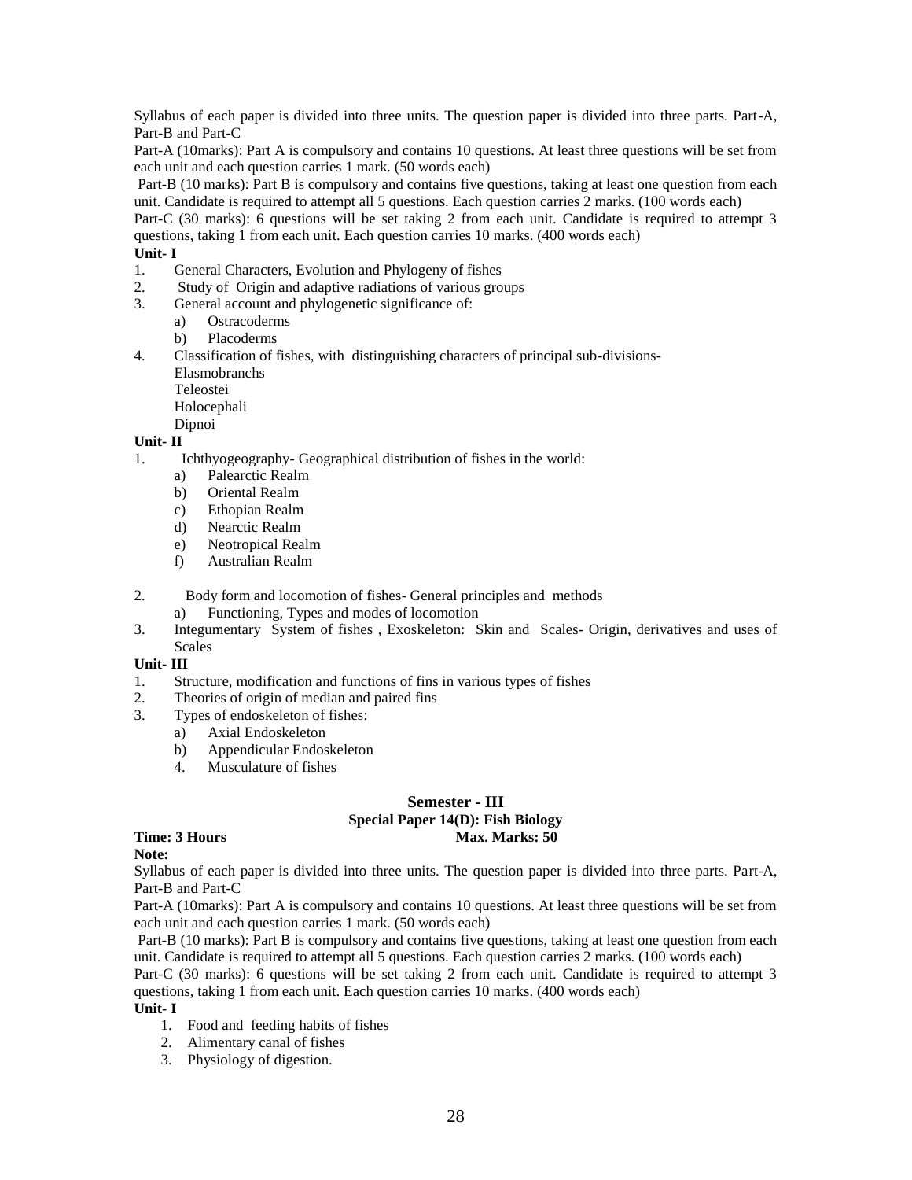Syllabus of each paper is divided into three units. The question paper is divided into three parts. Part-A, Part-B and Part-C

Part-A (10marks): Part A is compulsory and contains 10 questions. At least three questions will be set from each unit and each question carries 1 mark. (50 words each)

Part-B (10 marks): Part B is compulsory and contains five questions, taking at least one question from each unit. Candidate is required to attempt all 5 questions. Each question carries 2 marks. (100 words each)

Part-C (30 marks): 6 questions will be set taking 2 from each unit. Candidate is required to attempt 3 questions, taking 1 from each unit. Each question carries 10 marks. (400 words each)

**Unit- I**

1. General Characters, Evolution and Phylogeny of fishes
2. Study of Origin and adaptive radiations of various groups
3. General account and phylogenetic significance of:
   a) Ostracoderms
   b) Placoderms
4. Classification of fishes, with distinguishing characters of principal sub-divisions-
   Elasmobranchs
   Teleostei
   Holocephali
   Dipnoi

**Unit- II**

1. Ichthyogeography- Geographical distribution of fishes in the world:
   a) Palearctic Realm
   b) Oriental Realm
   c) Ethopian Realm
   d) Nearctic Realm
   e) Neotropical Realm
   f) Australian Realm
2. Body form and locomotion of fishes- General principles and methods
   a) Functioning, Types and modes of locomotion
3. Integumentary System of fishes , Exoskeleton: Skin and Scales- Origin, derivatives and uses of Scales

**Unit- III**

1. Structure, modification and functions of fins in various types of fishes
2. Theories of origin of median and paired fins
3. Types of endoskeleton of fishes:
   a) Axial Endoskeleton
   b) Appendicular Endoskeleton
   4. Musculature of fishes

## Semester - III

### Special Paper 14(D): Fish Biology

**Time: 3 Hours** **Max. Marks: 50**

**Note:**

Syllabus of each paper is divided into three units. The question paper is divided into three parts. Part-A, Part-B and Part-C

Part-A (10marks): Part A is compulsory and contains 10 questions. At least three questions will be set from each unit and each question carries 1 mark. (50 words each)

Part-B (10 marks): Part B is compulsory and contains five questions, taking at least one question from each unit. Candidate is required to attempt all 5 questions. Each question carries 2 marks. (100 words each)

Part-C (30 marks): 6 questions will be set taking 2 from each unit. Candidate is required to attempt 3 questions, taking 1 from each unit. Each question carries 10 marks. (400 words each)

**Unit- I**

1. Food and feeding habits of fishes
2. Alimentary canal of fishes
3. Physiology of digestion.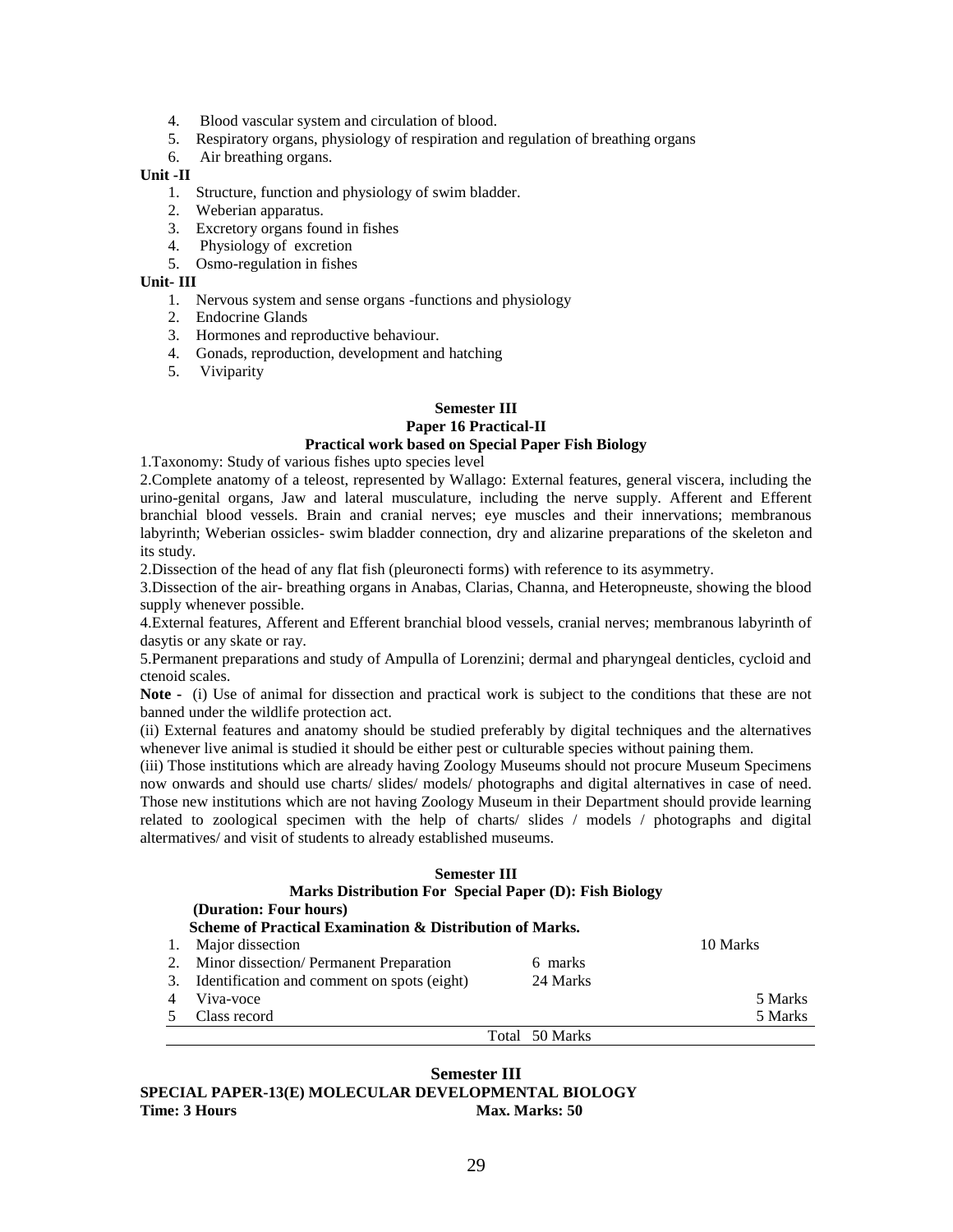4. Blood vascular system and circulation of blood.
5. Respiratory organs, physiology of respiration and regulation of breathing organs
6. Air breathing organs.

**Unit -II**

1. Structure, function and physiology of swim bladder.
2. Weberian apparatus.
3. Excretory organs found in fishes
4. Physiology of excretion
5. Osmo-regulation in fishes

**Unit- III**

1. Nervous system and sense organs -functions and physiology
2. Endocrine Glands
3. Hormones and reproductive behaviour.
4. Gonads, reproduction, development and hatching
5. Viviparity

**Semester III**

**Paper 16 Practical-II**

**Practical work based on Special Paper Fish Biology**

1.Taxonomy: Study of various fishes upto species level

2.Complete anatomy of a teleost, represented by Wallago: External features, general viscera, including the urino-genital organs, Jaw and lateral musculature, including the nerve supply. Afferent and Efferent branchial blood vessels. Brain and cranial nerves; eye muscles and their innervations; membranous labyrinth; Weberian ossicles- swim bladder connection, dry and alizarine preparations of the skeleton and its study.

2.Dissection of the head of any flat fish (pleuronecti forms) with reference to its asymmetry.

3.Dissection of the air- breathing organs in Anabas, Clarias, Channa, and Heteropneuste, showing the blood supply whenever possible.

4.External features, Afferent and Efferent branchial blood vessels, cranial nerves; membranous labyrinth of dasytis or any skate or ray.

5.Permanent preparations and study of Ampulla of Lorenzini; dermal and pharyngeal denticles, cycloid and ctenoid scales.

**Note -** (i) Use of animal for dissection and practical work is subject to the conditions that these are not banned under the wildlife protection act.

(ii) External features and anatomy should be studied preferably by digital techniques and the alternatives whenever live animal is studied it should be either pest or culturable species without paining them.

(iii) Those institutions which are already having Zoology Museums should not procure Museum Specimens now onwards and should use charts/ slides/ models/ photographs and digital alternatives in case of need. Those new institutions which are not having Zoology Museum in their Department should provide learning related to zoological specimen with the help of charts/ slides / models / photographs and digital altermatives/ and visit of students to already established museums.

**Semester III**

**Marks Distribution For Special Paper (D): Fish Biology**

**(Duration: Four hours)**

**Scheme of Practical Examination & Distribution of Marks.**

| | | | |
|---|---|---|---|
| 1. | Major dissection | | 10 Marks |
| 2. | Minor dissection/ Permanent Preparation | 6 marks | |
| 3. | Identification and comment on spots (eight) | 24 Marks | |
| 4 | Viva-voce | | 5 Marks |
| 5 | Class record | | 5 Marks |
| | | Total 50 Marks | |

**Semester III**

**SPECIAL PAPER-13(E) MOLECULAR DEVELOPMENTAL BIOLOGY**

**Time: 3 Hours** **Max. Marks: 50**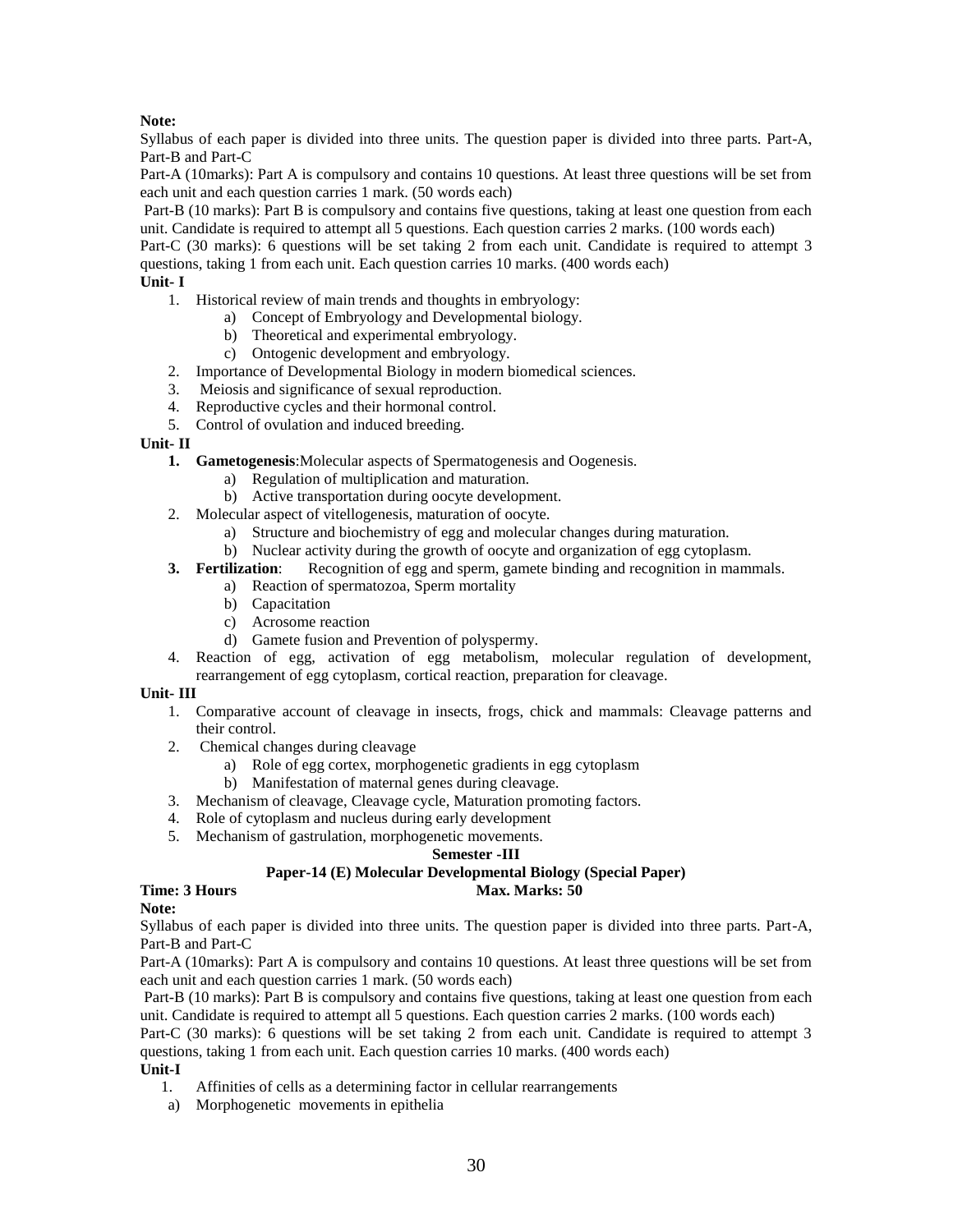**Note:**

Syllabus of each paper is divided into three units. The question paper is divided into three parts. Part-A, Part-B and Part-C

Part-A (10marks): Part A is compulsory and contains 10 questions. At least three questions will be set from each unit and each question carries 1 mark. (50 words each)

Part-B (10 marks): Part B is compulsory and contains five questions, taking at least one question from each unit. Candidate is required to attempt all 5 questions. Each question carries 2 marks. (100 words each)

Part-C (30 marks): 6 questions will be set taking 2 from each unit. Candidate is required to attempt 3 questions, taking 1 from each unit. Each question carries 10 marks. (400 words each)

**Unit- I**

1. Historical review of main trends and thoughts in embryology:
   a) Concept of Embryology and Developmental biology.
   b) Theoretical and experimental embryology.
   c) Ontogenic development and embryology.
2. Importance of Developmental Biology in modern biomedical sciences.
3. Meiosis and significance of sexual reproduction.
4. Reproductive cycles and their hormonal control.
5. Control of ovulation and induced breeding.

**Unit- II**

1. **Gametogenesis**:Molecular aspects of Spermatogenesis and Oogenesis.
   a) Regulation of multiplication and maturation.
   b) Active transportation during oocyte development.
2. Molecular aspect of vitellogenesis, maturation of oocyte.
   a) Structure and biochemistry of egg and molecular changes during maturation.
   b) Nuclear activity during the growth of oocyte and organization of egg cytoplasm.
3. **Fertilization**: Recognition of egg and sperm, gamete binding and recognition in mammals.
   a) Reaction of spermatozoa, Sperm mortality
   b) Capacitation
   c) Acrosome reaction
   d) Gamete fusion and Prevention of polyspermy.
4. Reaction of egg, activation of egg metabolism, molecular regulation of development, rearrangement of egg cytoplasm, cortical reaction, preparation for cleavage.

**Unit- III**

1. Comparative account of cleavage in insects, frogs, chick and mammals: Cleavage patterns and their control.
2. Chemical changes during cleavage
   a) Role of egg cortex, morphogenetic gradients in egg cytoplasm
   b) Manifestation of maternal genes during cleavage.
3. Mechanism of cleavage, Cleavage cycle, Maturation promoting factors.
4. Role of cytoplasm and nucleus during early development
5. Mechanism of gastrulation, morphogenetic movements.

**Semester -III**

**Paper-14 (E) Molecular Developmental Biology (Special Paper)**

**Time: 3 Hours** **Max. Marks: 50**

**Note:**

Syllabus of each paper is divided into three units. The question paper is divided into three parts. Part-A, Part-B and Part-C

Part-A (10marks): Part A is compulsory and contains 10 questions. At least three questions will be set from each unit and each question carries 1 mark. (50 words each)

Part-B (10 marks): Part B is compulsory and contains five questions, taking at least one question from each unit. Candidate is required to attempt all 5 questions. Each question carries 2 marks. (100 words each)

Part-C (30 marks): 6 questions will be set taking 2 from each unit. Candidate is required to attempt 3 questions, taking 1 from each unit. Each question carries 10 marks. (400 words each)

**Unit-I**

1. Affinities of cells as a determining factor in cellular rearrangements
   a) Morphogenetic movements in epithelia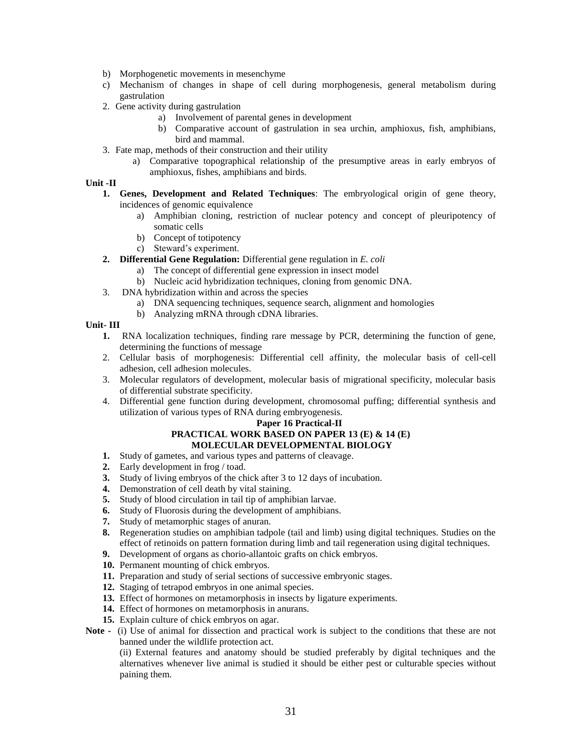b) Morphogenetic movements in mesenchyme

c) Mechanism of changes in shape of cell during morphogenesis, general metabolism during gastrulation

2. Gene activity during gastrulation
    a) Involvement of parental genes in development
    b) Comparative account of gastrulation in sea urchin, amphioxus, fish, amphibians, bird and mammal.
3. Fate map, methods of their construction and their utility
    a) Comparative topographical relationship of the presumptive areas in early embryos of amphioxus, fishes, amphibians and birds.

**Unit -II**

1. **Genes, Development and Related Techniques**: The embryological origin of gene theory, incidences of genomic equivalence
    a) Amphibian cloning, restriction of nuclear potency and concept of pleuripotency of somatic cells
    b) Concept of totipotency
    c) Steward's experiment.
2. **Differential Gene Regulation:** Differential gene regulation in *E. coli*
    a) The concept of differential gene expression in insect model
    b) Nucleic acid hybridization techniques, cloning from genomic DNA.
3. DNA hybridization within and across the species
    a) DNA sequencing techniques, sequence search, alignment and homologies
    b) Analyzing mRNA through cDNA libraries.

**Unit- III**

1. RNA localization techniques, finding rare message by PCR, determining the function of gene, determining the functions of message
2. Cellular basis of morphogenesis: Differential cell affinity, the molecular basis of cell-cell adhesion, cell adhesion molecules.
3. Molecular regulators of development, molecular basis of migrational specificity, molecular basis of differential substrate specificity.
4. Differential gene function during development, chromosomal puffing; differential synthesis and utilization of various types of RNA during embryogenesis.

**Paper 16 Practical-II**

**PRACTICAL WORK BASED ON PAPER 13 (E) & 14 (E)**

**MOLECULAR DEVELOPMENTAL BIOLOGY**

1. Study of gametes, and various types and patterns of cleavage.
2. Early development in frog / toad.
3. Study of living embryos of the chick after 3 to 12 days of incubation.
4. Demonstration of cell death by vital staining.
5. Study of blood circulation in tail tip of amphibian larvae.
6. Study of Fluorosis during the development of amphibians.
7. Study of metamorphic stages of anuran.
8. Regeneration studies on amphibian tadpole (tail and limb) using digital techniques. Studies on the effect of retinoids on pattern formation during limb and tail regeneration using digital techniques.
9. Development of organs as chorio-allantoic grafts on chick embryos.
10. Permanent mounting of chick embryos.
11. Preparation and study of serial sections of successive embryonic stages.
12. Staging of tetrapod embryos in one animal species.
13. Effect of hormones on metamorphosis in insects by ligature experiments.
14. Effect of hormones on metamorphosis in anurans.
15. Explain culture of chick embryos on agar.

**Note** - (i) Use of animal for dissection and practical work is subject to the conditions that these are not banned under the wildlife protection act.

(ii) External features and anatomy should be studied preferably by digital techniques and the alternatives whenever live animal is studied it should be either pest or culturable species without paining them.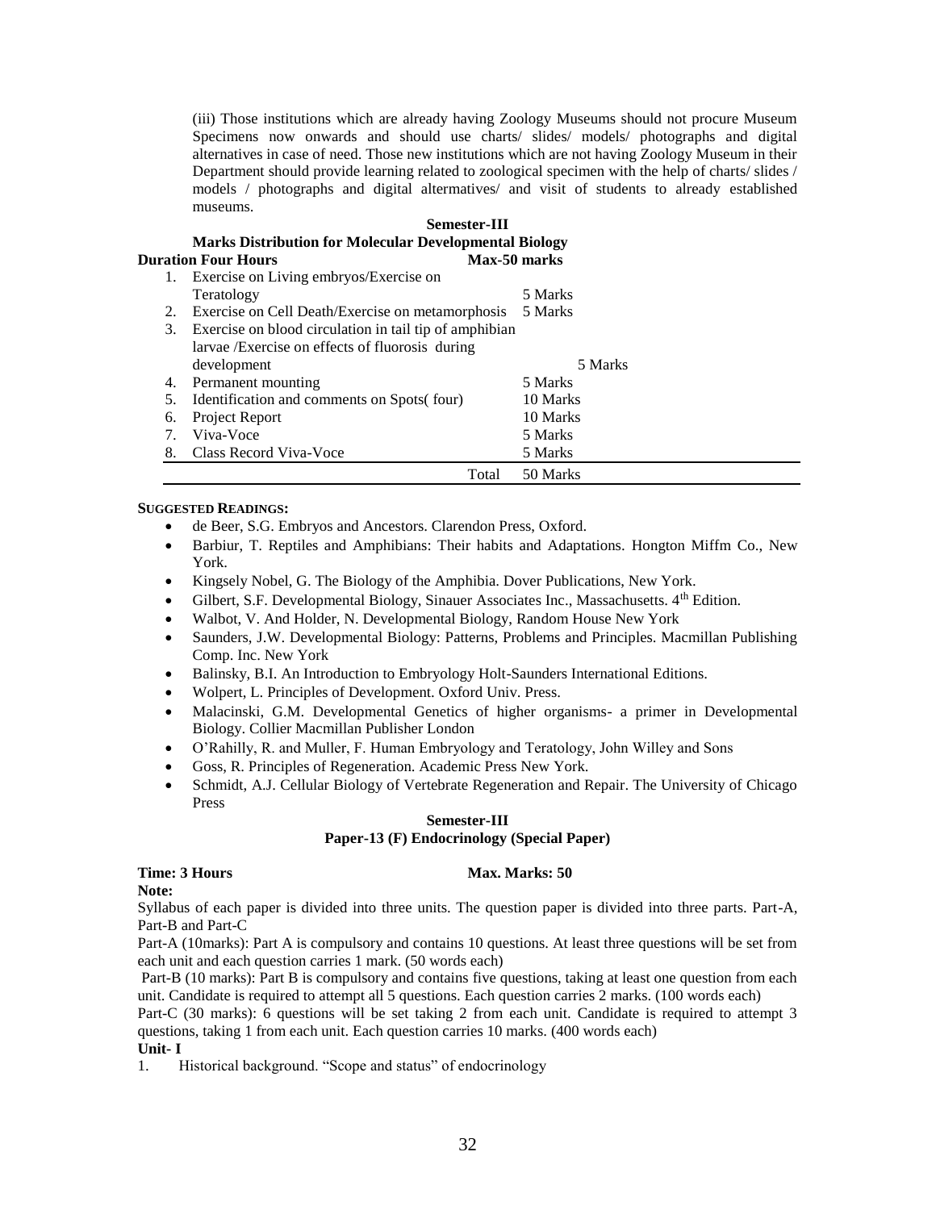(iii) Those institutions which are already having Zoology Museums should not procure Museum Specimens now onwards and should use charts/ slides/ models/ photographs and digital alternatives in case of need. Those new institutions which are not having Zoology Museum in their Department should provide learning related to zoological specimen with the help of charts/ slides / models / photographs and digital altermatives/ and visit of students to already established museums.

**Semester-III**

**Marks Distribution for Molecular Developmental Biology**

**Duration Four Hours** **Max-50 marks**

| | | |
|---|---|---|
| 1. | Exercise on Living embryos/Exercise on Teratology | 5 Marks |
| 2. | Exercise on Cell Death/Exercise on metamorphosis | 5 Marks |
| 3. | Exercise on blood circulation in tail tip of amphibian larvae /Exercise on effects of fluorosis during development | 5 Marks |
| 4. | Permanent mounting | 5 Marks |
| 5. | Identification and comments on Spots( four) | 10 Marks |
| 6. | Project Report | 10 Marks |
| 7. | Viva-Voce | 5 Marks |
| 8. | Class Record Viva-Voce | 5 Marks |
| | Total | 50 Marks |

**SUGGESTED READINGS:**

- de Beer, S.G. Embryos and Ancestors. Clarendon Press, Oxford.
- Barbiur, T. Reptiles and Amphibians: Their habits and Adaptations. Hongton Miffm Co., New York.
- Kingsely Nobel, G. The Biology of the Amphibia. Dover Publications, New York.
- Gilbert, S.F. Developmental Biology, Sinauer Associates Inc., Massachusetts. 4th Edition.
- Walbot, V. And Holder, N. Developmental Biology, Random House New York
- Saunders, J.W. Developmental Biology: Patterns, Problems and Principles. Macmillan Publishing Comp. Inc. New York
- Balinsky, B.I. An Introduction to Embryology Holt-Saunders International Editions.
- Wolpert, L. Principles of Development. Oxford Univ. Press.
- Malacinski, G.M. Developmental Genetics of higher organisms- a primer in Developmental Biology. Collier Macmillan Publisher London
- O'Rahilly, R. and Muller, F. Human Embryology and Teratology, John Willey and Sons
- Goss, R. Principles of Regeneration. Academic Press New York.
- Schmidt, A.J. Cellular Biology of Vertebrate Regeneration and Repair. The University of Chicago Press

**Semester-III**

**Paper-13 (F) Endocrinology (Special Paper)**

**Time: 3 Hours** **Max. Marks: 50**

**Note:**

Syllabus of each paper is divided into three units. The question paper is divided into three parts. Part-A, Part-B and Part-C

Part-A (10marks): Part A is compulsory and contains 10 questions. At least three questions will be set from each unit and each question carries 1 mark. (50 words each)

Part-B (10 marks): Part B is compulsory and contains five questions, taking at least one question from each unit. Candidate is required to attempt all 5 questions. Each question carries 2 marks. (100 words each)

Part-C (30 marks): 6 questions will be set taking 2 from each unit. Candidate is required to attempt 3 questions, taking 1 from each unit. Each question carries 10 marks. (400 words each)

**Unit- I**

1. Historical background. "Scope and status" of endocrinology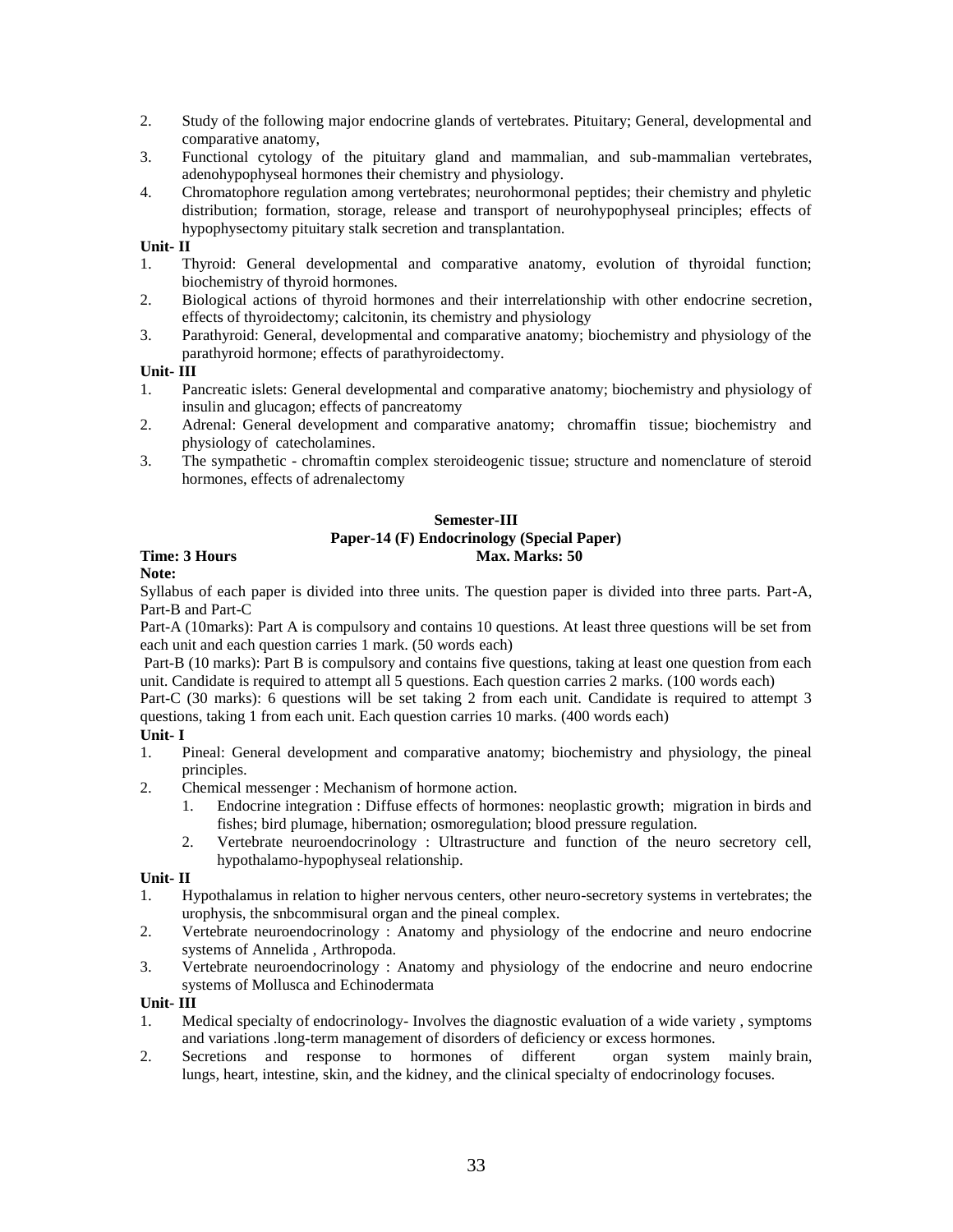2. Study of the following major endocrine glands of vertebrates. Pituitary; General, developmental and comparative anatomy,
3. Functional cytology of the pituitary gland and mammalian, and sub-mammalian vertebrates, adenohypophyseal hormones their chemistry and physiology.
4. Chromatophore regulation among vertebrates; neurohormonal peptides; their chemistry and phyletic distribution; formation, storage, release and transport of neurohypophyseal principles; effects of hypophysectomy pituitary stalk secretion and transplantation.

**Unit- II**

1. Thyroid: General developmental and comparative anatomy, evolution of thyroidal function; biochemistry of thyroid hormones.
2. Biological actions of thyroid hormones and their interrelationship with other endocrine secretion, effects of thyroidectomy; calcitonin, its chemistry and physiology
3. Parathyroid: General, developmental and comparative anatomy; biochemistry and physiology of the parathyroid hormone; effects of parathyroidectomy.

**Unit- III**

1. Pancreatic islets: General developmental and comparative anatomy; biochemistry and physiology of insulin and glucagon; effects of pancreatomy
2. Adrenal: General development and comparative anatomy; chromaffin tissue; biochemistry and physiology of catecholamines.
3. The sympathetic - chromaftin complex steroideogenic tissue; structure and nomenclature of steroid hormones, effects of adrenalectomy

## Semester-III

### Paper-14 (F) Endocrinology (Special Paper)

**Time: 3 Hours** **Max. Marks: 50**

**Note:**

Syllabus of each paper is divided into three units. The question paper is divided into three parts. Part-A, Part-B and Part-C

Part-A (10marks): Part A is compulsory and contains 10 questions. At least three questions will be set from each unit and each question carries 1 mark. (50 words each)

Part-B (10 marks): Part B is compulsory and contains five questions, taking at least one question from each unit. Candidate is required to attempt all 5 questions. Each question carries 2 marks. (100 words each)

Part-C (30 marks): 6 questions will be set taking 2 from each unit. Candidate is required to attempt 3 questions, taking 1 from each unit. Each question carries 10 marks. (400 words each)

**Unit- I**

1. Pineal: General development and comparative anatomy; biochemistry and physiology, the pineal principles.
2. Chemical messenger : Mechanism of hormone action.
    1. Endocrine integration : Diffuse effects of hormones: neoplastic growth; migration in birds and fishes; bird plumage, hibernation; osmoregulation; blood pressure regulation.
    2. Vertebrate neuroendocrinology : Ultrastructure and function of the neuro secretory cell, hypothalamo-hypophyseal relationship.

**Unit- II**

1. Hypothalamus in relation to higher nervous centers, other neuro-secretory systems in vertebrates; the urophysis, the snbcommisural organ and the pineal complex.
2. Vertebrate neuroendocrinology : Anatomy and physiology of the endocrine and neuro endocrine systems of Annelida , Arthropoda.
3. Vertebrate neuroendocrinology : Anatomy and physiology of the endocrine and neuro endocrine systems of Mollusca and Echinodermata

**Unit- III**

1. Medical specialty of endocrinology- Involves the diagnostic evaluation of a wide variety , symptoms and variations .long-term management of disorders of deficiency or excess hormones.
2. Secretions and response to hormones of different organ system mainly brain, lungs, heart, intestine, skin, and the kidney, and the clinical specialty of endocrinology focuses.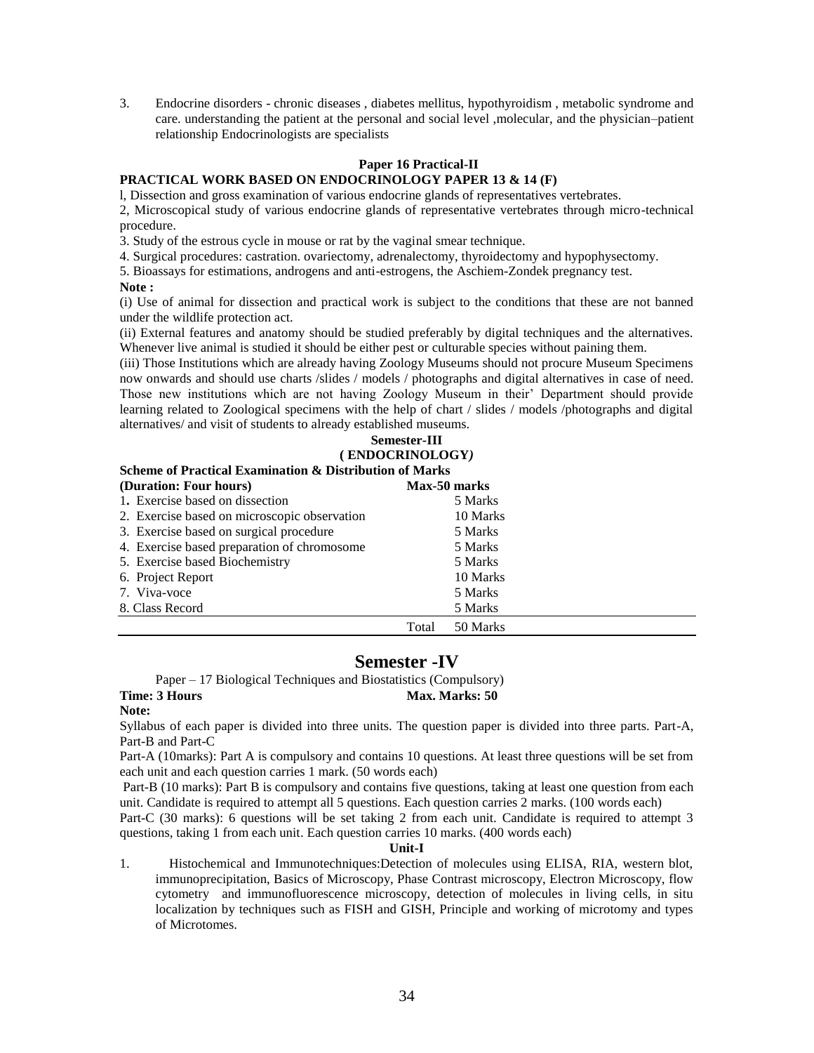3. Endocrine disorders - chronic diseases , diabetes mellitus, hypothyroidism , metabolic syndrome and care. understanding the patient at the personal and social level ,molecular, and the physician–patient relationship Endocrinologists are specialists

**Paper 16 Practical-II**

**PRACTICAL WORK BASED ON ENDOCRINOLOGY PAPER 13 & 14 (F)**

l, Dissection and gross examination of various endocrine glands of representatives vertebrates.

2, Microscopical study of various endocrine glands of representative vertebrates through micro-technical procedure.

3. Study of the estrous cycle in mouse or rat by the vaginal smear technique.

4. Surgical procedures: castration. ovariectomy, adrenalectomy, thyroidectomy and hypophysectomy.

5. Bioassays for estimations, androgens and anti-estrogens, the Aschiem-Zondek pregnancy test.

**Note :**

(i) Use of animal for dissection and practical work is subject to the conditions that these are not banned under the wildlife protection act.

(ii) External features and anatomy should be studied preferably by digital techniques and the alternatives. Whenever live animal is studied it should be either pest or culturable species without paining them.

(iii) Those Institutions which are already having Zoology Museums should not procure Museum Specimens now onwards and should use charts /slides / models / photographs and digital alternatives in case of need. Those new institutions which are not having Zoology Museum in their' Department should provide learning related to Zoological specimens with the help of chart / slides / models /photographs and digital alternatives/ and visit of students to already established museums.

**Semester-III**

**( ENDOCRINOLOGY)**

**Scheme of Practical Examination & Distribution of Marks**

| **(Duration: Four hours)** | **Max-50 marks** |
|---|---|
| 1. Exercise based on dissection | 5 Marks |
| 2. Exercise based on microscopic observation | 10 Marks |
| 3. Exercise based on surgical procedure | 5 Marks |
| 4. Exercise based preparation of chromosome | 5 Marks |
| 5. Exercise based Biochemistry | 5 Marks |
| 6. Project Report | 10 Marks |
| 7. Viva-voce | 5 Marks |
| 8. Class Record | 5 Marks |
| Total | 50 Marks |

## Semester -IV

Paper – 17 Biological Techniques and Biostatistics (Compulsory)

**Time: 3 Hours** **Max. Marks: 50**

**Note:**

Syllabus of each paper is divided into three units. The question paper is divided into three parts. Part-A, Part-B and Part-C

Part-A (10marks): Part A is compulsory and contains 10 questions. At least three questions will be set from each unit and each question carries 1 mark. (50 words each)

Part-B (10 marks): Part B is compulsory and contains five questions, taking at least one question from each unit. Candidate is required to attempt all 5 questions. Each question carries 2 marks. (100 words each)

Part-C (30 marks): 6 questions will be set taking 2 from each unit. Candidate is required to attempt 3 questions, taking 1 from each unit. Each question carries 10 marks. (400 words each)

**Unit-I**

1. Histochemical and Immunotechniques:Detection of molecules using ELISA, RIA, western blot, immunoprecipitation, Basics of Microscopy, Phase Contrast microscopy, Electron Microscopy, flow cytometry and immunofluorescence microscopy, detection of molecules in living cells, in situ localization by techniques such as FISH and GISH, Principle and working of microtomy and types of Microtomes.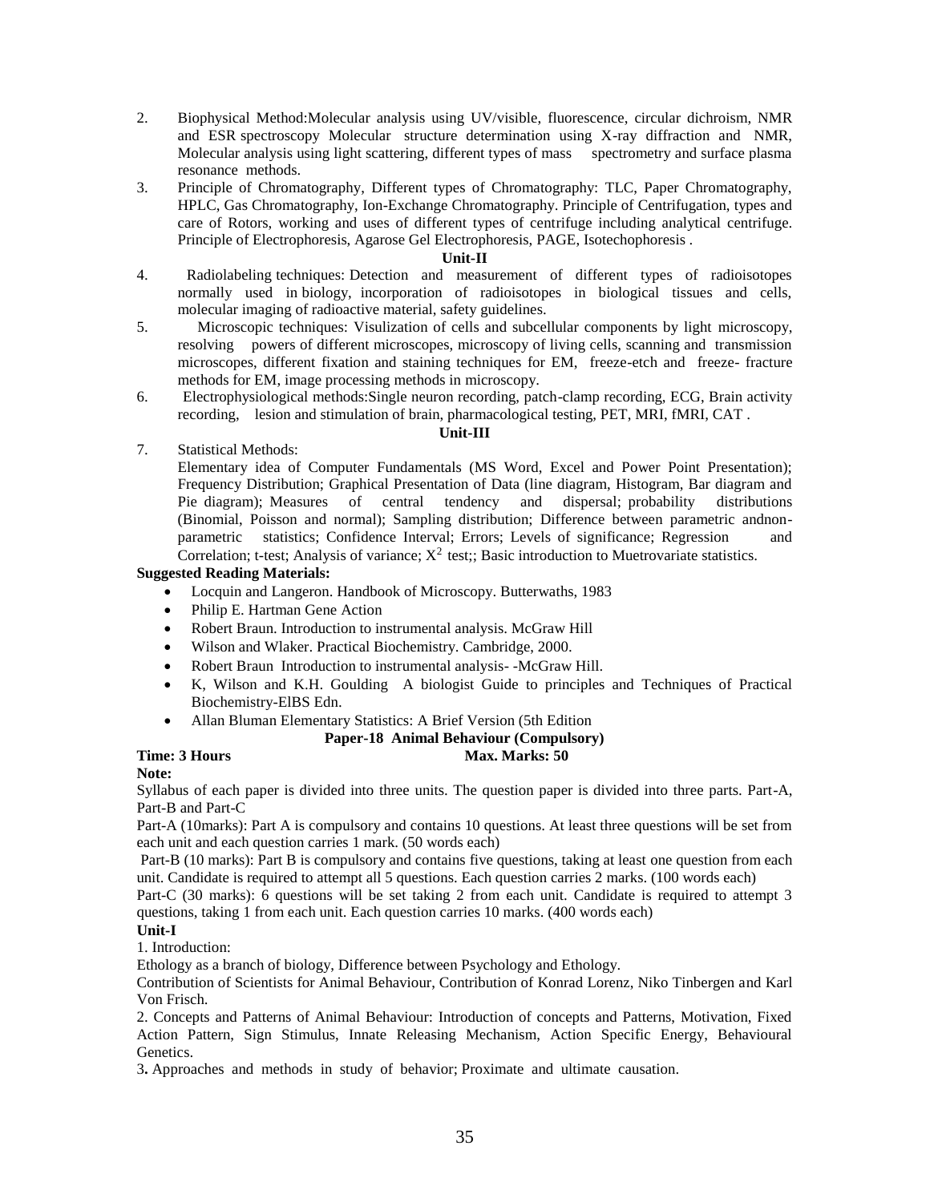2. Biophysical Method:Molecular analysis using UV/visible, fluorescence, circular dichroism, NMR and ESR spectroscopy Molecular structure determination using X-ray diffraction and NMR, Molecular analysis using light scattering, different types of mass spectrometry and surface plasma resonance methods.
3. Principle of Chromatography, Different types of Chromatography: TLC, Paper Chromatography, HPLC, Gas Chromatography, Ion-Exchange Chromatography. Principle of Centrifugation, types and care of Rotors, working and uses of different types of centrifuge including analytical centrifuge. Principle of Electrophoresis, Agarose Gel Electrophoresis, PAGE, Isotechophoresis .

**Unit-II**

4. Radiolabeling techniques: Detection and measurement of different types of radioisotopes normally used in biology, incorporation of radioisotopes in biological tissues and cells, molecular imaging of radioactive material, safety guidelines.
5. Microscopic techniques: Visulization of cells and subcellular components by light microscopy, resolving powers of different microscopes, microscopy of living cells, scanning and transmission microscopes, different fixation and staining techniques for EM, freeze-etch and freeze- fracture methods for EM, image processing methods in microscopy.
6. Electrophysiological methods:Single neuron recording, patch-clamp recording, ECG, Brain activity recording, lesion and stimulation of brain, pharmacological testing, PET, MRI, fMRI, CAT .

**Unit-III**

7. Statistical Methods:
   Elementary idea of Computer Fundamentals (MS Word, Excel and Power Point Presentation); Frequency Distribution; Graphical Presentation of Data (line diagram, Histogram, Bar diagram and Pie diagram); Measures of central tendency and dispersal; probability distributions (Binomial, Poisson and normal); Sampling distribution; Difference between parametric andnon-parametric statistics; Confidence Interval; Errors; Levels of significance; Regression and Correlation; t-test; Analysis of variance; $X^2$ test;; Basic introduction to Muetrovariate statistics.

**Suggested Reading Materials:**

- Locquin and Langeron. Handbook of Microscopy. Butterwaths, 1983
- Philip E. Hartman Gene Action
- Robert Braun. Introduction to instrumental analysis. McGraw Hill
- Wilson and Wlaker. Practical Biochemistry. Cambridge, 2000.
- Robert Braun Introduction to instrumental analysis- -McGraw Hill.
- K, Wilson and K.H. Goulding A biologist Guide to principles and Techniques of Practical Biochemistry-ElBS Edn.
- Allan Bluman Elementary Statistics: A Brief Version (5th Edition

**Paper-18 Animal Behaviour (Compulsory)**

**Time: 3 Hours** **Max. Marks: 50**

**Note:**

Syllabus of each paper is divided into three units. The question paper is divided into three parts. Part-A, Part-B and Part-C

Part-A (10marks): Part A is compulsory and contains 10 questions. At least three questions will be set from each unit and each question carries 1 mark. (50 words each)

Part-B (10 marks): Part B is compulsory and contains five questions, taking at least one question from each unit. Candidate is required to attempt all 5 questions. Each question carries 2 marks. (100 words each)

Part-C (30 marks): 6 questions will be set taking 2 from each unit. Candidate is required to attempt 3 questions, taking 1 from each unit. Each question carries 10 marks. (400 words each)

**Unit-I**

1. Introduction:

Ethology as a branch of biology, Difference between Psychology and Ethology.

Contribution of Scientists for Animal Behaviour, Contribution of Konrad Lorenz, Niko Tinbergen and Karl Von Frisch.

2. Concepts and Patterns of Animal Behaviour: Introduction of concepts and Patterns, Motivation, Fixed Action Pattern, Sign Stimulus, Innate Releasing Mechanism, Action Specific Energy, Behavioural Genetics.

3**.** Approaches and methods in study of behavior; Proximate and ultimate causation.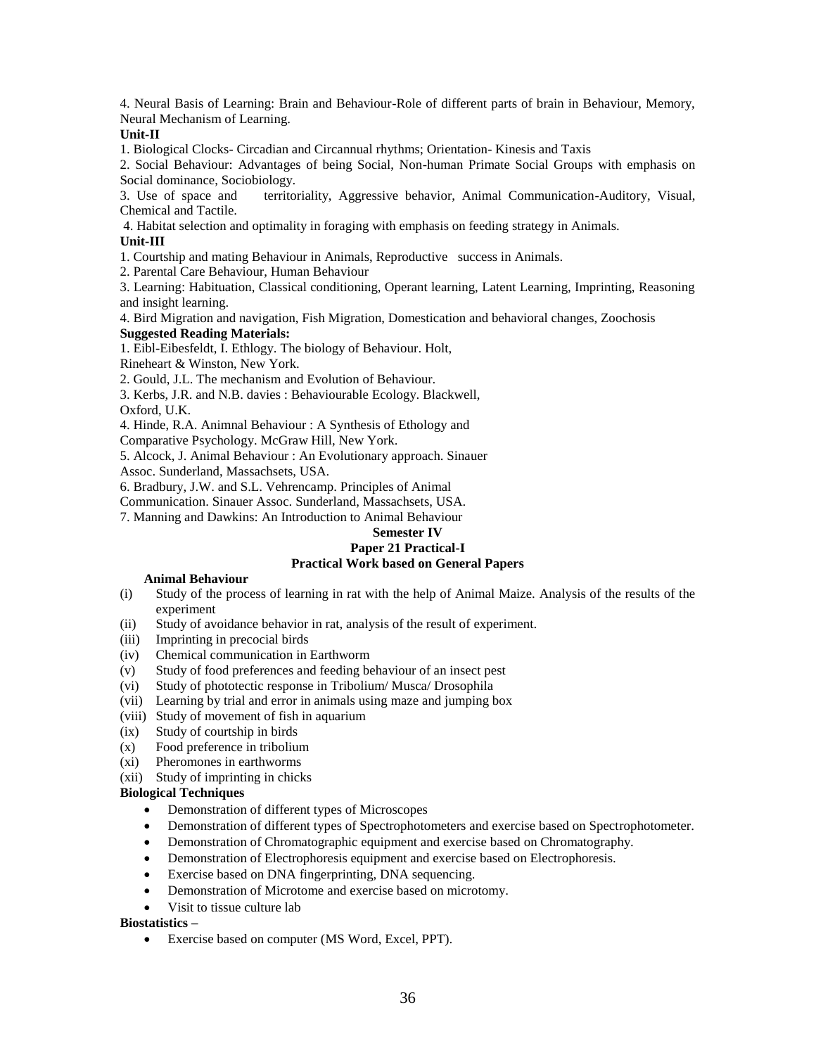4. Neural Basis of Learning: Brain and Behaviour-Role of different parts of brain in Behaviour, Memory, Neural Mechanism of Learning.

**Unit-II**

1. Biological Clocks- Circadian and Circannual rhythms; Orientation- Kinesis and Taxis
2. Social Behaviour: Advantages of being Social, Non-human Primate Social Groups with emphasis on Social dominance, Sociobiology.
3. Use of space and territoriality, Aggressive behavior, Animal Communication-Auditory, Visual, Chemical and Tactile.
4. Habitat selection and optimality in foraging with emphasis on feeding strategy in Animals.

**Unit-III**

1. Courtship and mating Behaviour in Animals, Reproductive success in Animals.
2. Parental Care Behaviour, Human Behaviour
3. Learning: Habituation, Classical conditioning, Operant learning, Latent Learning, Imprinting, Reasoning and insight learning.
4. Bird Migration and navigation, Fish Migration, Domestication and behavioral changes, Zoochosis

**Suggested Reading Materials:**

1. Eibl-Eibesfeldt, I. Ethlogy. The biology of Behaviour. Holt, Rineheart & Winston, New York.
2. Gould, J.L. The mechanism and Evolution of Behaviour.
3. Kerbs, J.R. and N.B. davies : Behaviourable Ecology. Blackwell, Oxford, U.K.
4. Hinde, R.A. Animnal Behaviour : A Synthesis of Ethology and Comparative Psychology. McGraw Hill, New York.
5. Alcock, J. Animal Behaviour : An Evolutionary approach. Sinauer Assoc. Sunderland, Massachsets, USA.
6. Bradbury, J.W. and S.L. Vehrencamp. Principles of Animal Communication. Sinauer Assoc. Sunderland, Massachsets, USA.
7. Manning and Dawkins: An Introduction to Animal Behaviour

**Semester IV**

**Paper 21 Practical-I**

**Practical Work based on General Papers**

**Animal Behaviour**

(i) Study of the process of learning in rat with the help of Animal Maize. Analysis of the results of the experiment

(ii) Study of avoidance behavior in rat, analysis of the result of experiment.

(iii) Imprinting in precocial birds

(iv) Chemical communication in Earthworm

(v) Study of food preferences and feeding behaviour of an insect pest

(vi) Study of phototectic response in Tribolium/ Musca/ Drosophila

(vii) Learning by trial and error in animals using maze and jumping box

(viii) Study of movement of fish in aquarium

(ix) Study of courtship in birds

(x) Food preference in tribolium

(xi) Pheromones in earthworms

(xii) Study of imprinting in chicks

**Biological Techniques**

- Demonstration of different types of Microscopes
- Demonstration of different types of Spectrophotometers and exercise based on Spectrophotometer.
- Demonstration of Chromatographic equipment and exercise based on Chromatography.
- Demonstration of Electrophoresis equipment and exercise based on Electrophoresis.
- Exercise based on DNA fingerprinting, DNA sequencing.
- Demonstration of Microtome and exercise based on microtomy.
- Visit to tissue culture lab

**Biostatistics –**

- Exercise based on computer (MS Word, Excel, PPT).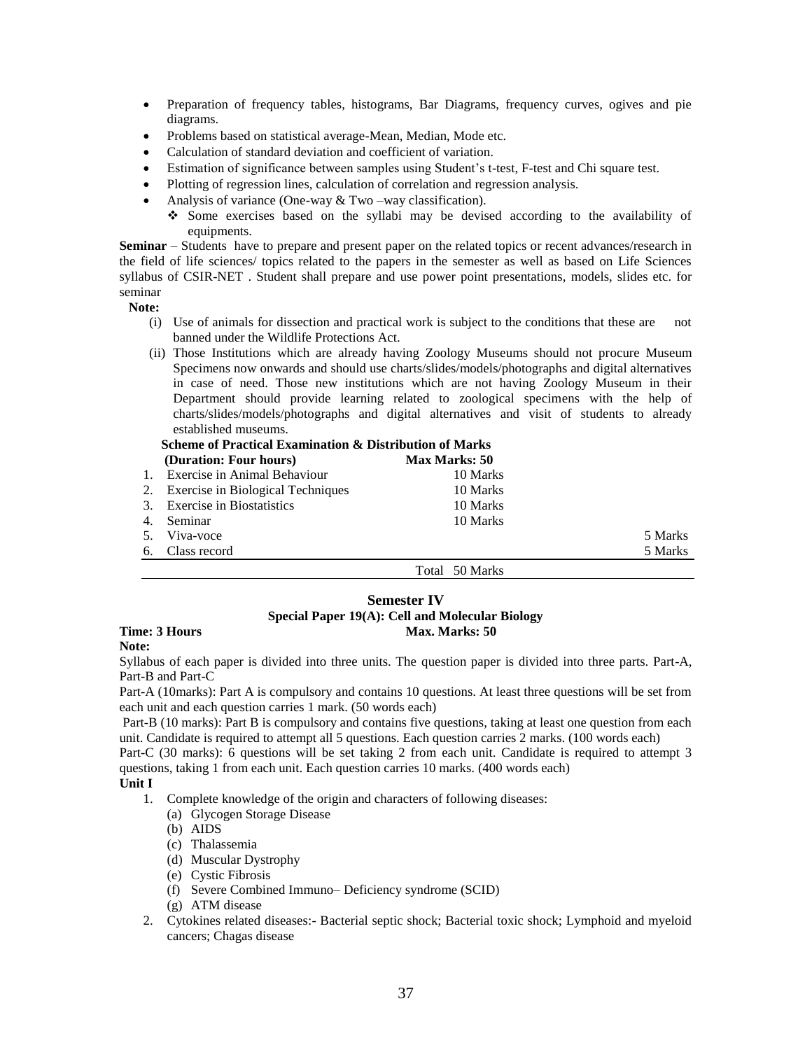- Preparation of frequency tables, histograms, Bar Diagrams, frequency curves, ogives and pie diagrams.
- Problems based on statistical average-Mean, Median, Mode etc.
- Calculation of standard deviation and coefficient of variation.
- Estimation of significance between samples using Student's t-test, F-test and Chi square test.
- Plotting of regression lines, calculation of correlation and regression analysis.
- Analysis of variance (One-way & Two –way classification).
  - ❖ Some exercises based on the syllabi may be devised according to the availability of equipments.

**Seminar** – Students have to prepare and present paper on the related topics or recent advances/research in the field of life sciences/ topics related to the papers in the semester as well as based on Life Sciences syllabus of CSIR-NET . Student shall prepare and use power point presentations, models, slides etc. for seminar

**Note:**

(i) Use of animals for dissection and practical work is subject to the conditions that these are not banned under the Wildlife Protections Act.

(ii) Those Institutions which are already having Zoology Museums should not procure Museum Specimens now onwards and should use charts/slides/models/photographs and digital alternatives in case of need. Those new institutions which are not having Zoology Museum in their Department should provide learning related to zoological specimens with the help of charts/slides/models/photographs and digital alternatives and visit of students to already established museums.

**Scheme of Practical Examination & Distribution of Marks**

| **(Duration: Four hours)** | **Max Marks: 50** | |
|---|---|---|
| 1. Exercise in Animal Behaviour | 10 Marks | |
| 2. Exercise in Biological Techniques | 10 Marks | |
| 3. Exercise in Biostatistics | 10 Marks | |
| 4. Seminar | 10 Marks | |
| 5. Viva-voce | | 5 Marks |
| 6. Class record | | 5 Marks |
| | Total 50 Marks | |

## Semester IV

### Special Paper 19(A): Cell and Molecular Biology

**Time: 3 Hours** **Max. Marks: 50**

**Note:**

Syllabus of each paper is divided into three units. The question paper is divided into three parts. Part-A, Part-B and Part-C

Part-A (10marks): Part A is compulsory and contains 10 questions. At least three questions will be set from each unit and each question carries 1 mark. (50 words each)

Part-B (10 marks): Part B is compulsory and contains five questions, taking at least one question from each unit. Candidate is required to attempt all 5 questions. Each question carries 2 marks. (100 words each)

Part-C (30 marks): 6 questions will be set taking 2 from each unit. Candidate is required to attempt 3 questions, taking 1 from each unit. Each question carries 10 marks. (400 words each)

**Unit I**

1. Complete knowledge of the origin and characters of following diseases:
   - (a) Glycogen Storage Disease
   - (b) AIDS
   - (c) Thalassemia
   - (d) Muscular Dystrophy
   - (e) Cystic Fibrosis
   - (f) Severe Combined Immuno– Deficiency syndrome (SCID)
   - (g) ATM disease
2. Cytokines related diseases:- Bacterial septic shock; Bacterial toxic shock; Lymphoid and myeloid cancers; Chagas disease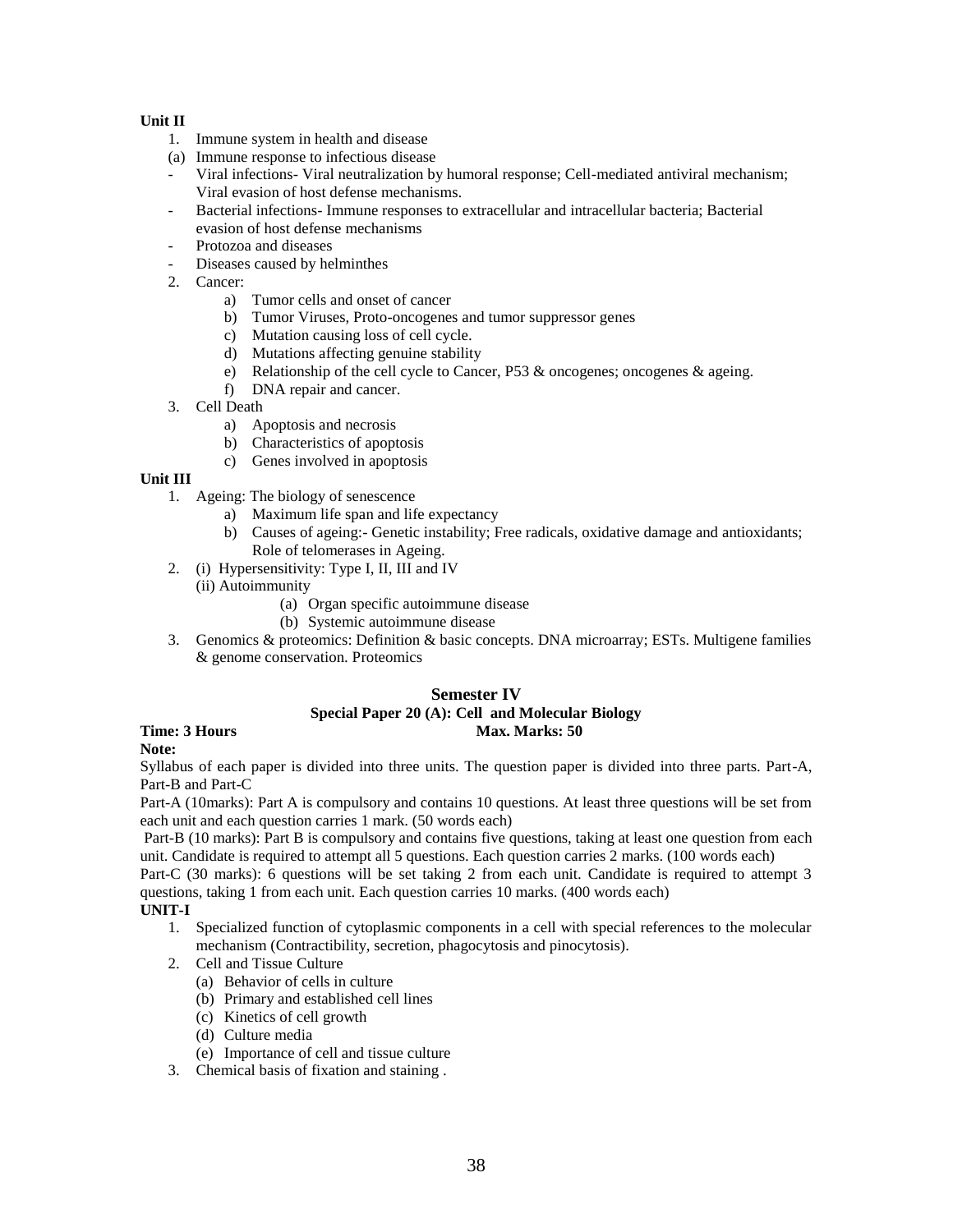**Unit II**

1. Immune system in health and disease

(a) Immune response to infectious disease

- Viral infections- Viral neutralization by humoral response; Cell-mediated antiviral mechanism; Viral evasion of host defense mechanisms.
- Bacterial infections- Immune responses to extracellular and intracellular bacteria; Bacterial evasion of host defense mechanisms
- Protozoa and diseases
- Diseases caused by helminthes

2. Cancer:
   a) Tumor cells and onset of cancer
   b) Tumor Viruses, Proto-oncogenes and tumor suppressor genes
   c) Mutation causing loss of cell cycle.
   d) Mutations affecting genuine stability
   e) Relationship of the cell cycle to Cancer, P53 & oncogenes; oncogenes & ageing.
   f) DNA repair and cancer.
3. Cell Death
   a) Apoptosis and necrosis
   b) Characteristics of apoptosis
   c) Genes involved in apoptosis

**Unit III**

1. Ageing: The biology of senescence
   a) Maximum life span and life expectancy
   b) Causes of ageing:- Genetic instability; Free radicals, oxidative damage and antioxidants; Role of telomerases in Ageing.
2. (i) Hypersensitivity: Type I, II, III and IV

   (ii) Autoimmunity
   (a) Organ specific autoimmune disease
   (b) Systemic autoimmune disease
3. Genomics & proteomics: Definition & basic concepts. DNA microarray; ESTs. Multigene families & genome conservation. Proteomics

## Semester IV

### Special Paper 20 (A): Cell and Molecular Biology

**Time: 3 Hours** **Max. Marks: 50**

**Note:**

Syllabus of each paper is divided into three units. The question paper is divided into three parts. Part-A, Part-B and Part-C

Part-A (10marks): Part A is compulsory and contains 10 questions. At least three questions will be set from each unit and each question carries 1 mark. (50 words each)

Part-B (10 marks): Part B is compulsory and contains five questions, taking at least one question from each unit. Candidate is required to attempt all 5 questions. Each question carries 2 marks. (100 words each)

Part-C (30 marks): 6 questions will be set taking 2 from each unit. Candidate is required to attempt 3 questions, taking 1 from each unit. Each question carries 10 marks. (400 words each)

**UNIT-I**

1. Specialized function of cytoplasmic components in a cell with special references to the molecular mechanism (Contractibility, secretion, phagocytosis and pinocytosis).
2. Cell and Tissue Culture
   (a) Behavior of cells in culture
   (b) Primary and established cell lines
   (c) Kinetics of cell growth
   (d) Culture media
   (e) Importance of cell and tissue culture
3. Chemical basis of fixation and staining .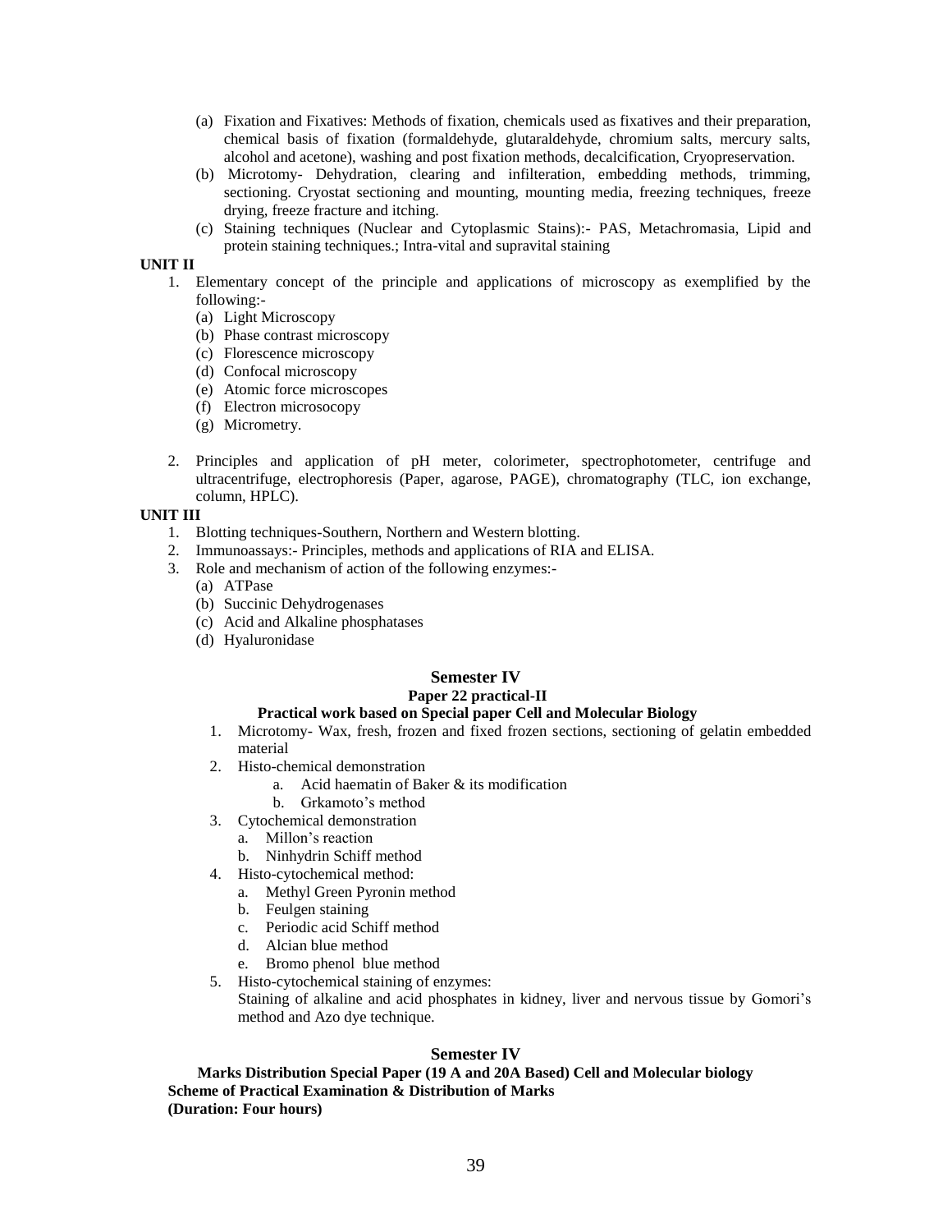(a) Fixation and Fixatives: Methods of fixation, chemicals used as fixatives and their preparation, chemical basis of fixation (formaldehyde, glutaraldehyde, chromium salts, mercury salts, alcohol and acetone), washing and post fixation methods, decalcification, Cryopreservation.

(b) Microtomy- Dehydration, clearing and infilteration, embedding methods, trimming, sectioning. Cryostat sectioning and mounting, mounting media, freezing techniques, freeze drying, freeze fracture and itching.

(c) Staining techniques (Nuclear and Cytoplasmic Stains):- PAS, Metachromasia, Lipid and protein staining techniques.; Intra-vital and supravital staining

**UNIT II**

1. Elementary concept of the principle and applications of microscopy as exemplified by the following:-
   (a) Light Microscopy
   (b) Phase contrast microscopy
   (c) Florescence microscopy
   (d) Confocal microscopy
   (e) Atomic force microscopes
   (f) Electron microsocopy
   (g) Micrometry.

2. Principles and application of pH meter, colorimeter, spectrophotometer, centrifuge and ultracentrifuge, electrophoresis (Paper, agarose, PAGE), chromatography (TLC, ion exchange, column, HPLC).

**UNIT III**

1. Blotting techniques-Southern, Northern and Western blotting.
2. Immunoassays:- Principles, methods and applications of RIA and ELISA.
3. Role and mechanism of action of the following enzymes:-
   (a) ATPase
   (b) Succinic Dehydrogenases
   (c) Acid and Alkaline phosphatases
   (d) Hyaluronidase

## Semester IV

### Paper 22 practical-II

#### Practical work based on Special paper Cell and Molecular Biology

1. Microtomy- Wax, fresh, frozen and fixed frozen sections, sectioning of gelatin embedded material
2. Histo-chemical demonstration
   a. Acid haematin of Baker & its modification
   b. Grkamoto's method
3. Cytochemical demonstration
   a. Millon's reaction
   b. Ninhydrin Schiff method
4. Histo-cytochemical method:
   a. Methyl Green Pyronin method
   b. Feulgen staining
   c. Periodic acid Schiff method
   d. Alcian blue method
   e. Bromo phenol blue method
5. Histo-cytochemical staining of enzymes:
   Staining of alkaline and acid phosphates in kidney, liver and nervous tissue by Gomori's method and Azo dye technique.

## Semester IV

**Marks Distribution Special Paper (19 A and 20A Based) Cell and Molecular biology**

**Scheme of Practical Examination & Distribution of Marks**

**(Duration: Four hours)**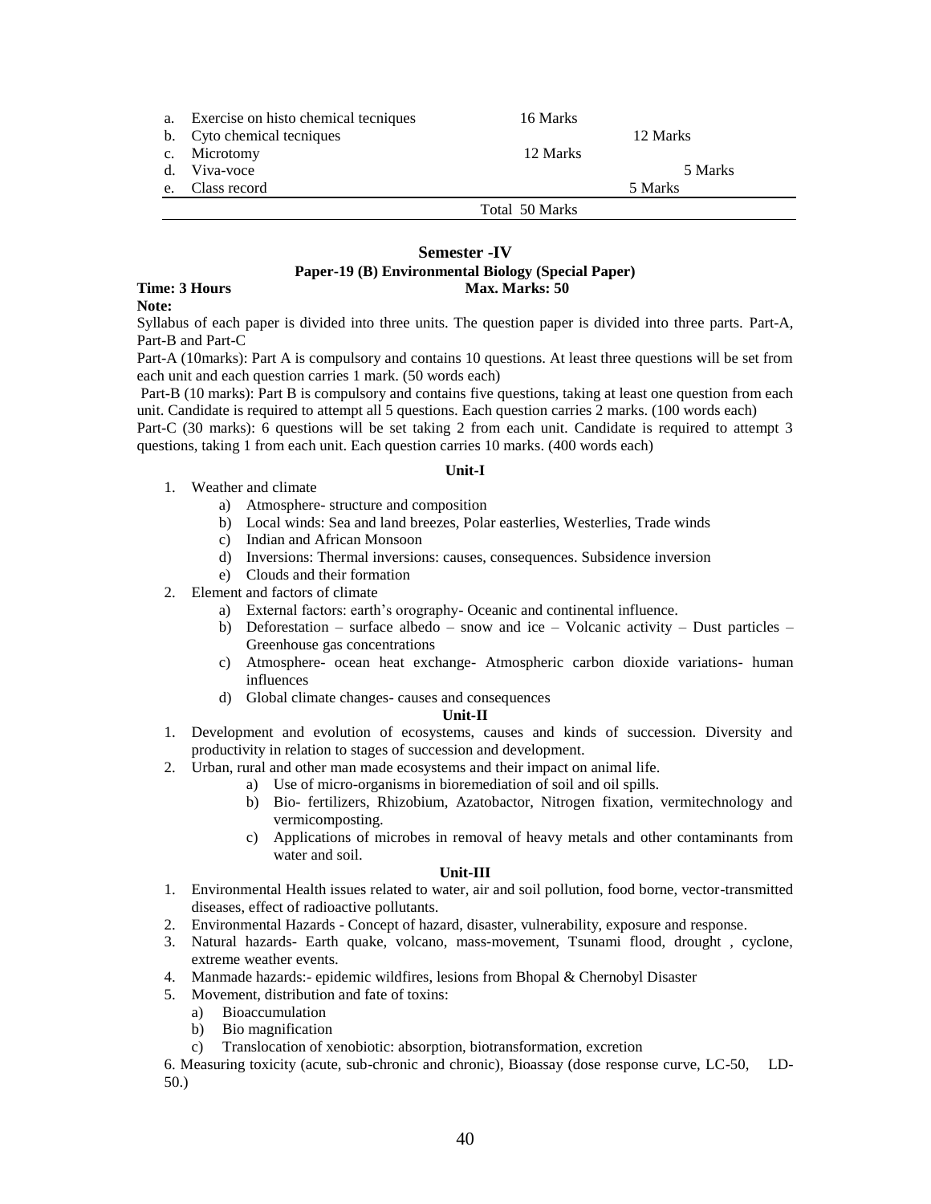| | | |
|---|---|---|
| a. | Exercise on histo chemical tecniques | 16 Marks |
| b. | Cyto chemical tecniques | 12 Marks |
| c. | Microtomy | 12 Marks |
| d. | Viva-voce | 5 Marks |
| e. | Class record | 5 Marks |
| | | Total 50 Marks |

## Semester -IV

### Paper-19 (B) Environmental Biology (Special Paper)

**Time: 3 Hours** **Max. Marks: 50**

**Note:**

Syllabus of each paper is divided into three units. The question paper is divided into three parts. Part-A, Part-B and Part-C

Part-A (10marks): Part A is compulsory and contains 10 questions. At least three questions will be set from each unit and each question carries 1 mark. (50 words each)

Part-B (10 marks): Part B is compulsory and contains five questions, taking at least one question from each unit. Candidate is required to attempt all 5 questions. Each question carries 2 marks. (100 words each)

Part-C (30 marks): 6 questions will be set taking 2 from each unit. Candidate is required to attempt 3 questions, taking 1 from each unit. Each question carries 10 marks. (400 words each)

**Unit-I**

1. Weather and climate
   a) Atmosphere- structure and composition
   b) Local winds: Sea and land breezes, Polar easterlies, Westerlies, Trade winds
   c) Indian and African Monsoon
   d) Inversions: Thermal inversions: causes, consequences. Subsidence inversion
   e) Clouds and their formation
2. Element and factors of climate
   a) External factors: earth's orography- Oceanic and continental influence.
   b) Deforestation – surface albedo – snow and ice – Volcanic activity – Dust particles – Greenhouse gas concentrations
   c) Atmosphere- ocean heat exchange- Atmospheric carbon dioxide variations- human influences
   d) Global climate changes- causes and consequences

**Unit-II**

1. Development and evolution of ecosystems, causes and kinds of succession. Diversity and productivity in relation to stages of succession and development.
2. Urban, rural and other man made ecosystems and their impact on animal life.
   a) Use of micro-organisms in bioremediation of soil and oil spills.
   b) Bio- fertilizers, Rhizobium, Azatobactor, Nitrogen fixation, vermitechnology and vermicomposting.
   c) Applications of microbes in removal of heavy metals and other contaminants from water and soil.

**Unit-III**

1. Environmental Health issues related to water, air and soil pollution, food borne, vector-transmitted diseases, effect of radioactive pollutants.
2. Environmental Hazards - Concept of hazard, disaster, vulnerability, exposure and response.
3. Natural hazards- Earth quake, volcano, mass-movement, Tsunami flood, drought , cyclone, extreme weather events.
4. Manmade hazards:- epidemic wildfires, lesions from Bhopal & Chernobyl Disaster
5. Movement, distribution and fate of toxins:
   a) Bioaccumulation
   b) Bio magnification
   c) Translocation of xenobiotic: absorption, biotransformation, excretion
6. Measuring toxicity (acute, sub-chronic and chronic), Bioassay (dose response curve, LC-50, LD-50.)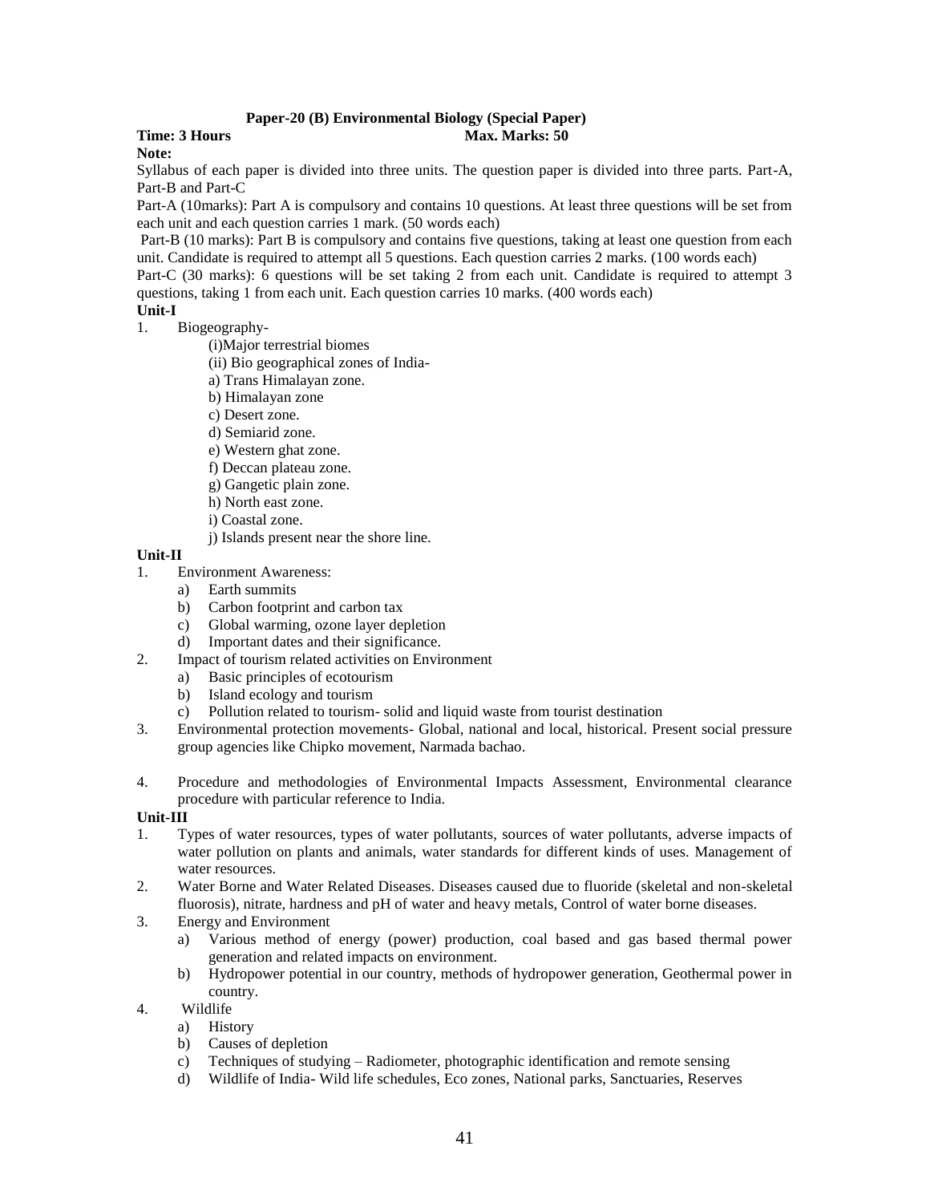## Paper-20 (B) Environmental Biology (Special Paper)

**Time: 3 Hours** **Max. Marks: 50**

**Note:**

Syllabus of each paper is divided into three units. The question paper is divided into three parts. Part-A, Part-B and Part-C

Part-A (10marks): Part A is compulsory and contains 10 questions. At least three questions will be set from each unit and each question carries 1 mark. (50 words each)

Part-B (10 marks): Part B is compulsory and contains five questions, taking at least one question from each unit. Candidate is required to attempt all 5 questions. Each question carries 2 marks. (100 words each)

Part-C (30 marks): 6 questions will be set taking 2 from each unit. Candidate is required to attempt 3 questions, taking 1 from each unit. Each question carries 10 marks. (400 words each)

**Unit-I**

1. Biogeography-
   - (i)Major terrestrial biomes
   - (ii) Bio geographical zones of India-
   - a) Trans Himalayan zone.
   - b) Himalayan zone
   - c) Desert zone.
   - d) Semiarid zone.
   - e) Western ghat zone.
   - f) Deccan plateau zone.
   - g) Gangetic plain zone.
   - h) North east zone.
   - i) Coastal zone.
   - j) Islands present near the shore line.

**Unit-II**

1. Environment Awareness:
   - a) Earth summits
   - b) Carbon footprint and carbon tax
   - c) Global warming, ozone layer depletion
   - d) Important dates and their significance.
2. Impact of tourism related activities on Environment
   - a) Basic principles of ecotourism
   - b) Island ecology and tourism
   - c) Pollution related to tourism- solid and liquid waste from tourist destination
3. Environmental protection movements- Global, national and local, historical. Present social pressure group agencies like Chipko movement, Narmada bachao.
4. Procedure and methodologies of Environmental Impacts Assessment, Environmental clearance procedure with particular reference to India.

**Unit-III**

1. Types of water resources, types of water pollutants, sources of water pollutants, adverse impacts of water pollution on plants and animals, water standards for different kinds of uses. Management of water resources.
2. Water Borne and Water Related Diseases. Diseases caused due to fluoride (skeletal and non-skeletal fluorosis), nitrate, hardness and pH of water and heavy metals, Control of water borne diseases.
3. Energy and Environment
   - a) Various method of energy (power) production, coal based and gas based thermal power generation and related impacts on environment.
   - b) Hydropower potential in our country, methods of hydropower generation, Geothermal power in country.
4. Wildlife
   - a) History
   - b) Causes of depletion
   - c) Techniques of studying – Radiometer, photographic identification and remote sensing
   - d) Wildlife of India- Wild life schedules, Eco zones, National parks, Sanctuaries, Reserves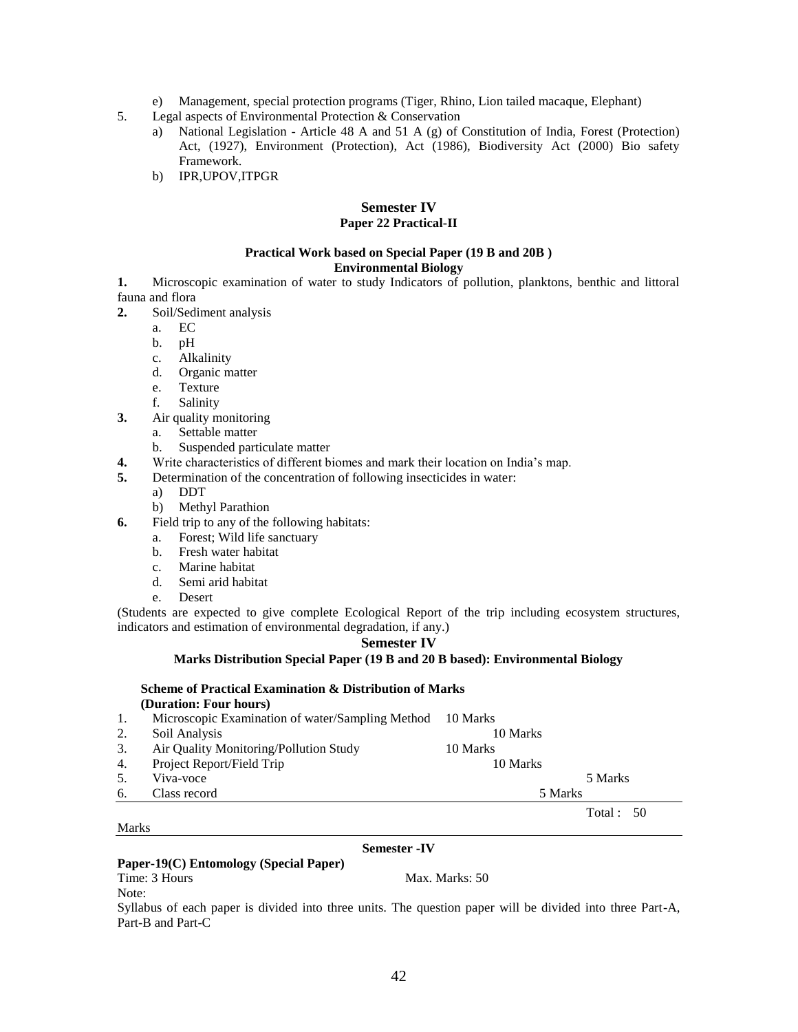e) Management, special protection programs (Tiger, Rhino, Lion tailed macaque, Elephant)

5. Legal aspects of Environmental Protection & Conservation
   a) National Legislation - Article 48 A and 51 A (g) of Constitution of India, Forest (Protection) Act, (1927), Environment (Protection), Act (1986), Biodiversity Act (2000) Bio safety Framework.
   b) IPR,UPOV,ITPGR

## Semester IV
### Paper 22 Practical-II

**Practical Work based on Special Paper (19 B and 20B )**
**Environmental Biology**

**1.** Microscopic examination of water to study Indicators of pollution, planktons, benthic and littoral fauna and flora

**2.** Soil/Sediment analysis
   a. EC
   b. pH
   c. Alkalinity
   d. Organic matter
   e. Texture
   f. Salinity

**3.** Air quality monitoring
   a. Settable matter
   b. Suspended particulate matter

**4.** Write characteristics of different biomes and mark their location on India's map.

**5.** Determination of the concentration of following insecticides in water:
   a) DDT
   b) Methyl Parathion

**6.** Field trip to any of the following habitats:
   a. Forest; Wild life sanctuary
   b. Fresh water habitat
   c. Marine habitat
   d. Semi arid habitat
   e. Desert

(Students are expected to give complete Ecological Report of the trip including ecosystem structures, indicators and estimation of environmental degradation, if any.)

## Semester IV
### Marks Distribution Special Paper (19 B and 20 B based): Environmental Biology

**Scheme of Practical Examination & Distribution of Marks**
**(Duration: Four hours)**

| | | |
|---|---|---|
| 1. | Microscopic Examination of water/Sampling Method | 10 Marks |
| 2. | Soil Analysis | 10 Marks |
| 3. | Air Quality Monitoring/Pollution Study | 10 Marks |
| 4. | Project Report/Field Trip | 10 Marks |
| 5. | Viva-voce | 5 Marks |
| 6. | Class record | 5 Marks |
| | | Total : 50 Marks |

## Semester -IV

**Paper-19(C) Entomology (Special Paper)**

Time: 3 Hours Max. Marks: 50

Note:

Syllabus of each paper is divided into three units. The question paper will be divided into three Part-A, Part-B and Part-C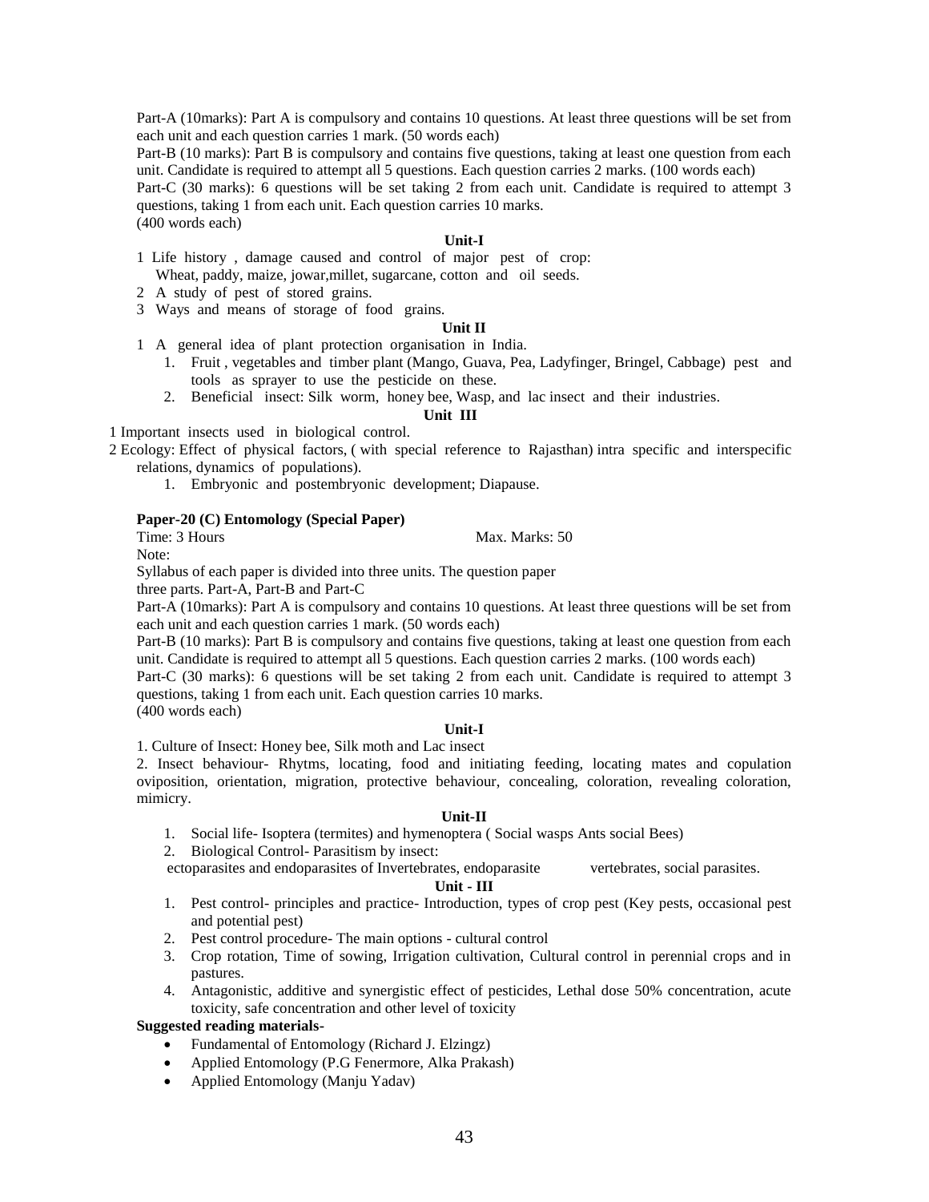Part-A (10marks): Part A is compulsory and contains 10 questions. At least three questions will be set from each unit and each question carries 1 mark. (50 words each)

Part-B (10 marks): Part B is compulsory and contains five questions, taking at least one question from each unit. Candidate is required to attempt all 5 questions. Each question carries 2 marks. (100 words each)

Part-C (30 marks): 6 questions will be set taking 2 from each unit. Candidate is required to attempt 3 questions, taking 1 from each unit. Each question carries 10 marks.
(400 words each)

**Unit-I**

1 Life history , damage caused and control of major pest of crop:
Wheat, paddy, maize, jowar,millet, sugarcane, cotton and oil seeds.

2 A study of pest of stored grains.

3 Ways and means of storage of food grains.

**Unit II**

1 A general idea of plant protection organisation in India.

1. Fruit , vegetables and timber plant (Mango, Guava, Pea, Ladyfinger, Bringel, Cabbage) pest and tools as sprayer to use the pesticide on these.
2. Beneficial insect: Silk worm, honey bee, Wasp, and lac insect and their industries.

**Unit III**

1 Important insects used in biological control.

2 Ecology: Effect of physical factors, ( with special reference to Rajasthan) intra specific and interspecific relations, dynamics of populations).

1. Embryonic and postembryonic development; Diapause.

**Paper-20 (C) Entomology (Special Paper)**

Time: 3 Hours Max. Marks: 50

Note:

Syllabus of each paper is divided into three units. The question paper
three parts. Part-A, Part-B and Part-C

Part-A (10marks): Part A is compulsory and contains 10 questions. At least three questions will be set from each unit and each question carries 1 mark. (50 words each)

Part-B (10 marks): Part B is compulsory and contains five questions, taking at least one question from each unit. Candidate is required to attempt all 5 questions. Each question carries 2 marks. (100 words each)

Part-C (30 marks): 6 questions will be set taking 2 from each unit. Candidate is required to attempt 3 questions, taking 1 from each unit. Each question carries 10 marks.
(400 words each)

**Unit-I**

1. Culture of Insect: Honey bee, Silk moth and Lac insect

2. Insect behaviour- Rhytms, locating, food and initiating feeding, locating mates and copulation oviposition, orientation, migration, protective behaviour, concealing, coloration, revealing coloration, mimicry.

**Unit-II**

1. Social life- Isoptera (termites) and hymenoptera ( Social wasps Ants social Bees)
2. Biological Control- Parasitism by insect:

ectoparasites and endoparasites of Invertebrates, endoparasite vertebrates, social parasites.

**Unit - III**

1. Pest control- principles and practice- Introduction, types of crop pest (Key pests, occasional pest and potential pest)
2. Pest control procedure- The main options - cultural control
3. Crop rotation, Time of sowing, Irrigation cultivation, Cultural control in perennial crops and in pastures.
4. Antagonistic, additive and synergistic effect of pesticides, Lethal dose 50% concentration, acute toxicity, safe concentration and other level of toxicity

**Suggested reading materials-**

- Fundamental of Entomology (Richard J. Elzingz)
- Applied Entomology (P.G Fenermore, Alka Prakash)
- Applied Entomology (Manju Yadav)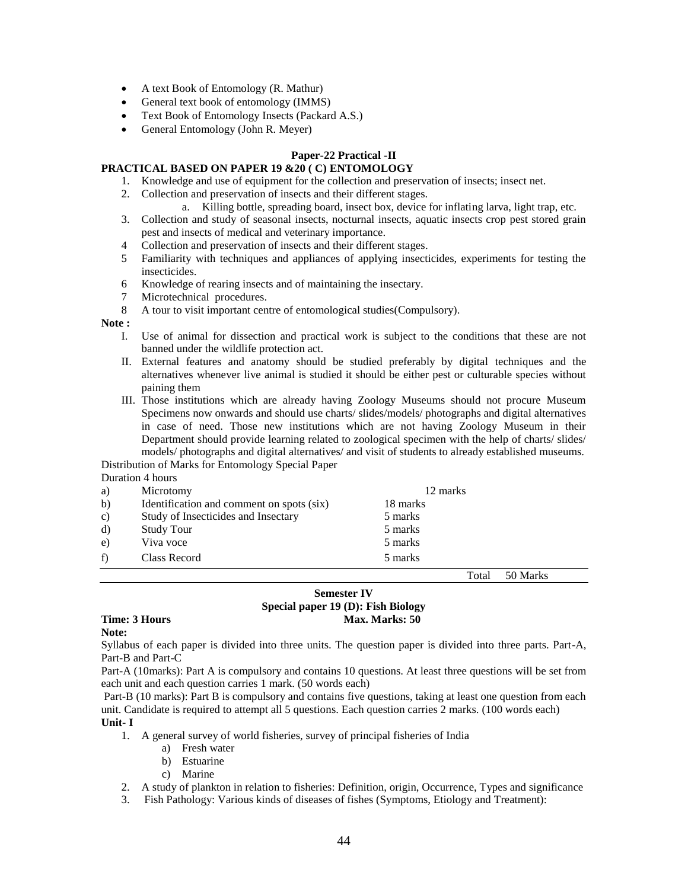- A text Book of Entomology (R. Mathur)
- General text book of entomology (IMMS)
- Text Book of Entomology Insects (Packard A.S.)
- General Entomology (John R. Meyer)

### Paper-22 Practical -II

**PRACTICAL BASED ON PAPER 19 &20 ( C) ENTOMOLOGY**

1. Knowledge and use of equipment for the collection and preservation of insects; insect net.
2. Collection and preservation of insects and their different stages.
   a. Killing bottle, spreading board, insect box, device for inflating larva, light trap, etc.
3. Collection and study of seasonal insects, nocturnal insects, aquatic insects crop pest stored grain pest and insects of medical and veterinary importance.
4. Collection and preservation of insects and their different stages.
5. Familiarity with techniques and appliances of applying insecticides, experiments for testing the insecticides.
6. Knowledge of rearing insects and of maintaining the insectary.
7. Microtechnical procedures.
8. A tour to visit important centre of entomological studies(Compulsory).

**Note :**

I. Use of animal for dissection and practical work is subject to the conditions that these are not banned under the wildlife protection act.

II. External features and anatomy should be studied preferably by digital techniques and the alternatives whenever live animal is studied it should be either pest or culturable species without paining them

III. Those institutions which are already having Zoology Museums should not procure Museum Specimens now onwards and should use charts/ slides/models/ photographs and digital alternatives in case of need. Those new institutions which are not having Zoology Museum in their Department should provide learning related to zoological specimen with the help of charts/ slides/ models/ photographs and digital alternatives/ and visit of students to already established museums.

Distribution of Marks for Entomology Special Paper

Duration 4 hours

| | | |
|---|---|---|
| a) | Microtomy | 12 marks |
| b) | Identification and comment on spots (six) | 18 marks |
| c) | Study of Insecticides and Insectary | 5 marks |
| d) | Study Tour | 5 marks |
| e) | Viva voce | 5 marks |
| f) | Class Record | 5 marks |
| | Total | 50 Marks |

### Semester IV
### Special paper 19 (D): Fish Biology

**Time: 3 Hours** **Max. Marks: 50**

**Note:**

Syllabus of each paper is divided into three units. The question paper is divided into three parts. Part-A, Part-B and Part-C

Part-A (10marks): Part A is compulsory and contains 10 questions. At least three questions will be set from each unit and each question carries 1 mark. (50 words each)

Part-B (10 marks): Part B is compulsory and contains five questions, taking at least one question from each unit. Candidate is required to attempt all 5 questions. Each question carries 2 marks. (100 words each)

**Unit- I**

1. A general survey of world fisheries, survey of principal fisheries of India
   a) Fresh water
   b) Estuarine
   c) Marine
2. A study of plankton in relation to fisheries: Definition, origin, Occurrence, Types and significance
3. Fish Pathology: Various kinds of diseases of fishes (Symptoms, Etiology and Treatment):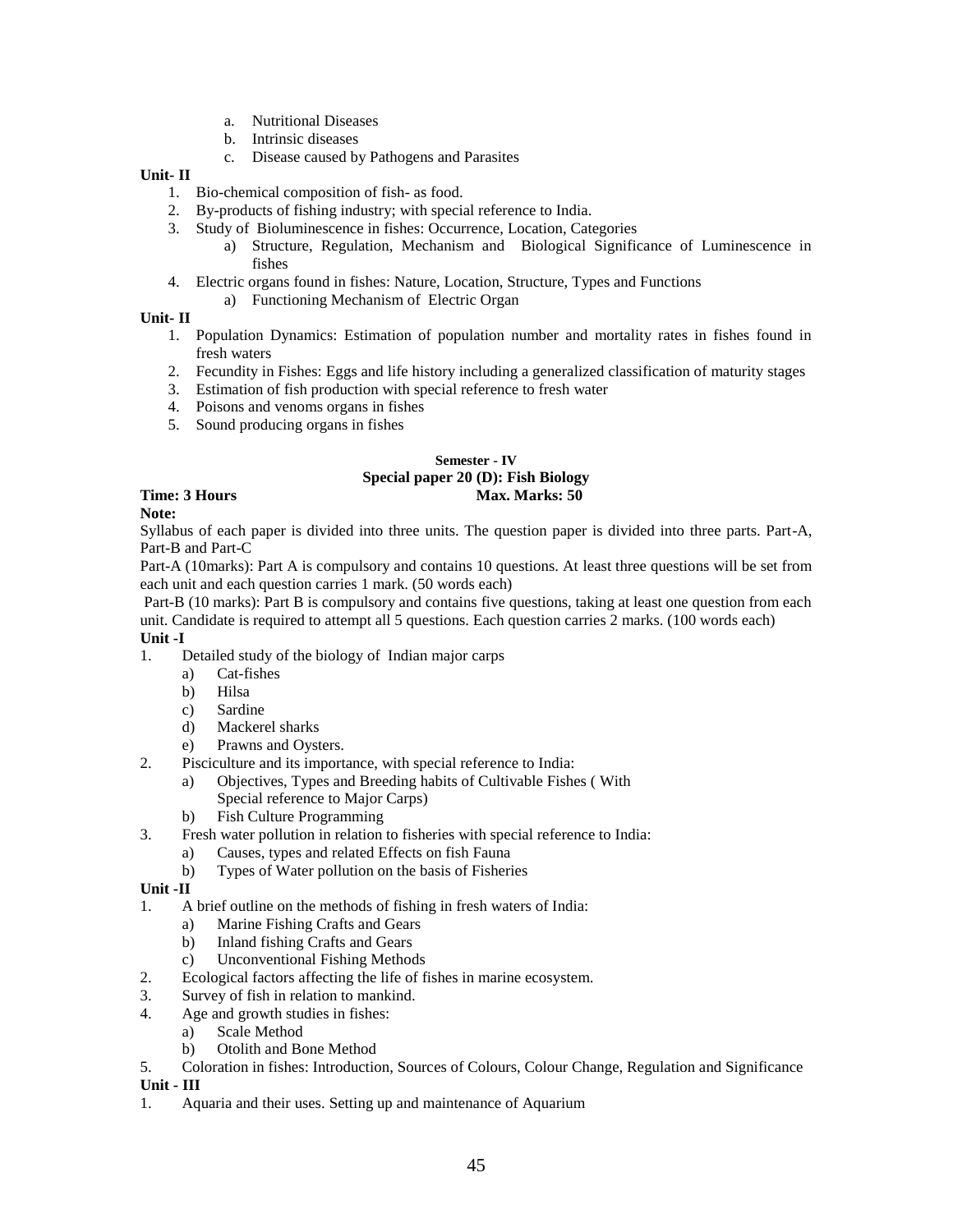a. Nutritional Diseases
b. Intrinsic diseases
c. Disease caused by Pathogens and Parasites

**Unit- II**

1. Bio-chemical composition of fish- as food.
2. By-products of fishing industry; with special reference to India.
3. Study of Bioluminescence in fishes: Occurrence, Location, Categories
   a) Structure, Regulation, Mechanism and Biological Significance of Luminescence in fishes
4. Electric organs found in fishes: Nature, Location, Structure, Types and Functions
   a) Functioning Mechanism of Electric Organ

**Unit- II**

1. Population Dynamics: Estimation of population number and mortality rates in fishes found in fresh waters
2. Fecundity in Fishes: Eggs and life history including a generalized classification of maturity stages
3. Estimation of fish production with special reference to fresh water
4. Poisons and venoms organs in fishes
5. Sound producing organs in fishes

**Semester - IV**

**Special paper 20 (D): Fish Biology**

**Time: 3 Hours** **Max. Marks: 50**

**Note:**

Syllabus of each paper is divided into three units. The question paper is divided into three parts. Part-A, Part-B and Part-C

Part-A (10marks): Part A is compulsory and contains 10 questions. At least three questions will be set from each unit and each question carries 1 mark. (50 words each)

Part-B (10 marks): Part B is compulsory and contains five questions, taking at least one question from each unit. Candidate is required to attempt all 5 questions. Each question carries 2 marks. (100 words each)

**Unit -I**

1. Detailed study of the biology of Indian major carps
   a) Cat-fishes
   b) Hilsa
   c) Sardine
   d) Mackerel sharks
   e) Prawns and Oysters.
2. Pisciculture and its importance, with special reference to India:
   a) Objectives, Types and Breeding habits of Cultivable Fishes ( With Special reference to Major Carps)
   b) Fish Culture Programming
3. Fresh water pollution in relation to fisheries with special reference to India:
   a) Causes, types and related Effects on fish Fauna
   b) Types of Water pollution on the basis of Fisheries

**Unit -II**

1. A brief outline on the methods of fishing in fresh waters of India:
   a) Marine Fishing Crafts and Gears
   b) Inland fishing Crafts and Gears
   c) Unconventional Fishing Methods
2. Ecological factors affecting the life of fishes in marine ecosystem.
3. Survey of fish in relation to mankind.
4. Age and growth studies in fishes:
   a) Scale Method
   b) Otolith and Bone Method
5. Coloration in fishes: Introduction, Sources of Colours, Colour Change, Regulation and Significance

**Unit - III**

1. Aquaria and their uses. Setting up and maintenance of Aquarium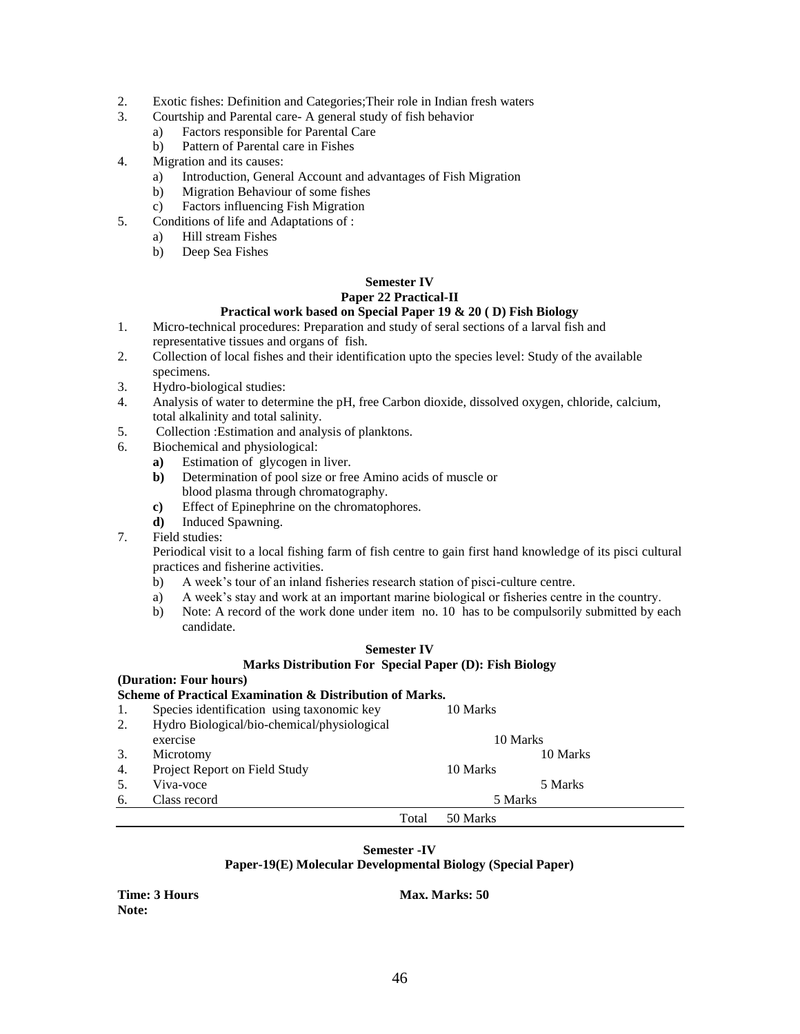2. Exotic fishes: Definition and Categories;Their role in Indian fresh waters
3. Courtship and Parental care- A general study of fish behavior
   a) Factors responsible for Parental Care
   b) Pattern of Parental care in Fishes
4. Migration and its causes:
   a) Introduction, General Account and advantages of Fish Migration
   b) Migration Behaviour of some fishes
   c) Factors influencing Fish Migration
5. Conditions of life and Adaptations of :
   a) Hill stream Fishes
   b) Deep Sea Fishes

**Semester IV**

**Paper 22 Practical-II**

**Practical work based on Special Paper 19 & 20 ( D) Fish Biology**

1. Micro-technical procedures: Preparation and study of seral sections of a larval fish and representative tissues and organs of fish.
2. Collection of local fishes and their identification upto the species level: Study of the available specimens.
3. Hydro-biological studies:
4. Analysis of water to determine the pH, free Carbon dioxide, dissolved oxygen, chloride, calcium, total alkalinity and total salinity.
5. Collection :Estimation and analysis of planktons.
6. Biochemical and physiological:
   **a)** Estimation of glycogen in liver.
   **b)** Determination of pool size or free Amino acids of muscle or blood plasma through chromatography.
   **c)** Effect of Epinephrine on the chromatophores.
   **d)** Induced Spawning.
7. Field studies:
   Periodical visit to a local fishing farm of fish centre to gain first hand knowledge of its pisci cultural practices and fisherine activities.
   b) A week's tour of an inland fisheries research station of pisci-culture centre.
   a) A week's stay and work at an important marine biological or fisheries centre in the country.
   b) Note: A record of the work done under item no. 10 has to be compulsorily submitted by each candidate.

**Semester IV**

**Marks Distribution For Special Paper (D): Fish Biology**

**(Duration: Four hours)**

**Scheme of Practical Examination & Distribution of Marks.**

| | | |
|---|---|---|
| 1. | Species identification using taxonomic key | 10 Marks |
| 2. | Hydro Biological/bio-chemical/physiological exercise | 10 Marks |
| 3. | Microtomy | 10 Marks |
| 4. | Project Report on Field Study | 10 Marks |
| 5. | Viva-voce | 5 Marks |
| 6. | Class record | 5 Marks |
| | Total | 50 Marks |

**Semester -IV**

**Paper-19(E) Molecular Developmental Biology (Special Paper)**

**Time: 3 Hours** **Max. Marks: 50**

**Note:**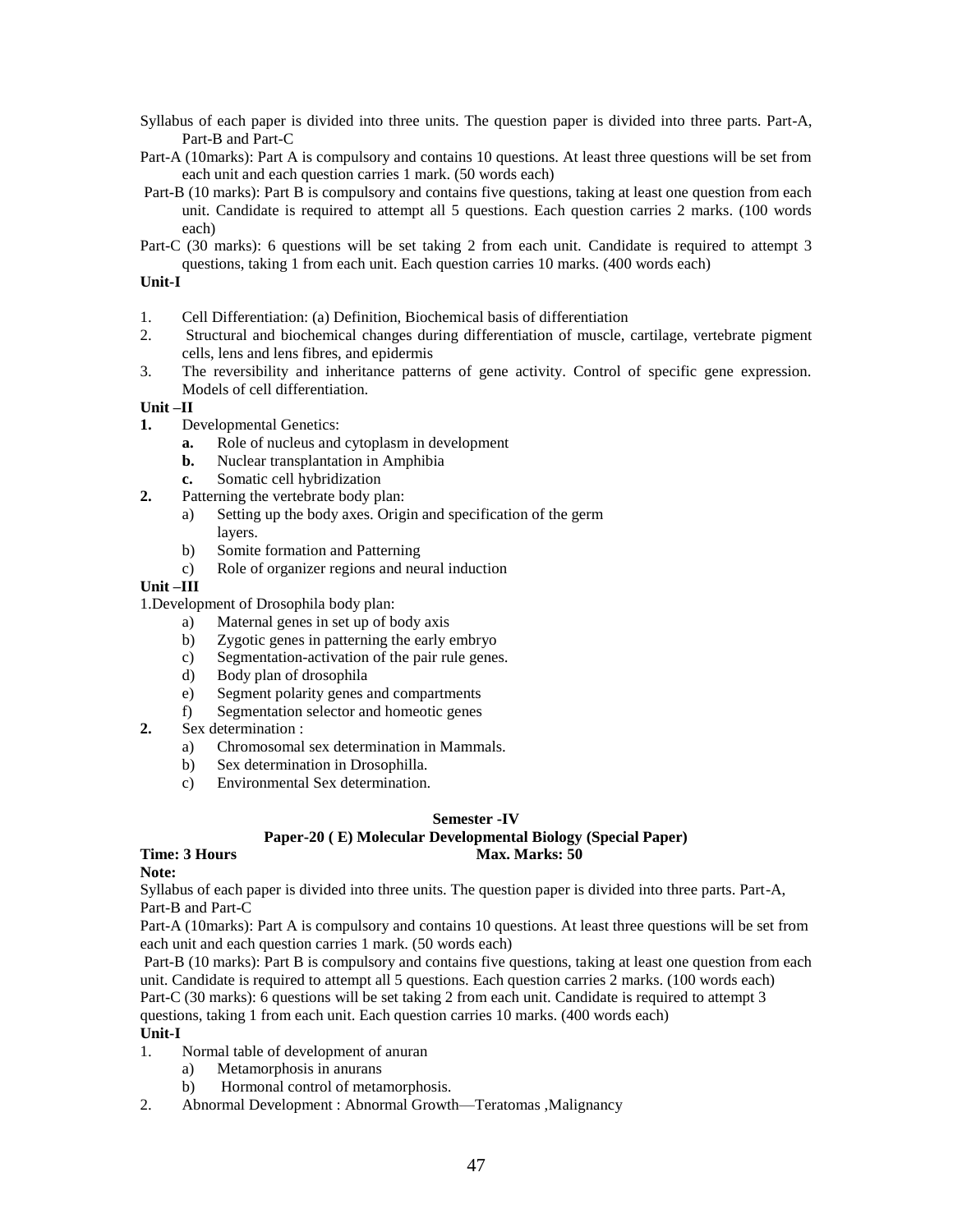Syllabus of each paper is divided into three units. The question paper is divided into three parts. Part-A, Part-B and Part-C

Part-A (10marks): Part A is compulsory and contains 10 questions. At least three questions will be set from each unit and each question carries 1 mark. (50 words each)

Part-B (10 marks): Part B is compulsory and contains five questions, taking at least one question from each unit. Candidate is required to attempt all 5 questions. Each question carries 2 marks. (100 words each)

Part-C (30 marks): 6 questions will be set taking 2 from each unit. Candidate is required to attempt 3 questions, taking 1 from each unit. Each question carries 10 marks. (400 words each)

**Unit-I**

1. Cell Differentiation: (a) Definition, Biochemical basis of differentiation
2. Structural and biochemical changes during differentiation of muscle, cartilage, vertebrate pigment cells, lens and lens fibres, and epidermis
3. The reversibility and inheritance patterns of gene activity. Control of specific gene expression. Models of cell differentiation.

**Unit –II**

**1.** Developmental Genetics:
   - **a.** Role of nucleus and cytoplasm in development
   - **b.** Nuclear transplantation in Amphibia
   - **c.** Somatic cell hybridization

**2.** Patterning the vertebrate body plan:
   - a) Setting up the body axes. Origin and specification of the germ layers.
   - b) Somite formation and Patterning
   - c) Role of organizer regions and neural induction

**Unit –III**

1.Development of Drosophila body plan:
   - a) Maternal genes in set up of body axis
   - b) Zygotic genes in patterning the early embryo
   - c) Segmentation-activation of the pair rule genes.
   - d) Body plan of drosophila
   - e) Segment polarity genes and compartments
   - f) Segmentation selector and homeotic genes

**2.** Sex determination :
   - a) Chromosomal sex determination in Mammals.
   - b) Sex determination in Drosophilla.
   - c) Environmental Sex determination.

**Semester -IV**

**Paper-20 ( E) Molecular Developmental Biology (Special Paper)**

**Time: 3 Hours** **Max. Marks: 50**

**Note:**

Syllabus of each paper is divided into three units. The question paper is divided into three parts. Part-A, Part-B and Part-C

Part-A (10marks): Part A is compulsory and contains 10 questions. At least three questions will be set from each unit and each question carries 1 mark. (50 words each)

Part-B (10 marks): Part B is compulsory and contains five questions, taking at least one question from each unit. Candidate is required to attempt all 5 questions. Each question carries 2 marks. (100 words each)

Part-C (30 marks): 6 questions will be set taking 2 from each unit. Candidate is required to attempt 3 questions, taking 1 from each unit. Each question carries 10 marks. (400 words each)

**Unit-I**

1. Normal table of development of anuran
   - a) Metamorphosis in anurans
   - b) Hormonal control of metamorphosis.
2. Abnormal Development : Abnormal Growth—Teratomas ,Malignancy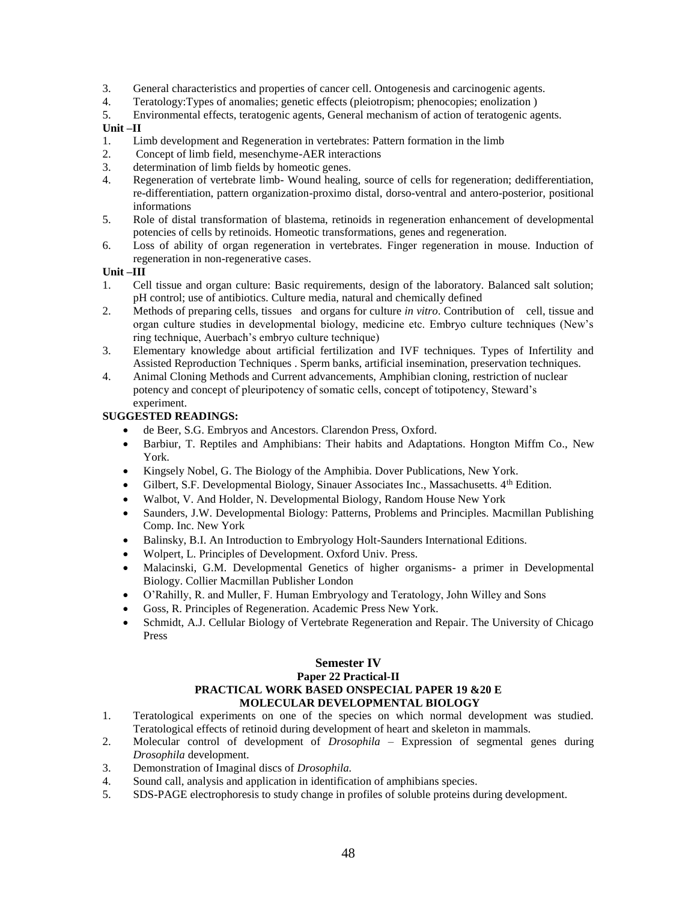3. General characteristics and properties of cancer cell. Ontogenesis and carcinogenic agents.
4. Teratology:Types of anomalies; genetic effects (pleiotropism; phenocopies; enolization )
5. Environmental effects, teratogenic agents, General mechanism of action of teratogenic agents.

**Unit –II**

1. Limb development and Regeneration in vertebrates: Pattern formation in the limb
2. Concept of limb field, mesenchyme-AER interactions
3. determination of limb fields by homeotic genes.
4. Regeneration of vertebrate limb- Wound healing, source of cells for regeneration; dedifferentiation, re-differentiation, pattern organization-proximo distal, dorso-ventral and antero-posterior, positional informations
5. Role of distal transformation of blastema, retinoids in regeneration enhancement of developmental potencies of cells by retinoids. Homeotic transformations, genes and regeneration.
6. Loss of ability of organ regeneration in vertebrates. Finger regeneration in mouse. Induction of regeneration in non-regenerative cases.

**Unit –III**

1. Cell tissue and organ culture: Basic requirements, design of the laboratory. Balanced salt solution; pH control; use of antibiotics. Culture media, natural and chemically defined
2. Methods of preparing cells, tissues and organs for culture *in vitro*. Contribution of cell, tissue and organ culture studies in developmental biology, medicine etc. Embryo culture techniques (New's ring technique, Auerbach's embryo culture technique)
3. Elementary knowledge about artificial fertilization and IVF techniques. Types of Infertility and Assisted Reproduction Techniques . Sperm banks, artificial insemination, preservation techniques.
4. Animal Cloning Methods and Current advancements, Amphibian cloning, restriction of nuclear potency and concept of pleuripotency of somatic cells, concept of totipotency, Steward's experiment.

**SUGGESTED READINGS:**

- de Beer, S.G. Embryos and Ancestors. Clarendon Press, Oxford.
- Barbiur, T. Reptiles and Amphibians: Their habits and Adaptations. Hongton Miffm Co., New York.
- Kingsely Nobel, G. The Biology of the Amphibia. Dover Publications, New York.
- Gilbert, S.F. Developmental Biology, Sinauer Associates Inc., Massachusetts. 4th Edition.
- Walbot, V. And Holder, N. Developmental Biology, Random House New York
- Saunders, J.W. Developmental Biology: Patterns, Problems and Principles. Macmillan Publishing Comp. Inc. New York
- Balinsky, B.I. An Introduction to Embryology Holt-Saunders International Editions.
- Wolpert, L. Principles of Development. Oxford Univ. Press.
- Malacinski, G.M. Developmental Genetics of higher organisms- a primer in Developmental Biology. Collier Macmillan Publisher London
- O'Rahilly, R. and Muller, F. Human Embryology and Teratology, John Willey and Sons
- Goss, R. Principles of Regeneration. Academic Press New York.
- Schmidt, A.J. Cellular Biology of Vertebrate Regeneration and Repair. The University of Chicago Press

## Semester IV

### Paper 22 Practical-II

### PRACTICAL WORK BASED ONSPECIAL PAPER 19 &20 E MOLECULAR DEVELOPMENTAL BIOLOGY

1. Teratological experiments on one of the species on which normal development was studied. Teratological effects of retinoid during development of heart and skeleton in mammals.
2. Molecular control of development of *Drosophila* – Expression of segmental genes during *Drosophila* development.
3. Demonstration of Imaginal discs of *Drosophila.*
4. Sound call, analysis and application in identification of amphibians species.
5. SDS-PAGE electrophoresis to study change in profiles of soluble proteins during development.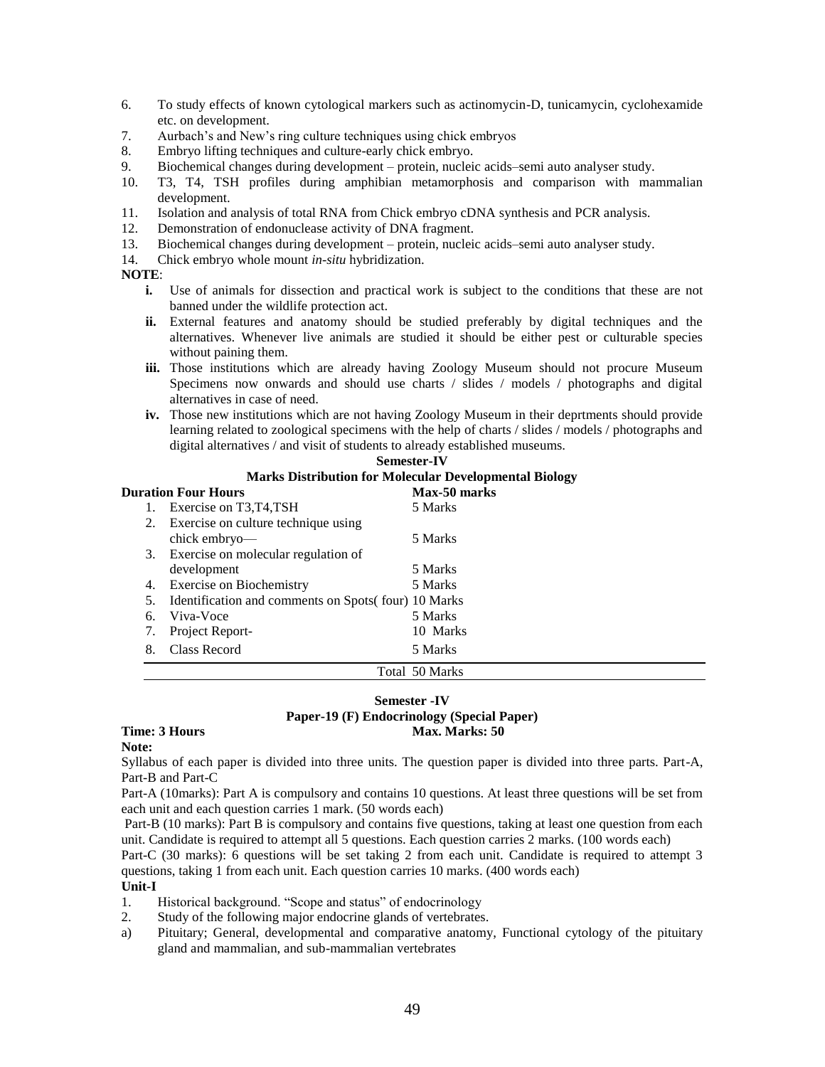6. To study effects of known cytological markers such as actinomycin-D, tunicamycin, cyclohexamide etc. on development.
7. Aurbach's and New's ring culture techniques using chick embryos
8. Embryo lifting techniques and culture-early chick embryo.
9. Biochemical changes during development – protein, nucleic acids–semi auto analyser study.
10. T3, T4, TSH profiles during amphibian metamorphosis and comparison with mammalian development.
11. Isolation and analysis of total RNA from Chick embryo cDNA synthesis and PCR analysis.
12. Demonstration of endonuclease activity of DNA fragment.
13. Biochemical changes during development – protein, nucleic acids–semi auto analyser study.
14. Chick embryo whole mount *in-situ* hybridization.

**NOTE**:

- **i.** Use of animals for dissection and practical work is subject to the conditions that these are not banned under the wildlife protection act.
- **ii.** External features and anatomy should be studied preferably by digital techniques and the alternatives. Whenever live animals are studied it should be either pest or culturable species without paining them.
- **iii.** Those institutions which are already having Zoology Museum should not procure Museum Specimens now onwards and should use charts / slides / models / photographs and digital alternatives in case of need.
- **iv.** Those new institutions which are not having Zoology Museum in their deprtments should provide learning related to zoological specimens with the help of charts / slides / models / photographs and digital alternatives / and visit of students to already established museums.

**Semester-IV**

**Marks Distribution for Molecular Developmental Biology**

| **Duration Four Hours** | **Max-50 marks** |
|---|---|
| 1. Exercise on T3,T4,TSH | 5 Marks |
| 2. Exercise on culture technique using chick embryo— | 5 Marks |
| 3. Exercise on molecular regulation of development | 5 Marks |
| 4. Exercise on Biochemistry | 5 Marks |
| 5. Identification and comments on Spots( four) | 10 Marks |
| 6. Viva-Voce | 5 Marks |
| 7. Project Report- | 10 Marks |
| 8. Class Record | 5 Marks |
| | Total 50 Marks |

**Semester -IV**

**Paper-19 (F) Endocrinology (Special Paper)**

**Time: 3 Hours** **Max. Marks: 50**

**Note:**

Syllabus of each paper is divided into three units. The question paper is divided into three parts. Part-A, Part-B and Part-C

Part-A (10marks): Part A is compulsory and contains 10 questions. At least three questions will be set from each unit and each question carries 1 mark. (50 words each)

Part-B (10 marks): Part B is compulsory and contains five questions, taking at least one question from each unit. Candidate is required to attempt all 5 questions. Each question carries 2 marks. (100 words each)

Part-C (30 marks): 6 questions will be set taking 2 from each unit. Candidate is required to attempt 3 questions, taking 1 from each unit. Each question carries 10 marks. (400 words each)

**Unit-I**

1. Historical background. "Scope and status" of endocrinology
2. Study of the following major endocrine glands of vertebrates.

a) Pituitary; General, developmental and comparative anatomy, Functional cytology of the pituitary gland and mammalian, and sub-mammalian vertebrates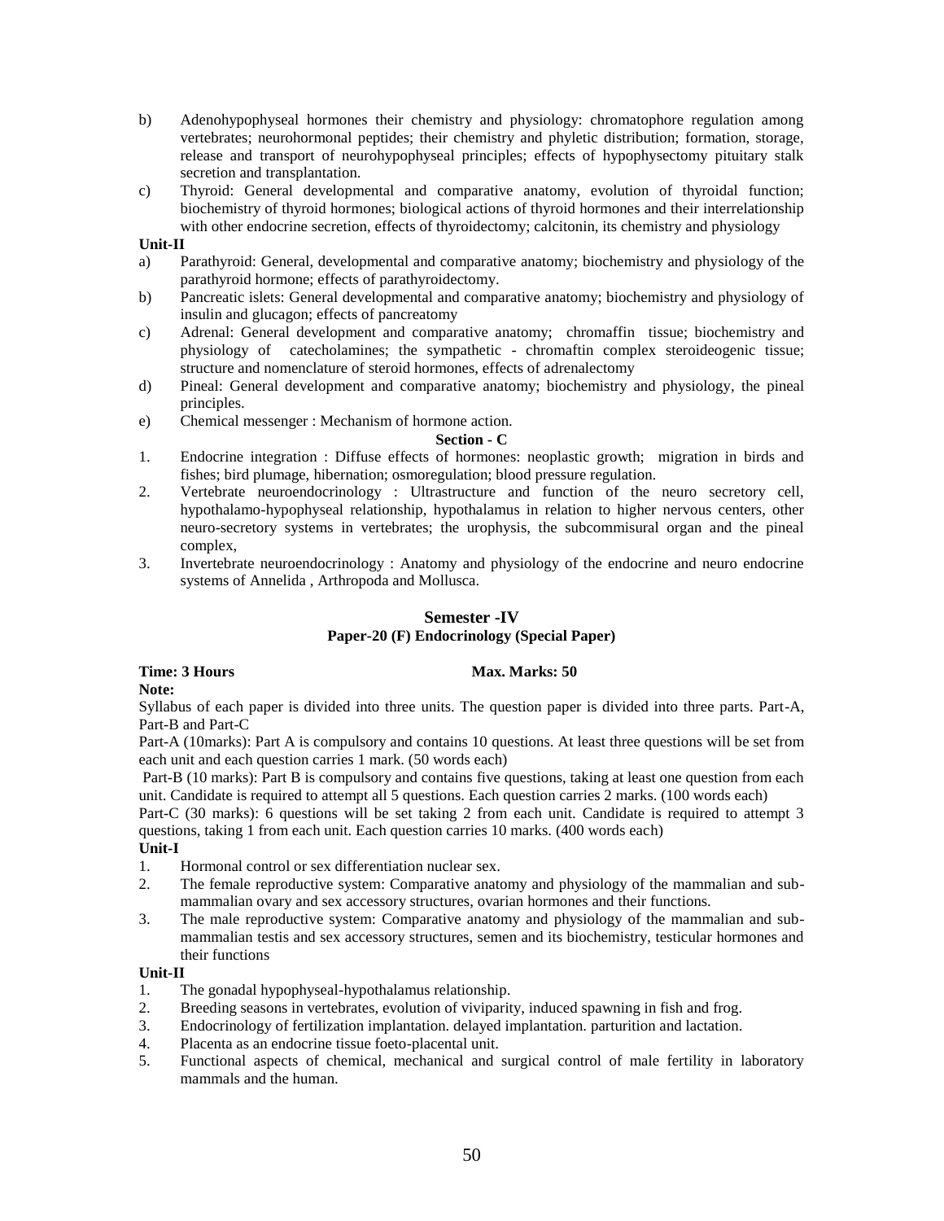b) Adenohypophyseal hormones their chemistry and physiology: chromatophore regulation among vertebrates; neurohormonal peptides; their chemistry and phyletic distribution; formation, storage, release and transport of neurohypophyseal principles; effects of hypophysectomy pituitary stalk secretion and transplantation.

c) Thyroid: General developmental and comparative anatomy, evolution of thyroidal function; biochemistry of thyroid hormones; biological actions of thyroid hormones and their interrelationship with other endocrine secretion, effects of thyroidectomy; calcitonin, its chemistry and physiology

**Unit-II**

a) Parathyroid: General, developmental and comparative anatomy; biochemistry and physiology of the parathyroid hormone; effects of parathyroidectomy.

b) Pancreatic islets: General developmental and comparative anatomy; biochemistry and physiology of insulin and glucagon; effects of pancreatomy

c) Adrenal: General development and comparative anatomy; chromaffin tissue; biochemistry and physiology of catecholamines; the sympathetic - chromaftin complex steroideogenic tissue; structure and nomenclature of steroid hormones, effects of adrenalectomy

d) Pineal: General development and comparative anatomy; biochemistry and physiology, the pineal principles.

e) Chemical messenger : Mechanism of hormone action.

**Section - C**

1. Endocrine integration : Diffuse effects of hormones: neoplastic growth; migration in birds and fishes; bird plumage, hibernation; osmoregulation; blood pressure regulation.
2. Vertebrate neuroendocrinology : Ultrastructure and function of the neuro secretory cell, hypothalamo-hypophyseal relationship, hypothalamus in relation to higher nervous centers, other neuro-secretory systems in vertebrates; the urophysis, the subcommisural organ and the pineal complex,
3. Invertebrate neuroendocrinology : Anatomy and physiology of the endocrine and neuro endocrine systems of Annelida , Arthropoda and Mollusca.

## Semester -IV

### Paper-20 (F) Endocrinology (Special Paper)

**Time: 3 Hours** **Max. Marks: 50**

**Note:**

Syllabus of each paper is divided into three units. The question paper is divided into three parts. Part-A, Part-B and Part-C

Part-A (10marks): Part A is compulsory and contains 10 questions. At least three questions will be set from each unit and each question carries 1 mark. (50 words each)

Part-B (10 marks): Part B is compulsory and contains five questions, taking at least one question from each unit. Candidate is required to attempt all 5 questions. Each question carries 2 marks. (100 words each)

Part-C (30 marks): 6 questions will be set taking 2 from each unit. Candidate is required to attempt 3 questions, taking 1 from each unit. Each question carries 10 marks. (400 words each)

**Unit-I**

1. Hormonal control or sex differentiation nuclear sex.
2. The female reproductive system: Comparative anatomy and physiology of the mammalian and sub-mammalian ovary and sex accessory structures, ovarian hormones and their functions.
3. The male reproductive system: Comparative anatomy and physiology of the mammalian and sub-mammalian testis and sex accessory structures, semen and its biochemistry, testicular hormones and their functions

**Unit-II**

1. The gonadal hypophyseal-hypothalamus relationship.
2. Breeding seasons in vertebrates, evolution of viviparity, induced spawning in fish and frog.
3. Endocrinology of fertilization implantation. delayed implantation. parturition and lactation.
4. Placenta as an endocrine tissue foeto-placental unit.
5. Functional aspects of chemical, mechanical and surgical control of male fertility in laboratory mammals and the human.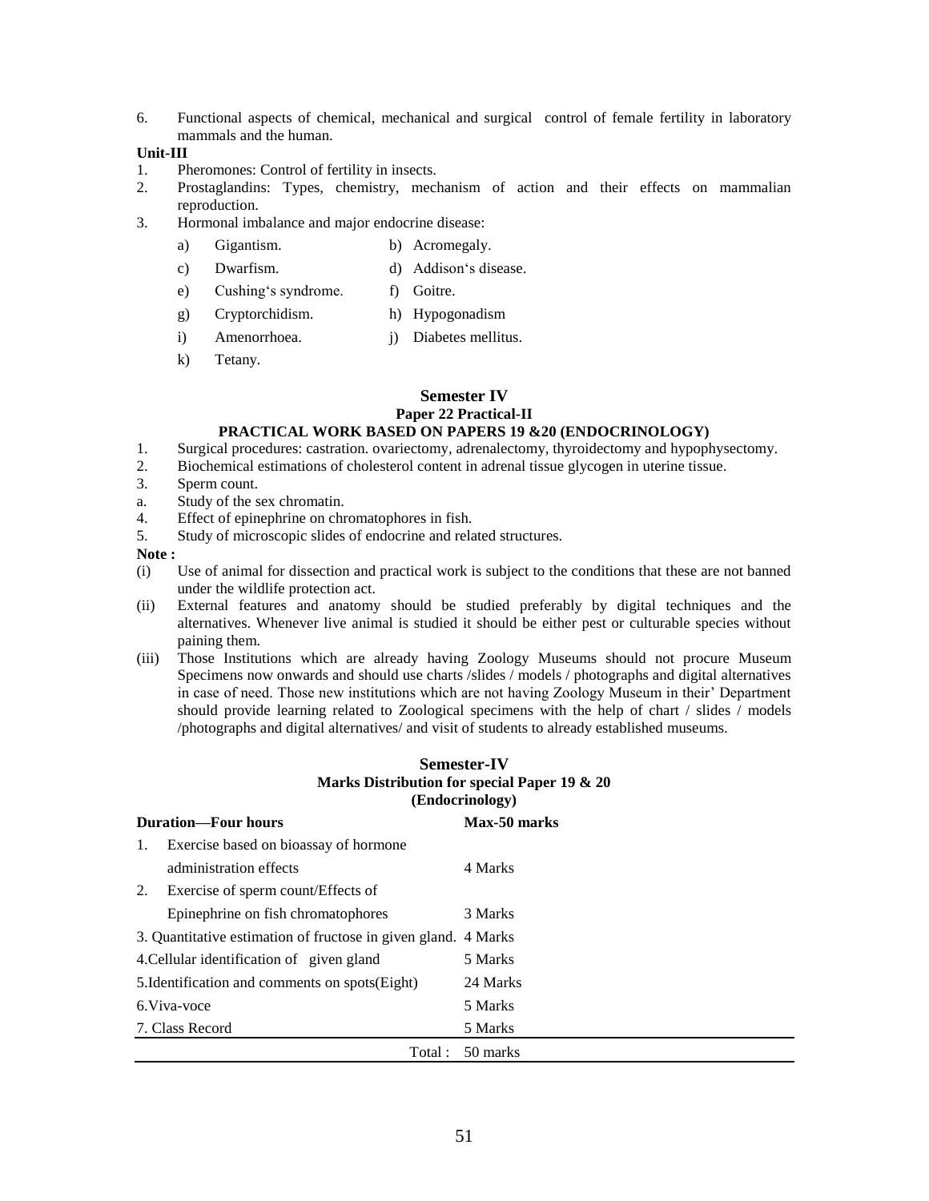6. Functional aspects of chemical, mechanical and surgical control of female fertility in laboratory mammals and the human.

**Unit-III**

1. Pheromones: Control of fertility in insects.
2. Prostaglandins: Types, chemistry, mechanism of action and their effects on mammalian reproduction.
3. Hormonal imbalance and major endocrine disease:
   - a) Gigantism.
   - b) Acromegaly.
   - c) Dwarfism.
   - d) Addison‘s disease.
   - e) Cushing‘s syndrome.
   - f) Goitre.
   - g) Cryptorchidism.
   - h) Hypogonadism
   - i) Amenorrhoea.
   - j) Diabetes mellitus.
   - k) Tetany.

## Semester IV
### Paper 22 Practical-II
### PRACTICAL WORK BASED ON PAPERS 19 &20 (ENDOCRINOLOGY)

1. Surgical procedures: castration. ovariectomy, adrenalectomy, thyroidectomy and hypophysectomy.
2. Biochemical estimations of cholesterol content in adrenal tissue glycogen in uterine tissue.
3. Sperm count.

a. Study of the sex chromatin.

4. Effect of epinephrine on chromatophores in fish.
5. Study of microscopic slides of endocrine and related structures.

**Note :**

(i) Use of animal for dissection and practical work is subject to the conditions that these are not banned under the wildlife protection act.

(ii) External features and anatomy should be studied preferably by digital techniques and the alternatives. Whenever live animal is studied it should be either pest or culturable species without paining them.

(iii) Those Institutions which are already having Zoology Museums should not procure Museum Specimens now onwards and should use charts /slides / models / photographs and digital alternatives in case of need. Those new institutions which are not having Zoology Museum in their' Department should provide learning related to Zoological specimens with the help of chart / slides / models /photographs and digital alternatives/ and visit of students to already established museums.

## Semester-IV
### Marks Distribution for special Paper 19 & 20
### (Endocrinology)

| **Duration—Four hours** | **Max-50 marks** |
|---|---|
| 1. Exercise based on bioassay of hormone administration effects | 4 Marks |
| 2. Exercise of sperm count/Effects of Epinephrine on fish chromatophores | 3 Marks |
| 3. Quantitative estimation of fructose in given gland. | 4 Marks |
| 4.Cellular identification of given gland | 5 Marks |
| 5.Identification and comments on spots(Eight) | 24 Marks |
| 6.Viva-voce | 5 Marks |
| 7. Class Record | 5 Marks |
| Total : | 50 marks |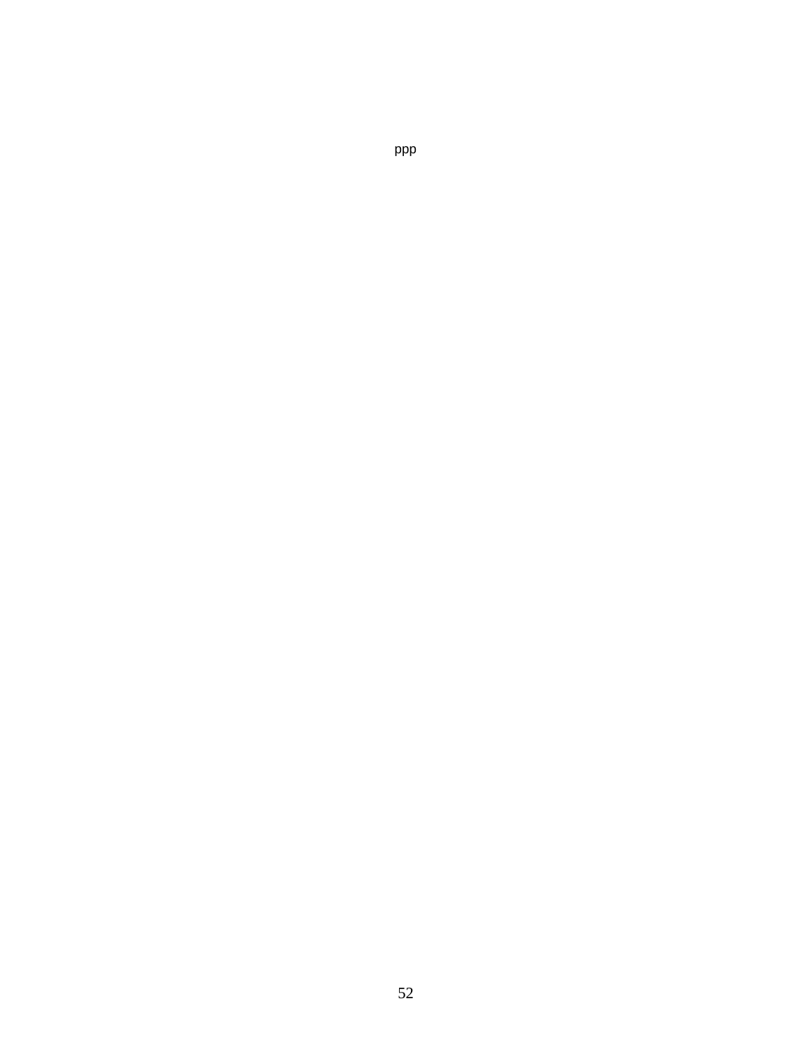ppp